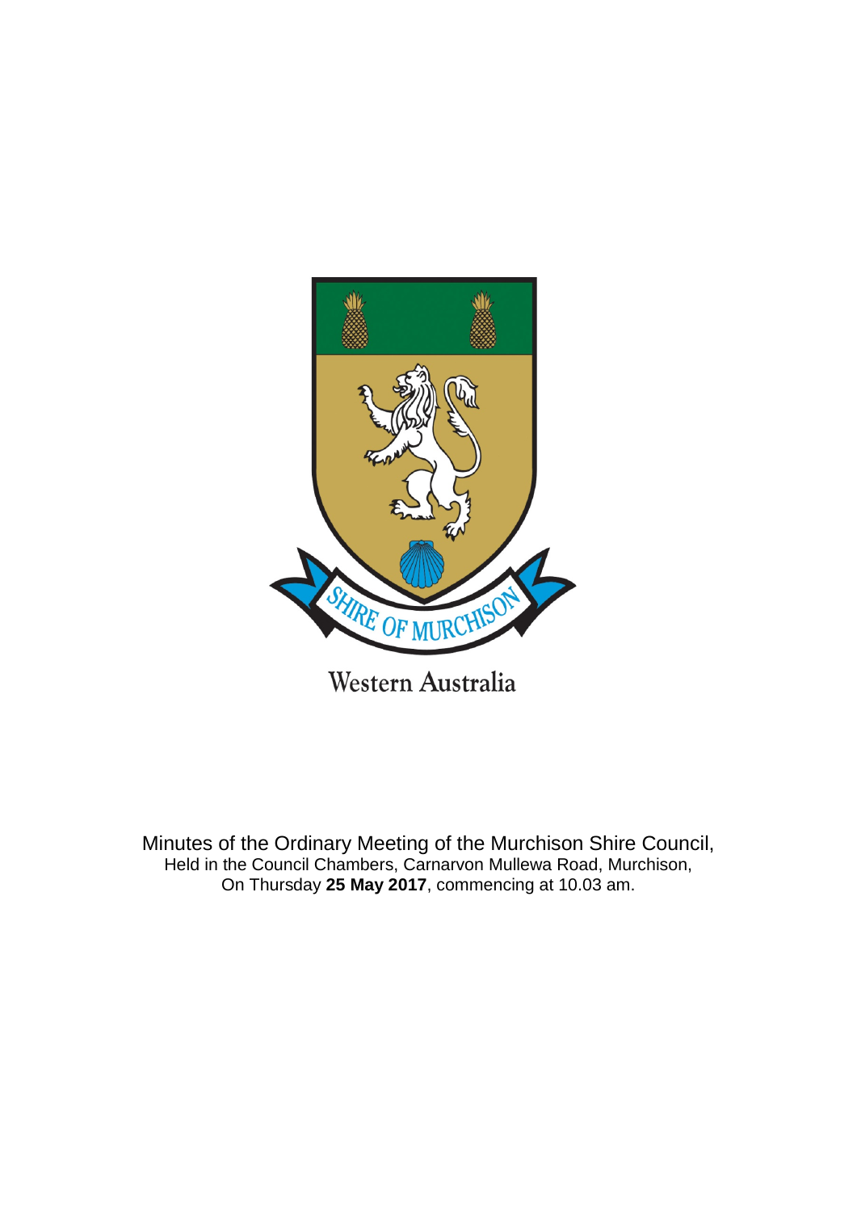SHIRE OF MURCHISON

Western Australia

Minutes of the Ordinary Meeting of the Murchison Shire Council,
Held in the Council Chambers, Carnarvon Mullewa Road, Murchison,
On Thursday **25 May 2017**, commencing at 10.03 am.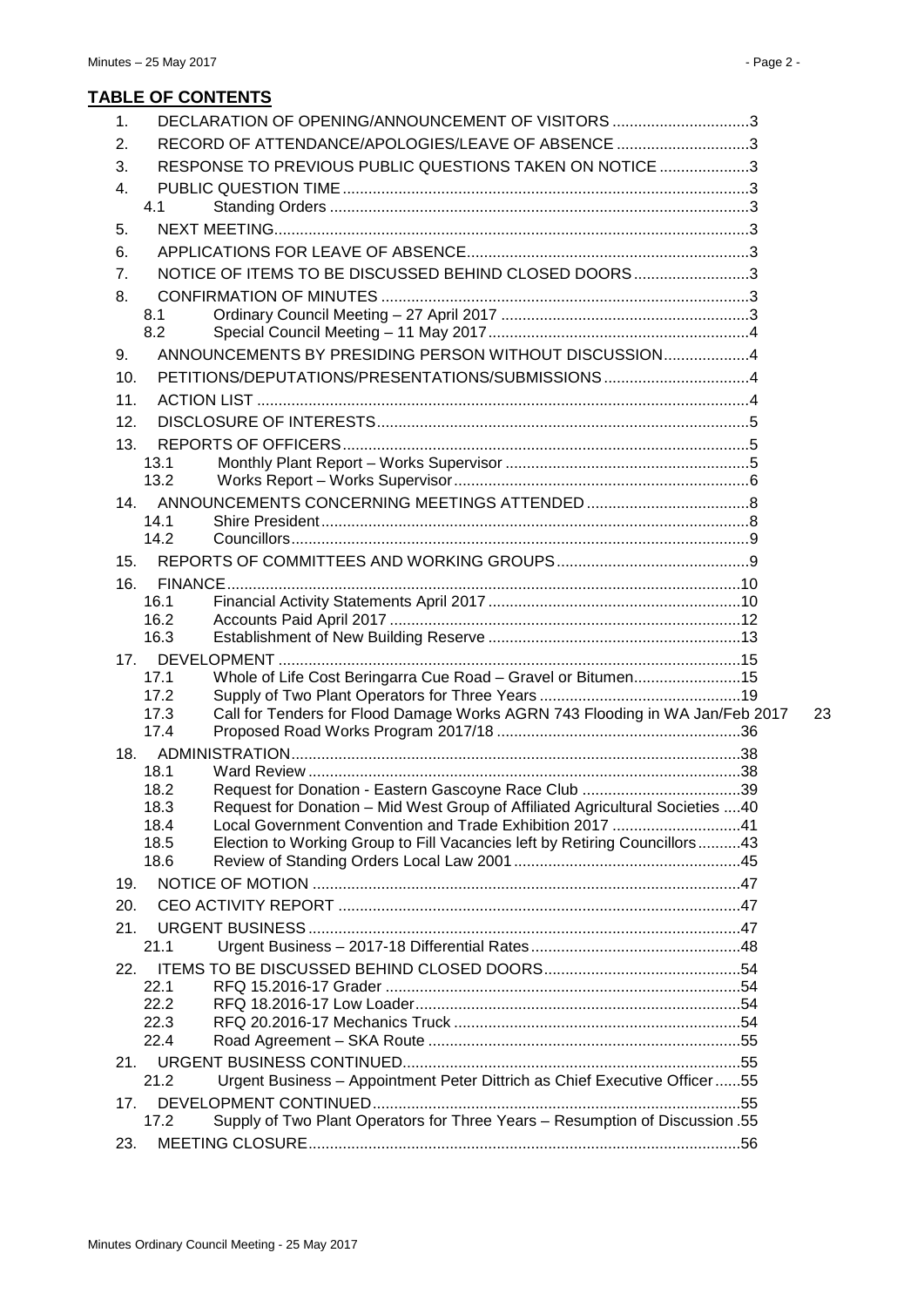## TABLE OF CONTENTS

1. DECLARATION OF OPENING/ANNOUNCEMENT OF VISITORS ................................3
2. RECORD OF ATTENDANCE/APOLOGIES/LEAVE OF ABSENCE ...............................3
3. RESPONSE TO PREVIOUS PUBLIC QUESTIONS TAKEN ON NOTICE .....................3
4. PUBLIC QUESTION TIME..............................................................................................3
   - 4.1 Standing Orders .................................................................................................3
5. NEXT MEETING..............................................................................................................3
6. APPLICATIONS FOR LEAVE OF ABSENCE.................................................................3
7. NOTICE OF ITEMS TO BE DISCUSSED BEHIND CLOSED DOORS...........................3
8. CONFIRMATION OF MINUTES .....................................................................................3
   - 8.1 Ordinary Council Meeting – 27 April 2017 .........................................................3
   - 8.2 Special Council Meeting – 11 May 2017............................................................4
9. ANNOUNCEMENTS BY PRESIDING PERSON WITHOUT DISCUSSION....................4
10. PETITIONS/DEPUTATIONS/PRESENTATIONS/SUBMISSIONS .................................4
11. ACTION LIST ..................................................................................................................4
12. DISCLOSURE OF INTERESTS......................................................................................5
13. REPORTS OF OFFICERS..............................................................................................5
    - 13.1 Monthly Plant Report – Works Supervisor ........................................................5
    - 13.2 Works Report – Works Supervisor....................................................................6
14. ANNOUNCEMENTS CONCERNING MEETINGS ATTENDED ......................................8
    - 14.1 Shire President...................................................................................................8
    - 14.2 Councillors..........................................................................................................9
15. REPORTS OF COMMITTEES AND WORKING GROUPS............................................9
16. FINANCE.......................................................................................................................10
    - 16.1 Financial Activity Statements April 2017 ..........................................................10
    - 16.2 Accounts Paid April 2017 .................................................................................12
    - 16.3 Establishment of New Building Reserve ...........................................................13
17. DEVELOPMENT ...........................................................................................................15
    - 17.1 Whole of Life Cost Beringarra Cue Road – Gravel or Bitumen.........................15
    - 17.2 Supply of Two Plant Operators for Three Years ..............................................19
    - 17.3 Call for Tenders for Flood Damage Works AGRN 743 Flooding in WA Jan/Feb 2017 23
    - 17.4 Proposed Road Works Program 2017/18 .........................................................36
18. ADMINISTRATION........................................................................................................38
    - 18.1 Ward Review ....................................................................................................38
    - 18.2 Request for Donation - Eastern Gascoyne Race Club .....................................39
    - 18.3 Request for Donation – Mid West Group of Affiliated Agricultural Societies ....40
    - 18.4 Local Government Convention and Trade Exhibition 2017 ..............................41
    - 18.5 Election to Working Group to Fill Vacancies left by Retiring Councillors..........43
    - 18.6 Review of Standing Orders Local Law 2001.....................................................45
19. NOTICE OF MOTION ...................................................................................................47
20. CEO ACTIVITY REPORT .............................................................................................47
21. URGENT BUSINESS....................................................................................................47
    - 21.1 Urgent Business – 2017-18 Differential Rates.................................................48
22. ITEMS TO BE DISCUSSED BEHIND CLOSED DOORS..............................................54
    - 22.1 RFQ 15.2016-17 Grader ..................................................................................54
    - 22.2 RFQ 18.2016-17 Low Loader...........................................................................54
    - 22.3 RFQ 20.2016-17 Mechanics Truck ..................................................................54
    - 22.4 Road Agreement – SKA Route ........................................................................55
21. URGENT BUSINESS CONTINUED..............................................................................55
    - 21.2 Urgent Business – Appointment Peter Dittrich as Chief Executive Officer......55
17. DEVELOPMENT CONTINUED.....................................................................................55
    - 17.2 Supply of Two Plant Operators for Three Years – Resumption of Discussion .55
23. MEETING CLOSURE....................................................................................................56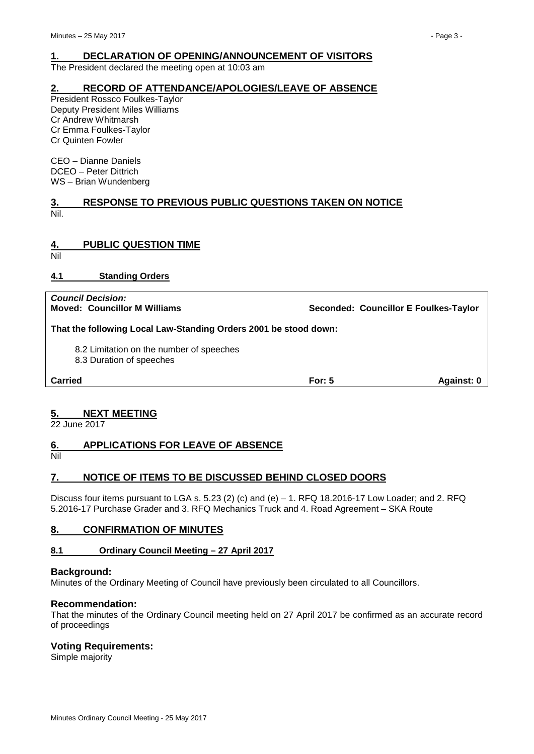## 1. DECLARATION OF OPENING/ANNOUNCEMENT OF VISITORS

The President declared the meeting open at 10:03 am

## 2. RECORD OF ATTENDANCE/APOLOGIES/LEAVE OF ABSENCE

President Rossco Foulkes-Taylor
Deputy President Miles Williams
Cr Andrew Whitmarsh
Cr Emma Foulkes-Taylor
Cr Quinten Fowler

CEO – Dianne Daniels
DCEO – Peter Dittrich
WS – Brian Wundenberg

## 3. RESPONSE TO PREVIOUS PUBLIC QUESTIONS TAKEN ON NOTICE

Nil.

## 4. PUBLIC QUESTION TIME

Nil

### 4.1 Standing Orders

***Council Decision:***
**Moved: Councillor M Williams** **Seconded: Councillor E Foulkes-Taylor**

**That the following Local Law-Standing Orders 2001 be stood down:**

8.2 Limitation on the number of speeches
8.3 Duration of speeches

**Carried** **For: 5** **Against: 0**

## 5. NEXT MEETING

22 June 2017

## 6. APPLICATIONS FOR LEAVE OF ABSENCE

Nil

## 7. NOTICE OF ITEMS TO BE DISCUSSED BEHIND CLOSED DOORS

Discuss four items pursuant to LGA s. 5.23 (2) (c) and (e) – 1. RFQ 18.2016-17 Low Loader; and 2. RFQ 5.2016-17 Purchase Grader and 3. RFQ Mechanics Truck and 4. Road Agreement – SKA Route

## 8. CONFIRMATION OF MINUTES

### 8.1 Ordinary Council Meeting – 27 April 2017

#### Background:

Minutes of the Ordinary Meeting of Council have previously been circulated to all Councillors.

#### Recommendation:

That the minutes of the Ordinary Council meeting held on 27 April 2017 be confirmed as an accurate record of proceedings

#### Voting Requirements:

Simple majority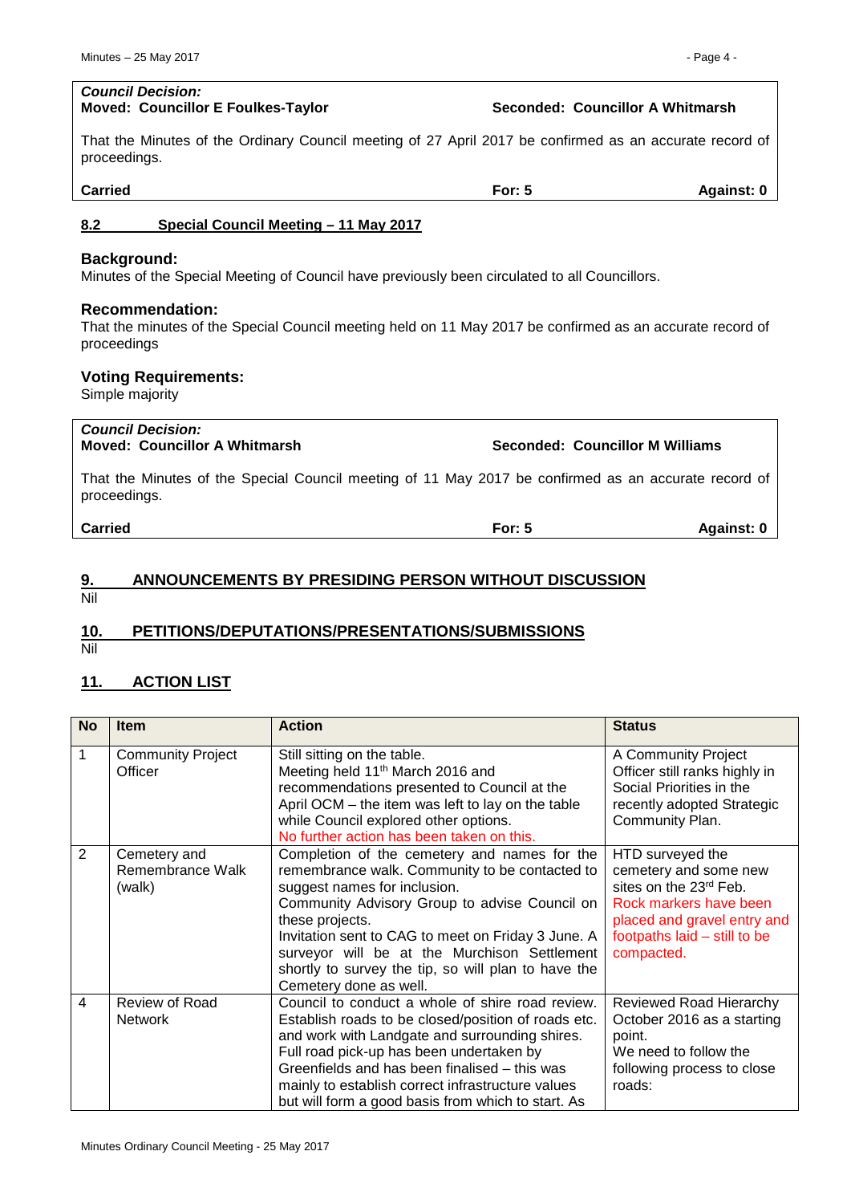*Council Decision:*
**Moved: Councillor E Foulkes-Taylor** **Seconded: Councillor A Whitmarsh**

That the Minutes of the Ordinary Council meeting of 27 April 2017 be confirmed as an accurate record of proceedings.

**Carried** **For: 5** **Against: 0**

## 8.2 Special Council Meeting – 11 May 2017

### Background:
Minutes of the Special Meeting of Council have previously been circulated to all Councillors.

### Recommendation:
That the minutes of the Special Council meeting held on 11 May 2017 be confirmed as an accurate record of proceedings

### Voting Requirements:
Simple majority

*Council Decision:*
**Moved: Councillor A Whitmarsh** **Seconded: Councillor M Williams**

That the Minutes of the Special Council meeting of 11 May 2017 be confirmed as an accurate record of proceedings.

**Carried** **For: 5** **Against: 0**

# 9. ANNOUNCEMENTS BY PRESIDING PERSON WITHOUT DISCUSSION
Nil

# 10. PETITIONS/DEPUTATIONS/PRESENTATIONS/SUBMISSIONS
Nil

# 11. ACTION LIST

| No | Item | Action | Status |
|---|---|---|---|
| 1 | Community Project Officer | Still sitting on the table. Meeting held 11th March 2016 and recommendations presented to Council at the April OCM – the item was left to lay on the table while Council explored other options. No further action has been taken on this. | A Community Project Officer still ranks highly in Social Priorities in the recently adopted Strategic Community Plan. |
| 2 | Cemetery and Remembrance Walk (walk) | Completion of the cemetery and names for the remembrance walk. Community to be contacted to suggest names for inclusion. Community Advisory Group to advise Council on these projects. Invitation sent to CAG to meet on Friday 3 June. A surveyor will be at the Murchison Settlement shortly to survey the tip, so will plan to have the Cemetery done as well. | HTD surveyed the cemetery and some new sites on the 23rd Feb. Rock markers have been placed and gravel entry and footpaths laid – still to be compacted. |
| 4 | Review of Road Network | Council to conduct a whole of shire road review. Establish roads to be closed/position of roads etc. and work with Landgate and surrounding shires. Full road pick-up has been undertaken by Greenfields and has been finalised – this was mainly to establish correct infrastructure values but will form a good basis from which to start. As | Reviewed Road Hierarchy October 2016 as a starting point. We need to follow the following process to close roads: |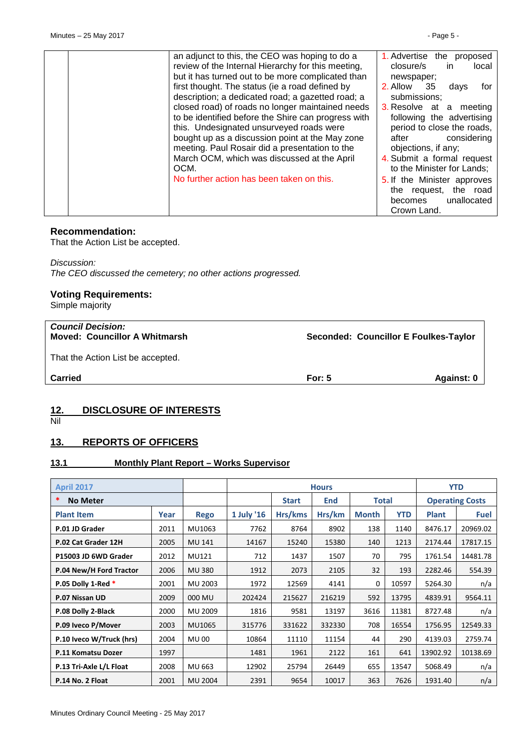| | | | |
|---|---|---|---|
| | | an adjunct to this, the CEO was hoping to do a review of the Internal Hierarchy for this meeting, but it has turned out to be more complicated than first thought. The status (ie a road defined by description; a dedicated road; a gazetted road; a closed road) of roads no longer maintained needs to be identified before the Shire can progress with this. Undesignated unsurveyed roads were bought up as a discussion point at the May zone meeting. Paul Rosair did a presentation to the March OCM, which was discussed at the April OCM.<br>No further action has been taken on this. | 1. Advertise the proposed closure/s in local newspaper;<br>2. Allow 35 days for submissions;<br>3. Resolve at a meeting following the advertising period to close the roads, after considering objections, if any;<br>4. Submit a formal request to the Minister for Lands;<br>5. If the Minister approves the request, the road becomes unallocated Crown Land. |

### Recommendation:

That the Action List be accepted.

*Discussion:*

*The CEO discussed the cemetery; no other actions progressed.*

### Voting Requirements:

Simple majority

| | | |
|---|---|---|
| ***Council Decision:***<br>**Moved: Councillor A Whitmarsh** | **Seconded: Councillor E Foulkes-Taylor** | |
| That the Action List be accepted. | | |
| **Carried** | **For: 5** | **Against: 0** |

## 12. DISCLOSURE OF INTERESTS

Nil

## 13. REPORTS OF OFFICERS

### 13.1 Monthly Plant Report – Works Supervisor

| April 2017 | | | Hours | | | | | YTD | |
|---|---|---|---|---|---|---|---|---|---|
| * No Meter | | | | Start | End | Total | | Operating Costs | |
| Plant Item | Year | Rego | 1 July '16 | Hrs/kms | Hrs/km | Month | YTD | Plant | Fuel |
| P.01 JD Grader | 2011 | MU1063 | 7762 | 8764 | 8902 | 138 | 1140 | 8476.17 | 20969.02 |
| P.02 Cat Grader 12H | 2005 | MU 141 | 14167 | 15240 | 15380 | 140 | 1213 | 2174.44 | 17817.15 |
| P15003 JD 6WD Grader | 2012 | MU121 | 712 | 1437 | 1507 | 70 | 795 | 1761.54 | 14481.78 |
| P.04 New/H Ford Tractor | 2006 | MU 380 | 1912 | 2073 | 2105 | 32 | 193 | 2282.46 | 554.39 |
| P.05 Dolly 1-Red * | 2001 | MU 2003 | 1972 | 12569 | 4141 | 0 | 10597 | 5264.30 | n/a |
| P.07 Nissan UD | 2009 | 000 MU | 202424 | 215627 | 216219 | 592 | 13795 | 4839.91 | 9564.11 |
| P.08 Dolly 2-Black | 2000 | MU 2009 | 1816 | 9581 | 13197 | 3616 | 11381 | 8727.48 | n/a |
| P.09 Iveco P/Mover | 2003 | MU1065 | 315776 | 331622 | 332330 | 708 | 16554 | 1756.95 | 12549.33 |
| P.10 Iveco W/Truck (hrs) | 2004 | MU 00 | 10864 | 11110 | 11154 | 44 | 290 | 4139.03 | 2759.74 |
| P.11 Komatsu Dozer | 1997 | | 1481 | 1961 | 2122 | 161 | 641 | 13902.92 | 10138.69 |
| P.13 Tri-Axle L/L Float | 2008 | MU 663 | 12902 | 25794 | 26449 | 655 | 13547 | 5068.49 | n/a |
| P.14 No. 2 Float | 2001 | MU 2004 | 2391 | 9654 | 10017 | 363 | 7626 | 1931.40 | n/a |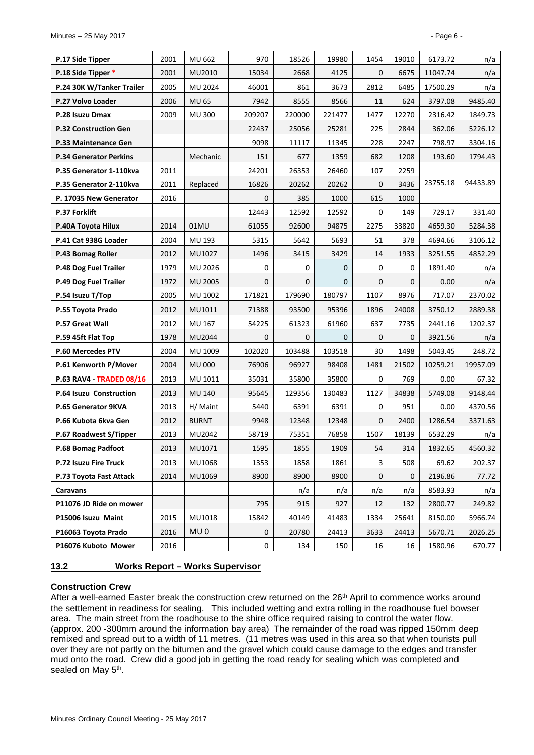| | | | | | | | | | |
|---|---|---|---|---|---|---|---|---|---|
| **P.17 Side Tipper** | 2001 | MU 662 | 970 | 18526 | 19980 | 1454 | 19010 | 6173.72 | n/a |
| **P.18 Side Tipper** * | 2001 | MU2010 | 15034 | 2668 | 4125 | 0 | 6675 | 11047.74 | n/a |
| **P.24 30K W/Tanker Trailer** | 2005 | MU 2024 | 46001 | 861 | 3673 | 2812 | 6485 | 17500.29 | n/a |
| **P.27 Volvo Loader** | 2006 | MU 65 | 7942 | 8555 | 8566 | 11 | 624 | 3797.08 | 9485.40 |
| **P.28 Isuzu Dmax** | 2009 | MU 300 | 209207 | 220000 | 221477 | 1477 | 12270 | 2316.42 | 1849.73 |
| **P.32 Construction Gen** | | | 22437 | 25056 | 25281 | 225 | 2844 | 362.06 | 5226.12 |
| **P.33 Maintenance Gen** | | | 9098 | 11117 | 11345 | 228 | 2247 | 798.97 | 3304.16 |
| **P.34 Generator Perkins** | | Mechanic | 151 | 677 | 1359 | 682 | 1208 | 193.60 | 1794.43 |
| **P.35 Generator 1-110kva** | 2011 | | 24201 | 26353 | 26460 | 107 | 2259 | 23755.18 | 94433.89 |
| **P.35 Generator 2-110kva** | 2011 | Replaced | 16826 | 20262 | 20262 | 0 | 3436 | | |
| **P. 17035 New Generator** | 2016 | | 0 | 385 | 1000 | 615 | 1000 | | |
| **P.37 Forklift** | | | 12443 | 12592 | 12592 | 0 | 149 | 729.17 | 331.40 |
| **P.40A Toyota Hilux** | 2014 | 01MU | 61055 | 92600 | 94875 | 2275 | 33820 | 4659.30 | 5284.38 |
| **P.41 Cat 938G Loader** | 2004 | MU 193 | 5315 | 5642 | 5693 | 51 | 378 | 4694.66 | 3106.12 |
| **P.43 Bomag Roller** | 2012 | MU1027 | 1496 | 3415 | 3429 | 14 | 1933 | 3251.55 | 4852.29 |
| **P.48 Dog Fuel Trailer** | 1979 | MU 2026 | 0 | 0 | 0 | 0 | 0 | 1891.40 | n/a |
| **P.49 Dog Fuel Trailer** | 1972 | MU 2005 | 0 | 0 | 0 | 0 | 0 | 0.00 | n/a |
| **P.54 Isuzu T/Top** | 2005 | MU 1002 | 171821 | 179690 | 180797 | 1107 | 8976 | 717.07 | 2370.02 |
| **P.55 Toyota Prado** | 2012 | MU1011 | 71388 | 93500 | 95396 | 1896 | 24008 | 3750.12 | 2889.38 |
| **P.57 Great Wall** | 2012 | MU 167 | 54225 | 61323 | 61960 | 637 | 7735 | 2441.16 | 1202.37 |
| **P.59 45ft Flat Top** | 1978 | MU2044 | 0 | 0 | 0 | 0 | 0 | 3921.56 | n/a |
| **P.60 Mercedes PTV** | 2004 | MU 1009 | 102020 | 103488 | 103518 | 30 | 1498 | 5043.45 | 248.72 |
| **P.61 Kenworth P/Mover** | 2004 | MU 000 | 76906 | 96927 | 98408 | 1481 | 21502 | 10259.21 | 19957.09 |
| **P.63 RAV4 - TRADED 08/16** | 2013 | MU 1011 | 35031 | 35800 | 35800 | 0 | 769 | 0.00 | 67.32 |
| **P.64 Isuzu Construction** | 2013 | MU 140 | 95645 | 129356 | 130483 | 1127 | 34838 | 5749.08 | 9148.44 |
| **P.65 Generator 9KVA** | 2013 | H/ Maint | 5440 | 6391 | 6391 | 0 | 951 | 0.00 | 4370.56 |
| **P.66 Kubota 6kva Gen** | 2012 | BURNT | 9948 | 12348 | 12348 | 0 | 2400 | 1286.54 | 3371.63 |
| **P.67 Roadwest S/Tipper** | 2013 | MU2042 | 58719 | 75351 | 76858 | 1507 | 18139 | 6532.29 | n/a |
| **P.68 Bomag Padfoot** | 2013 | MU1071 | 1595 | 1855 | 1909 | 54 | 314 | 1832.65 | 4560.32 |
| **P.72 Isuzu Fire Truck** | 2013 | MU1068 | 1353 | 1858 | 1861 | 3 | 508 | 69.62 | 202.37 |
| **P.73 Toyota Fast Attack** | 2014 | MU1069 | 8900 | 8900 | 8900 | 0 | 0 | 2196.86 | 77.72 |
| **Caravans** | | | | n/a | n/a | n/a | n/a | 8583.93 | n/a |
| **P11076 JD Ride on mower** | | | 795 | 915 | 927 | 12 | 132 | 2800.77 | 249.82 |
| **P15006 Isuzu Maint** | 2015 | MU1018 | 15842 | 40149 | 41483 | 1334 | 25641 | 8150.00 | 5966.74 |
| **P16063 Toyota Prado** | 2016 | MU 0 | 0 | 20780 | 24413 | 3633 | 24413 | 5670.71 | 2026.25 |
| **P16076 Kuboto Mower** | 2016 | | 0 | 134 | 150 | 16 | 16 | 1580.96 | 670.77 |

## 13.2 Works Report – Works Supervisor

### Construction Crew

After a well-earned Easter break the construction crew returned on the 26th April to commence works around the settlement in readiness for sealing. This included wetting and extra rolling in the roadhouse fuel bowser area. The main street from the roadhouse to the shire office required raising to control the water flow. (approx. 200 -300mm around the information bay area) The remainder of the road was ripped 150mm deep remixed and spread out to a width of 11 metres. (11 metres was used in this area so that when tourists pull over they are not partly on the bitumen and the gravel which could cause damage to the edges and transfer mud onto the road. Crew did a good job in getting the road ready for sealing which was completed and sealed on May 5th.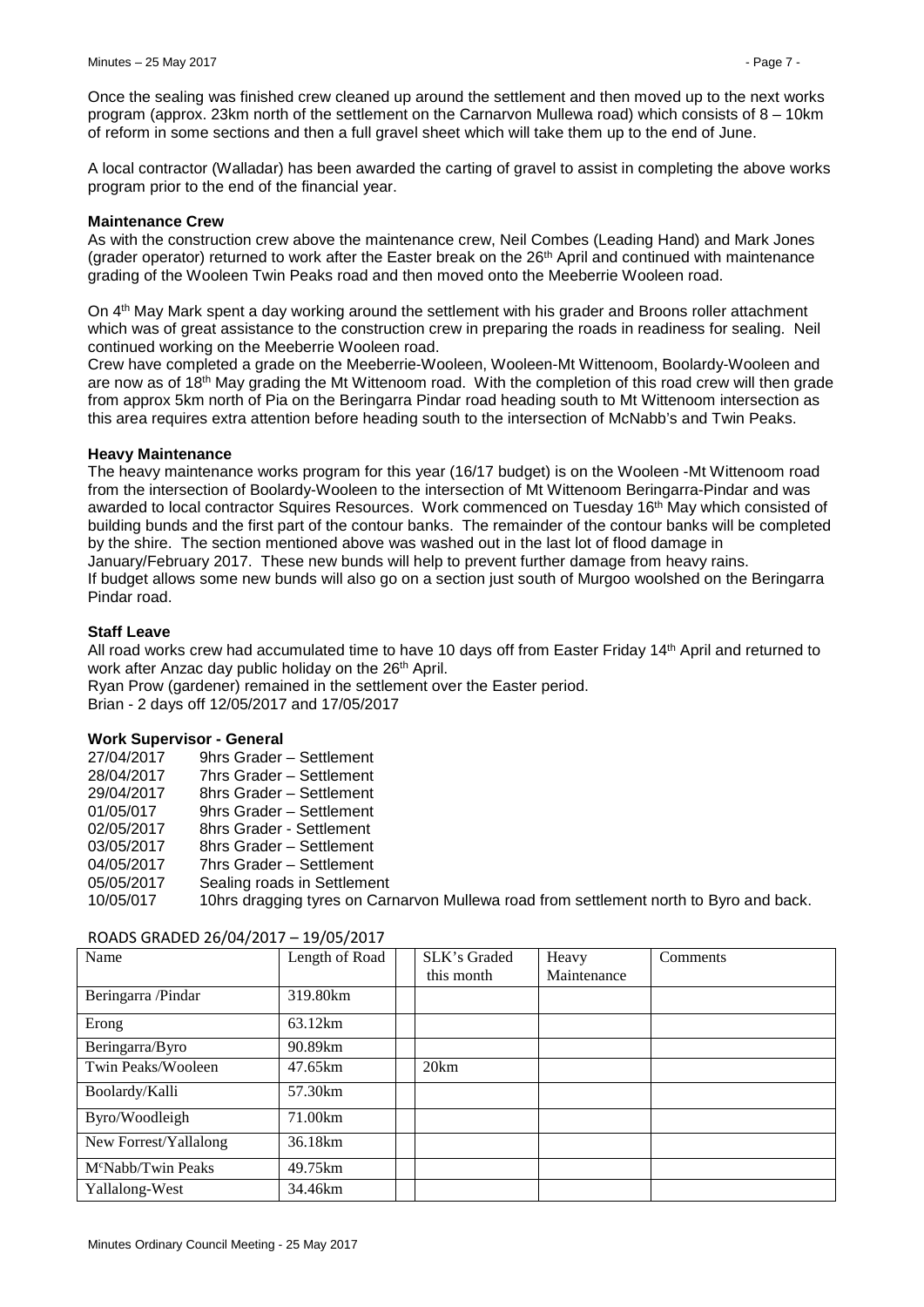Once the sealing was finished crew cleaned up around the settlement and then moved up to the next works program (approx. 23km north of the settlement on the Carnarvon Mullewa road) which consists of 8 – 10km of reform in some sections and then a full gravel sheet which will take them up to the end of June.

A local contractor (Walladar) has been awarded the carting of gravel to assist in completing the above works program prior to the end of the financial year.

**Maintenance Crew**
As with the construction crew above the maintenance crew, Neil Combes (Leading Hand) and Mark Jones (grader operator) returned to work after the Easter break on the 26th April and continued with maintenance grading of the Wooleen Twin Peaks road and then moved onto the Meeberrie Wooleen road.

On 4th May Mark spent a day working around the settlement with his grader and Broons roller attachment which was of great assistance to the construction crew in preparing the roads in readiness for sealing. Neil continued working on the Meeberrie Wooleen road.
Crew have completed a grade on the Meeberrie-Wooleen, Wooleen-Mt Wittenoom, Boolardy-Wooleen and are now as of 18th May grading the Mt Wittenoom road. With the completion of this road crew will then grade from approx 5km north of Pia on the Beringarra Pindar road heading south to Mt Wittenoom intersection as this area requires extra attention before heading south to the intersection of McNabb's and Twin Peaks.

**Heavy Maintenance**
The heavy maintenance works program for this year (16/17 budget) is on the Wooleen -Mt Wittenoom road from the intersection of Boolardy-Wooleen to the intersection of Mt Wittenoom Beringarra-Pindar and was awarded to local contractor Squires Resources. Work commenced on Tuesday 16th May which consisted of building bunds and the first part of the contour banks. The remainder of the contour banks will be completed by the shire. The section mentioned above was washed out in the last lot of flood damage in January/February 2017. These new bunds will help to prevent further damage from heavy rains.
If budget allows some new bunds will also go on a section just south of Murgoo woolshed on the Beringarra Pindar road.

**Staff Leave**
All road works crew had accumulated time to have 10 days off from Easter Friday 14th April and returned to work after Anzac day public holiday on the 26th April.
Ryan Prow (gardener) remained in the settlement over the Easter period.
Brian - 2 days off 12/05/2017 and 17/05/2017

**Work Supervisor - General**

| | |
|---|---|
| 27/04/2017 | 9hrs Grader – Settlement |
| 28/04/2017 | 7hrs Grader – Settlement |
| 29/04/2017 | 8hrs Grader – Settlement |
| 01/05/017 | 9hrs Grader – Settlement |
| 02/05/2017 | 8hrs Grader - Settlement |
| 03/05/2017 | 8hrs Grader – Settlement |
| 04/05/2017 | 7hrs Grader – Settlement |
| 05/05/2017 | Sealing roads in Settlement |
| 10/05/017 | 10hrs dragging tyres on Carnarvon Mullewa road from settlement north to Byro and back. |

ROADS GRADED 26/04/2017 – 19/05/2017

| Name | Length of Road | | SLK's Graded this month | Heavy Maintenance | Comments |
|---|---|---|---|---|---|
| Beringarra /Pindar | 319.80km | | | | |
| Erong | 63.12km | | | | |
| Beringarra/Byro | 90.89km | | | | |
| Twin Peaks/Wooleen | 47.65km | | 20km | | |
| Boolardy/Kalli | 57.30km | | | | |
| Byro/Woodleigh | 71.00km | | | | |
| New Forrest/Yallalong | 36.18km | | | | |
| McNabb/Twin Peaks | 49.75km | | | | |
| Yallalong-West | 34.46km | | | | |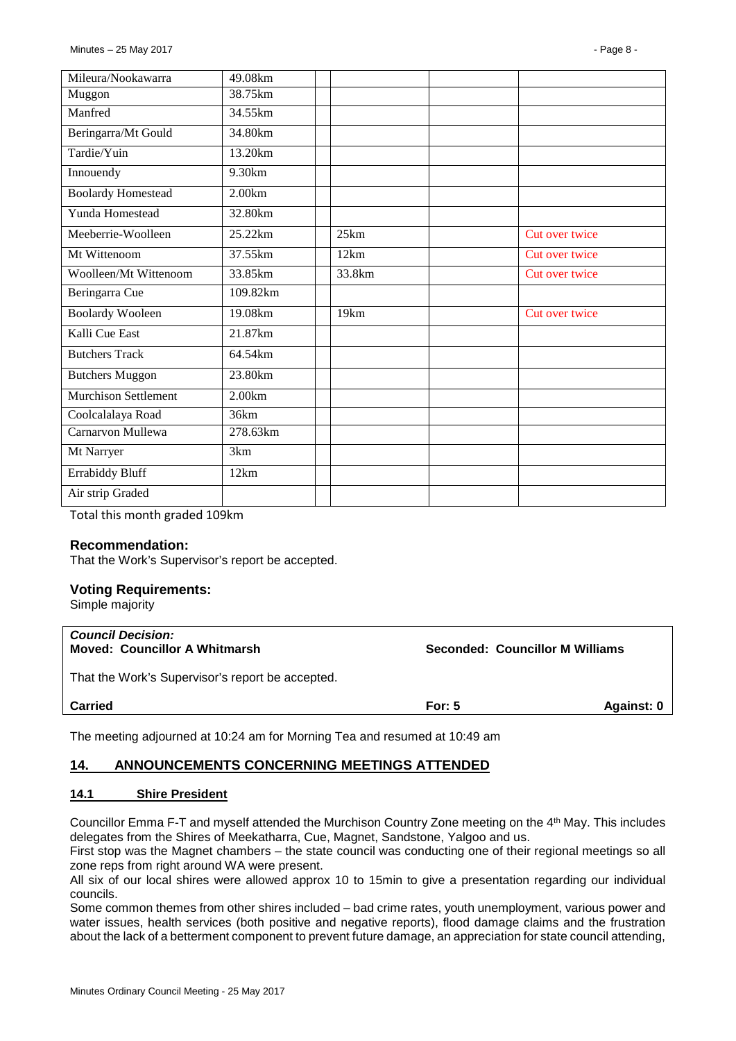| | | | | | |
|---|---|---|---|---|---|
| Mileura/Nookawarra | 49.08km | | | | |
| Muggon | 38.75km | | | | |
| Manfred | 34.55km | | | | |
| Beringarra/Mt Gould | 34.80km | | | | |
| Tardie/Yuin | 13.20km | | | | |
| Innouendy | 9.30km | | | | |
| Boolardy Homestead | 2.00km | | | | |
| Yunda Homestead | 32.80km | | | | |
| Meeberrie-Woolleen | 25.22km | | 25km | | Cut over twice |
| Mt Wittenoom | 37.55km | | 12km | | Cut over twice |
| Woolleen/Mt Wittenoom | 33.85km | | 33.8km | | Cut over twice |
| Beringarra Cue | 109.82km | | | | |
| Boolardy Wooleen | 19.08km | | 19km | | Cut over twice |
| Kalli Cue East | 21.87km | | | | |
| Butchers Track | 64.54km | | | | |
| Butchers Muggon | 23.80km | | | | |
| Murchison Settlement | 2.00km | | | | |
| Coolcalalaya Road | 36km | | | | |
| Carnarvon Mullewa | 278.63km | | | | |
| Mt Narryer | 3km | | | | |
| Errabiddy Bluff | 12km | | | | |
| Air strip Graded | | | | | |

Total this month graded 109km

### Recommendation:

That the Work's Supervisor's report be accepted.

### Voting Requirements:

Simple majority

***Council Decision:***
**Moved: Councillor A Whitmarsh** **Seconded: Councillor M Williams**

That the Work's Supervisor's report be accepted.

**Carried** **For: 5** **Against: 0**

The meeting adjourned at 10:24 am for Morning Tea and resumed at 10:49 am

## 14. ANNOUNCEMENTS CONCERNING MEETINGS ATTENDED

### 14.1 Shire President

Councillor Emma F-T and myself attended the Murchison Country Zone meeting on the 4th May. This includes delegates from the Shires of Meekatharra, Cue, Magnet, Sandstone, Yalgoo and us.

First stop was the Magnet chambers – the state council was conducting one of their regional meetings so all zone reps from right around WA were present.

All six of our local shires were allowed approx 10 to 15min to give a presentation regarding our individual councils.

Some common themes from other shires included – bad crime rates, youth unemployment, various power and water issues, health services (both positive and negative reports), flood damage claims and the frustration about the lack of a betterment component to prevent future damage, an appreciation for state council attending,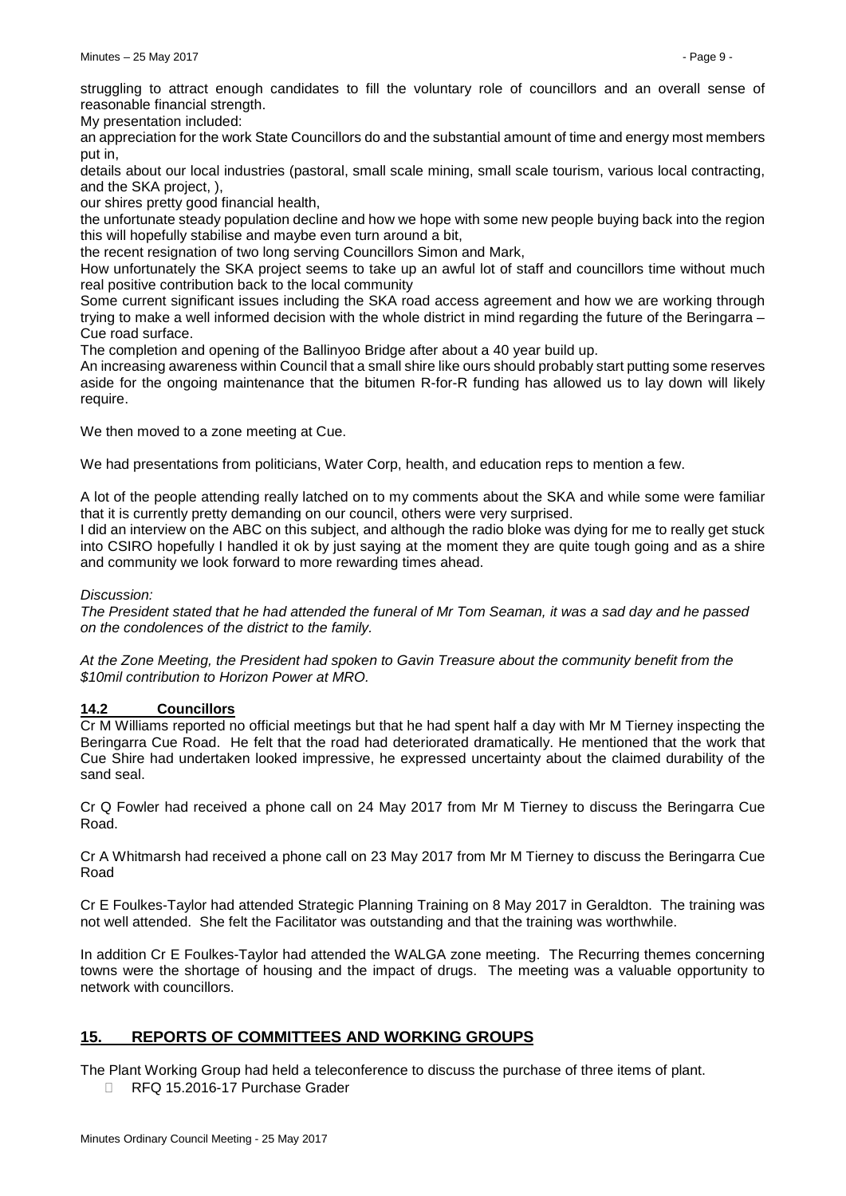struggling to attract enough candidates to fill the voluntary role of councillors and an overall sense of reasonable financial strength.

My presentation included:

an appreciation for the work State Councillors do and the substantial amount of time and energy most members put in,

details about our local industries (pastoral, small scale mining, small scale tourism, various local contracting, and the SKA project, ),

our shires pretty good financial health,

the unfortunate steady population decline and how we hope with some new people buying back into the region this will hopefully stabilise and maybe even turn around a bit,

the recent resignation of two long serving Councillors Simon and Mark,

How unfortunately the SKA project seems to take up an awful lot of staff and councillors time without much real positive contribution back to the local community

Some current significant issues including the SKA road access agreement and how we are working through trying to make a well informed decision with the whole district in mind regarding the future of the Beringarra – Cue road surface.

The completion and opening of the Ballinyoo Bridge after about a 40 year build up.

An increasing awareness within Council that a small shire like ours should probably start putting some reserves aside for the ongoing maintenance that the bitumen R-for-R funding has allowed us to lay down will likely require.

We then moved to a zone meeting at Cue.

We had presentations from politicians, Water Corp, health, and education reps to mention a few.

A lot of the people attending really latched on to my comments about the SKA and while some were familiar that it is currently pretty demanding on our council, others were very surprised.

I did an interview on the ABC on this subject, and although the radio bloke was dying for me to really get stuck into CSIRO hopefully I handled it ok by just saying at the moment they are quite tough going and as a shire and community we look forward to more rewarding times ahead.

*Discussion:*

*The President stated that he had attended the funeral of Mr Tom Seaman, it was a sad day and he passed on the condolences of the district to the family.*

*At the Zone Meeting, the President had spoken to Gavin Treasure about the community benefit from the $10mil contribution to Horizon Power at MRO.*

### 14.2 Councillors

Cr M Williams reported no official meetings but that he had spent half a day with Mr M Tierney inspecting the Beringarra Cue Road. He felt that the road had deteriorated dramatically. He mentioned that the work that Cue Shire had undertaken looked impressive, he expressed uncertainty about the claimed durability of the sand seal.

Cr Q Fowler had received a phone call on 24 May 2017 from Mr M Tierney to discuss the Beringarra Cue Road.

Cr A Whitmarsh had received a phone call on 23 May 2017 from Mr M Tierney to discuss the Beringarra Cue Road

Cr E Foulkes-Taylor had attended Strategic Planning Training on 8 May 2017 in Geraldton. The training was not well attended. She felt the Facilitator was outstanding and that the training was worthwhile.

In addition Cr E Foulkes-Taylor had attended the WALGA zone meeting. The Recurring themes concerning towns were the shortage of housing and the impact of drugs. The meeting was a valuable opportunity to network with councillors.

## 15. REPORTS OF COMMITTEES AND WORKING GROUPS

The Plant Working Group had held a teleconference to discuss the purchase of three items of plant.

- RFQ 15.2016-17 Purchase Grader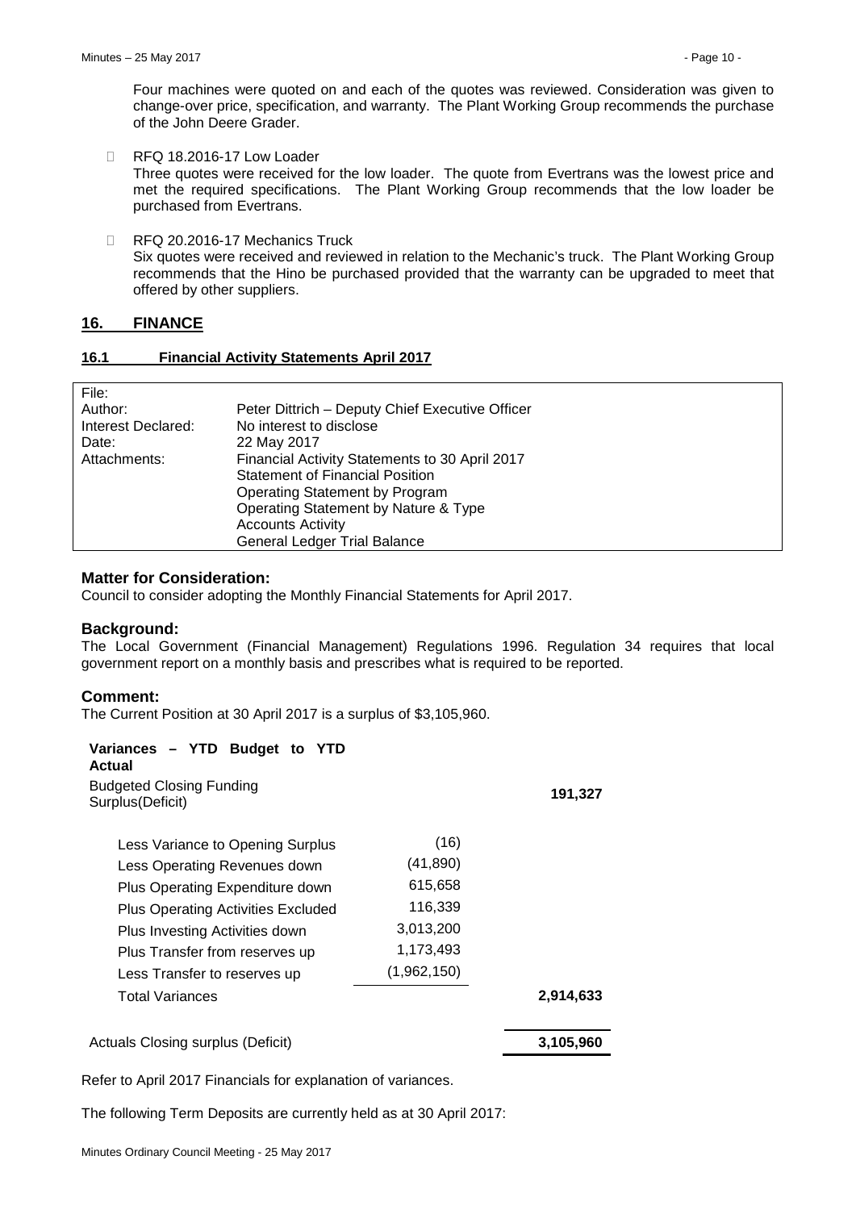Four machines were quoted on and each of the quotes was reviewed. Consideration was given to change-over price, specification, and warranty. The Plant Working Group recommends the purchase of the John Deere Grader.

- RFQ 18.2016-17 Low Loader
  Three quotes were received for the low loader. The quote from Evertrans was the lowest price and met the required specifications. The Plant Working Group recommends that the low loader be purchased from Evertrans.

- RFQ 20.2016-17 Mechanics Truck
  Six quotes were received and reviewed in relation to the Mechanic's truck. The Plant Working Group recommends that the Hino be purchased provided that the warranty can be upgraded to meet that offered by other suppliers.

## 16. FINANCE

### 16.1 Financial Activity Statements April 2017

| | |
|---|---|
| File: | |
| Author: | Peter Dittrich – Deputy Chief Executive Officer |
| Interest Declared: | No interest to disclose |
| Date: | 22 May 2017 |
| Attachments: | Financial Activity Statements to 30 April 2017<br>Statement of Financial Position<br>Operating Statement by Program<br>Operating Statement by Nature & Type<br>Accounts Activity<br>General Ledger Trial Balance |

**Matter for Consideration:**
Council to consider adopting the Monthly Financial Statements for April 2017.

**Background:**
The Local Government (Financial Management) Regulations 1996. Regulation 34 requires that local government report on a monthly basis and prescribes what is required to be reported.

**Comment:**
The Current Position at 30 April 2017 is a surplus of $3,105,960.

| **Variances – YTD Budget to YTD Actual** | | |
|---|---|---|
| Budgeted Closing Funding Surplus(Deficit) | | **191,327** |
| Less Variance to Opening Surplus | (16) | |
| Less Operating Revenues down | (41,890) | |
| Plus Operating Expenditure down | 615,658 | |
| Plus Operating Activities Excluded | 116,339 | |
| Plus Investing Activities down | 3,013,200 | |
| Plus Transfer from reserves up | 1,173,493 | |
| Less Transfer to reserves up | (1,962,150) | |
| Total Variances | | **2,914,633** |
| Actuals Closing surplus (Deficit) | | **3,105,960** |

Refer to April 2017 Financials for explanation of variances.

The following Term Deposits are currently held as at 30 April 2017: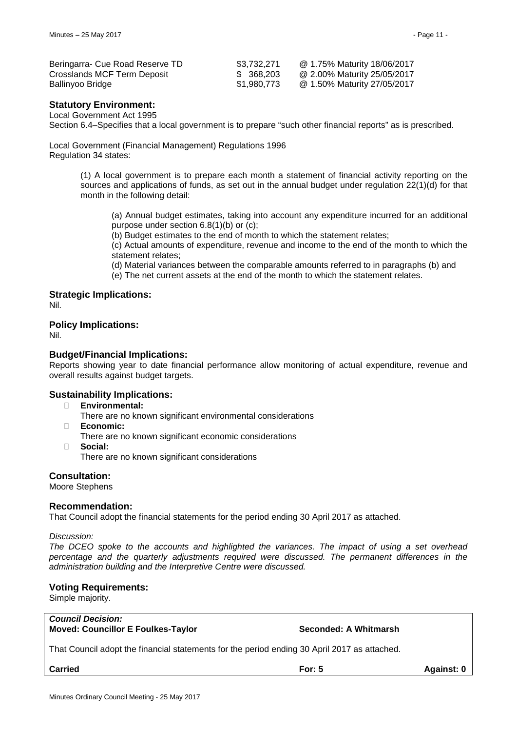| | | |
|---|---|---|
| Beringarra- Cue Road Reserve TD | $3,732,271 | @ 1.75% Maturity 18/06/2017 |
| Crosslands MCF Term Deposit | $ 368,203 | @ 2.00% Maturity 25/05/2017 |
| Ballinyoo Bridge | $1,980,773 | @ 1.50% Maturity 27/05/2017 |

### Statutory Environment:

Local Government Act 1995
Section 6.4–Specifies that a local government is to prepare "such other financial reports" as is prescribed.

Local Government (Financial Management) Regulations 1996
Regulation 34 states:

> (1) A local government is to prepare each month a statement of financial activity reporting on the sources and applications of funds, as set out in the annual budget under regulation 22(1)(d) for that month in the following detail:
>
> > (a) Annual budget estimates, taking into account any expenditure incurred for an additional purpose under section 6.8(1)(b) or (c);
> > (b) Budget estimates to the end of month to which the statement relates;
> > (c) Actual amounts of expenditure, revenue and income to the end of the month to which the statement relates;
> > (d) Material variances between the comparable amounts referred to in paragraphs (b) and
> > (e) The net current assets at the end of the month to which the statement relates.

### Strategic Implications:

Nil.

### Policy Implications:

Nil.

### Budget/Financial Implications:

Reports showing year to date financial performance allow monitoring of actual expenditure, revenue and overall results against budget targets.

### Sustainability Implications:

- **Environmental:**
  There are no known significant environmental considerations
- **Economic:**
  There are no known significant economic considerations
- **Social:**
  There are no known significant considerations

### Consultation:

Moore Stephens

### Recommendation:

That Council adopt the financial statements for the period ending 30 April 2017 as attached.

*Discussion:*

*The DCEO spoke to the accounts and highlighted the variances. The impact of using a set overhead percentage and the quarterly adjustments required were discussed. The permanent differences in the administration building and the Interpretive Centre were discussed.*

### Voting Requirements:

Simple majority.

***Council Decision:***
**Moved: Councillor E Foulkes-Taylor** **Seconded: A Whitmarsh**

That Council adopt the financial statements for the period ending 30 April 2017 as attached.

**Carried** **For: 5** **Against: 0**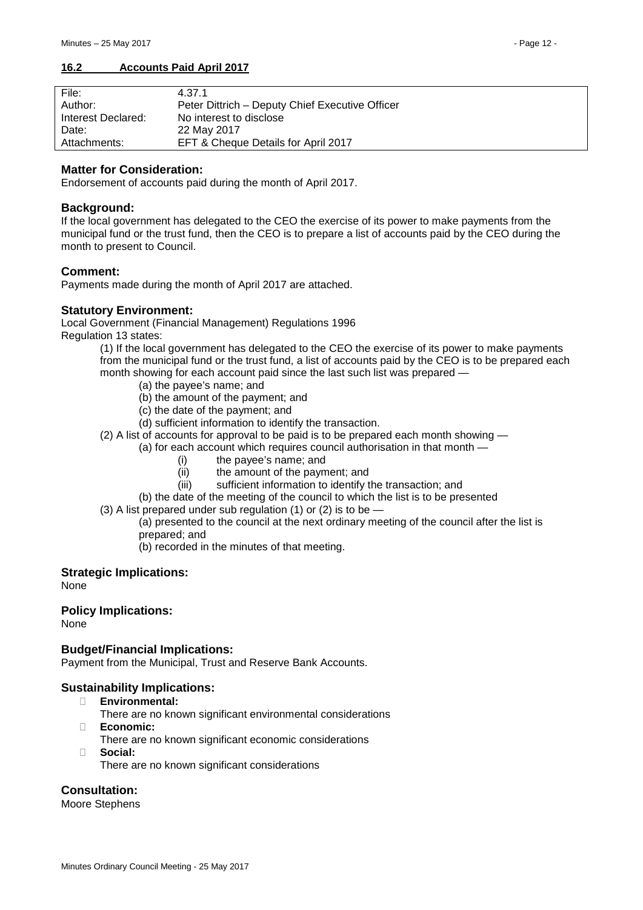## 16.2 Accounts Paid April 2017

| | |
|---|---|
| File: | 4.37.1 |
| Author: | Peter Dittrich – Deputy Chief Executive Officer |
| Interest Declared: | No interest to disclose |
| Date: | 22 May 2017 |
| Attachments: | EFT & Cheque Details for April 2017 |

### Matter for Consideration:

Endorsement of accounts paid during the month of April 2017.

### Background:

If the local government has delegated to the CEO the exercise of its power to make payments from the municipal fund or the trust fund, then the CEO is to prepare a list of accounts paid by the CEO during the month to present to Council.

### Comment:

Payments made during the month of April 2017 are attached.

### Statutory Environment:

Local Government (Financial Management) Regulations 1996

Regulation 13 states:

(1) If the local government has delegated to the CEO the exercise of its power to make payments from the municipal fund or the trust fund, a list of accounts paid by the CEO is to be prepared each month showing for each account paid since the last such list was prepared —

- (a) the payee's name; and
- (b) the amount of the payment; and
- (c) the date of the payment; and
- (d) sufficient information to identify the transaction.

(2) A list of accounts for approval to be paid is to be prepared each month showing —

- (a) for each account which requires council authorisation in that month —
  - (i) the payee's name; and
  - (ii) the amount of the payment; and
  - (iii) sufficient information to identify the transaction; and
- (b) the date of the meeting of the council to which the list is to be presented

(3) A list prepared under sub regulation (1) or (2) is to be —

- (a) presented to the council at the next ordinary meeting of the council after the list is prepared; and
- (b) recorded in the minutes of that meeting.

### Strategic Implications:

None

### Policy Implications:

None

### Budget/Financial Implications:

Payment from the Municipal, Trust and Reserve Bank Accounts.

### Sustainability Implications:

- **Environmental:**
  There are no known significant environmental considerations
- **Economic:**
  There are no known significant economic considerations
- **Social:**
  There are no known significant considerations

### Consultation:

Moore Stephens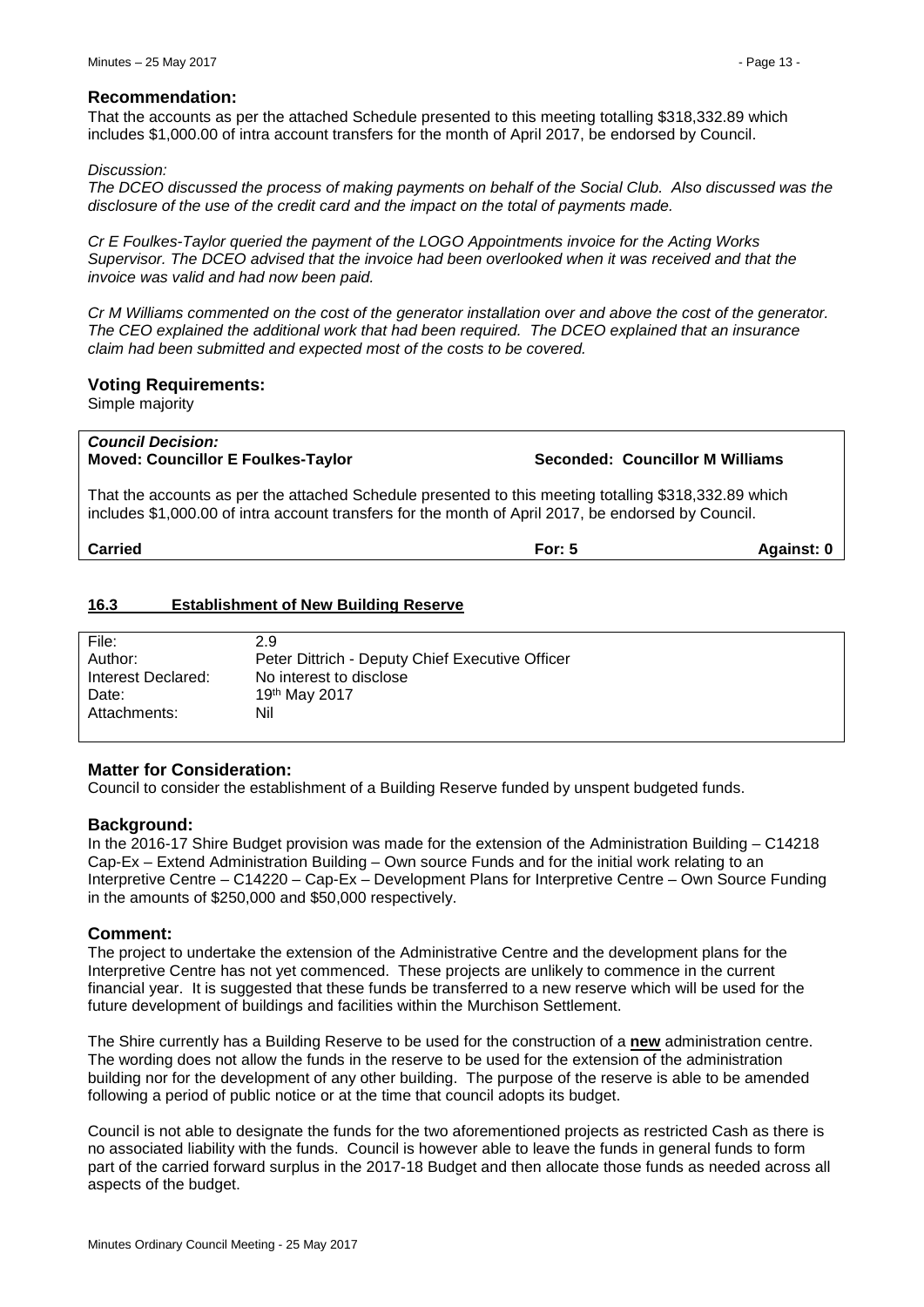### Recommendation:

That the accounts as per the attached Schedule presented to this meeting totalling $318,332.89 which includes $1,000.00 of intra account transfers for the month of April 2017, be endorsed by Council.

*Discussion:*

*The DCEO discussed the process of making payments on behalf of the Social Club. Also discussed was the disclosure of the use of the credit card and the impact on the total of payments made.*

*Cr E Foulkes-Taylor queried the payment of the LOGO Appointments invoice for the Acting Works Supervisor. The DCEO advised that the invoice had been overlooked when it was received and that the invoice was valid and had now been paid.*

*Cr M Williams commented on the cost of the generator installation over and above the cost of the generator. The CEO explained the additional work that had been required. The DCEO explained that an insurance claim had been submitted and expected most of the costs to be covered.*

### Voting Requirements:

Simple majority

***Council Decision:***

**Moved: Councillor E Foulkes-Taylor** **Seconded: Councillor M Williams**

That the accounts as per the attached Schedule presented to this meeting totalling $318,332.89 which includes $1,000.00 of intra account transfers for the month of April 2017, be endorsed by Council.

**Carried** **For: 5** **Against: 0**

## 16.3 Establishment of New Building Reserve

| | |
|---|---|
| File: | 2.9 |
| Author: | Peter Dittrich - Deputy Chief Executive Officer |
| Interest Declared: | No interest to disclose |
| Date: | 19th May 2017 |
| Attachments: | Nil |

### Matter for Consideration:

Council to consider the establishment of a Building Reserve funded by unspent budgeted funds.

### Background:

In the 2016-17 Shire Budget provision was made for the extension of the Administration Building – C14218 Cap-Ex – Extend Administration Building – Own source Funds and for the initial work relating to an Interpretive Centre – C14220 – Cap-Ex – Development Plans for Interpretive Centre – Own Source Funding in the amounts of $250,000 and $50,000 respectively.

### Comment:

The project to undertake the extension of the Administrative Centre and the development plans for the Interpretive Centre has not yet commenced. These projects are unlikely to commence in the current financial year. It is suggested that these funds be transferred to a new reserve which will be used for the future development of buildings and facilities within the Murchison Settlement.

The Shire currently has a Building Reserve to be used for the construction of a **new** administration centre. The wording does not allow the funds in the reserve to be used for the extension of the administration building nor for the development of any other building. The purpose of the reserve is able to be amended following a period of public notice or at the time that council adopts its budget.

Council is not able to designate the funds for the two aforementioned projects as restricted Cash as there is no associated liability with the funds. Council is however able to leave the funds in general funds to form part of the carried forward surplus in the 2017-18 Budget and then allocate those funds as needed across all aspects of the budget.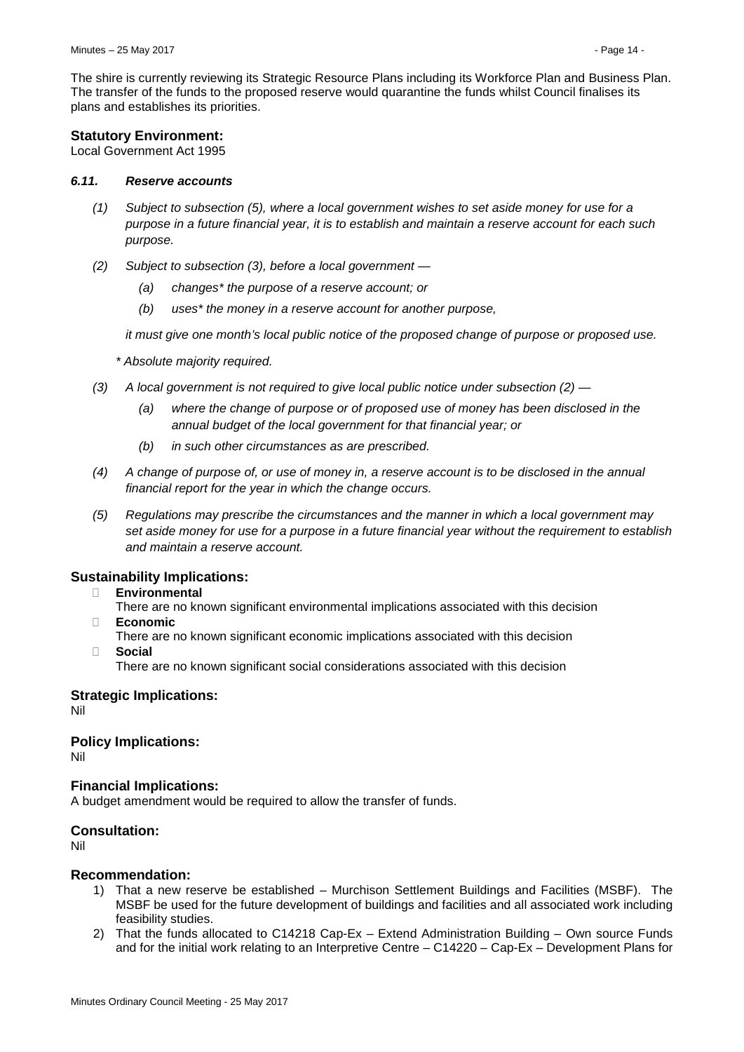The shire is currently reviewing its Strategic Resource Plans including its Workforce Plan and Business Plan. The transfer of the funds to the proposed reserve would quarantine the funds whilst Council finalises its plans and establishes its priorities.

### Statutory Environment:

Local Government Act 1995

#### *6.11. Reserve accounts*

*(1) Subject to subsection (5), where a local government wishes to set aside money for use for a purpose in a future financial year, it is to establish and maintain a reserve account for each such purpose.*

*(2) Subject to subsection (3), before a local government —*

*(a) changes\* the purpose of a reserve account; or*

*(b) uses\* the money in a reserve account for another purpose,*

*it must give one month's local public notice of the proposed change of purpose or proposed use.*

*\* Absolute majority required.*

*(3) A local government is not required to give local public notice under subsection (2) —*

*(a) where the change of purpose or of proposed use of money has been disclosed in the annual budget of the local government for that financial year; or*

*(b) in such other circumstances as are prescribed.*

*(4) A change of purpose of, or use of money in, a reserve account is to be disclosed in the annual financial report for the year in which the change occurs.*

*(5) Regulations may prescribe the circumstances and the manner in which a local government may set aside money for use for a purpose in a future financial year without the requirement to establish and maintain a reserve account.*

### Sustainability Implications:

- **Environmental**
  There are no known significant environmental implications associated with this decision
- **Economic**
  There are no known significant economic implications associated with this decision
- **Social**
  There are no known significant social considerations associated with this decision

### Strategic Implications:

Nil

### Policy Implications:

Nil

### Financial Implications:

A budget amendment would be required to allow the transfer of funds.

### Consultation:

Nil

### Recommendation:

1) That a new reserve be established – Murchison Settlement Buildings and Facilities (MSBF). The MSBF be used for the future development of buildings and facilities and all associated work including feasibility studies.
2) That the funds allocated to C14218 Cap-Ex – Extend Administration Building – Own source Funds and for the initial work relating to an Interpretive Centre – C14220 – Cap-Ex – Development Plans for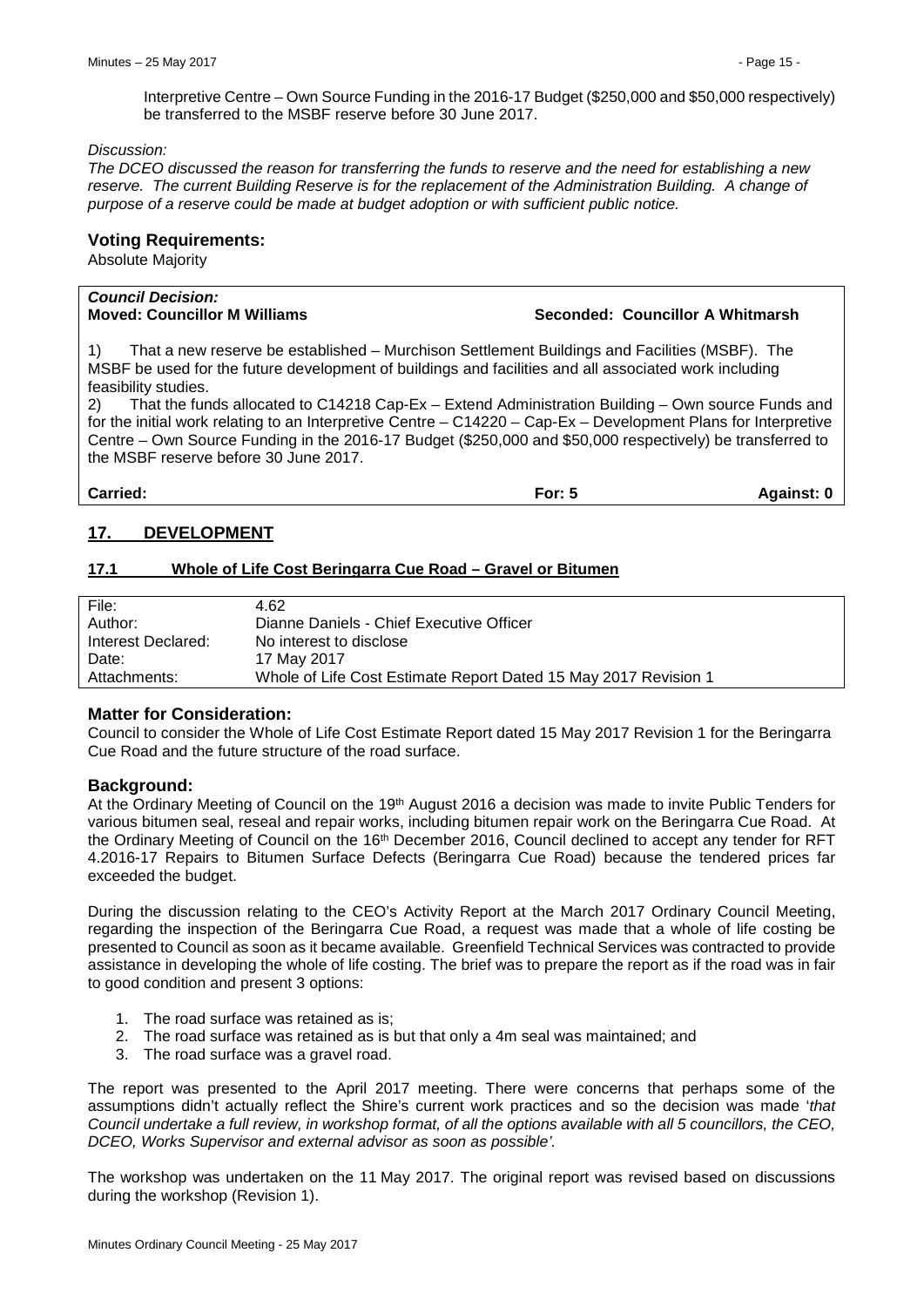Interpretive Centre – Own Source Funding in the 2016-17 Budget ($250,000 and $50,000 respectively) be transferred to the MSBF reserve before 30 June 2017.

*Discussion:*

*The DCEO discussed the reason for transferring the funds to reserve and the need for establishing a new reserve. The current Building Reserve is for the replacement of the Administration Building. A change of purpose of a reserve could be made at budget adoption or with sufficient public notice.*

### Voting Requirements:

Absolute Majority

***Council Decision:***

**Moved: Councillor M Williams** **Seconded: Councillor A Whitmarsh**

1) That a new reserve be established – Murchison Settlement Buildings and Facilities (MSBF). The MSBF be used for the future development of buildings and facilities and all associated work including feasibility studies.

2) That the funds allocated to C14218 Cap-Ex – Extend Administration Building – Own source Funds and for the initial work relating to an Interpretive Centre – C14220 – Cap-Ex – Development Plans for Interpretive Centre – Own Source Funding in the 2016-17 Budget ($250,000 and $50,000 respectively) be transferred to the MSBF reserve before 30 June 2017.

**Carried:** **For: 5** **Against: 0**

## 17. DEVELOPMENT

### 17.1 Whole of Life Cost Beringarra Cue Road – Gravel or Bitumen

| | |
|---|---|
| File: | 4.62 |
| Author: | Dianne Daniels - Chief Executive Officer |
| Interest Declared: | No interest to disclose |
| Date: | 17 May 2017 |
| Attachments: | Whole of Life Cost Estimate Report Dated 15 May 2017 Revision 1 |

### Matter for Consideration:

Council to consider the Whole of Life Cost Estimate Report dated 15 May 2017 Revision 1 for the Beringarra Cue Road and the future structure of the road surface.

### Background:

At the Ordinary Meeting of Council on the 19th August 2016 a decision was made to invite Public Tenders for various bitumen seal, reseal and repair works, including bitumen repair work on the Beringarra Cue Road. At the Ordinary Meeting of Council on the 16th December 2016, Council declined to accept any tender for RFT 4.2016-17 Repairs to Bitumen Surface Defects (Beringarra Cue Road) because the tendered prices far exceeded the budget.

During the discussion relating to the CEO's Activity Report at the March 2017 Ordinary Council Meeting, regarding the inspection of the Beringarra Cue Road, a request was made that a whole of life costing be presented to Council as soon as it became available. Greenfield Technical Services was contracted to provide assistance in developing the whole of life costing. The brief was to prepare the report as if the road was in fair to good condition and present 3 options:

1. The road surface was retained as is;
2. The road surface was retained as is but that only a 4m seal was maintained; and
3. The road surface was a gravel road.

The report was presented to the April 2017 meeting. There were concerns that perhaps some of the assumptions didn't actually reflect the Shire's current work practices and so the decision was made '*that Council undertake a full review, in workshop format, of all the options available with all 5 councillors, the CEO, DCEO, Works Supervisor and external advisor as soon as possible'*.

The workshop was undertaken on the 11 May 2017. The original report was revised based on discussions during the workshop (Revision 1).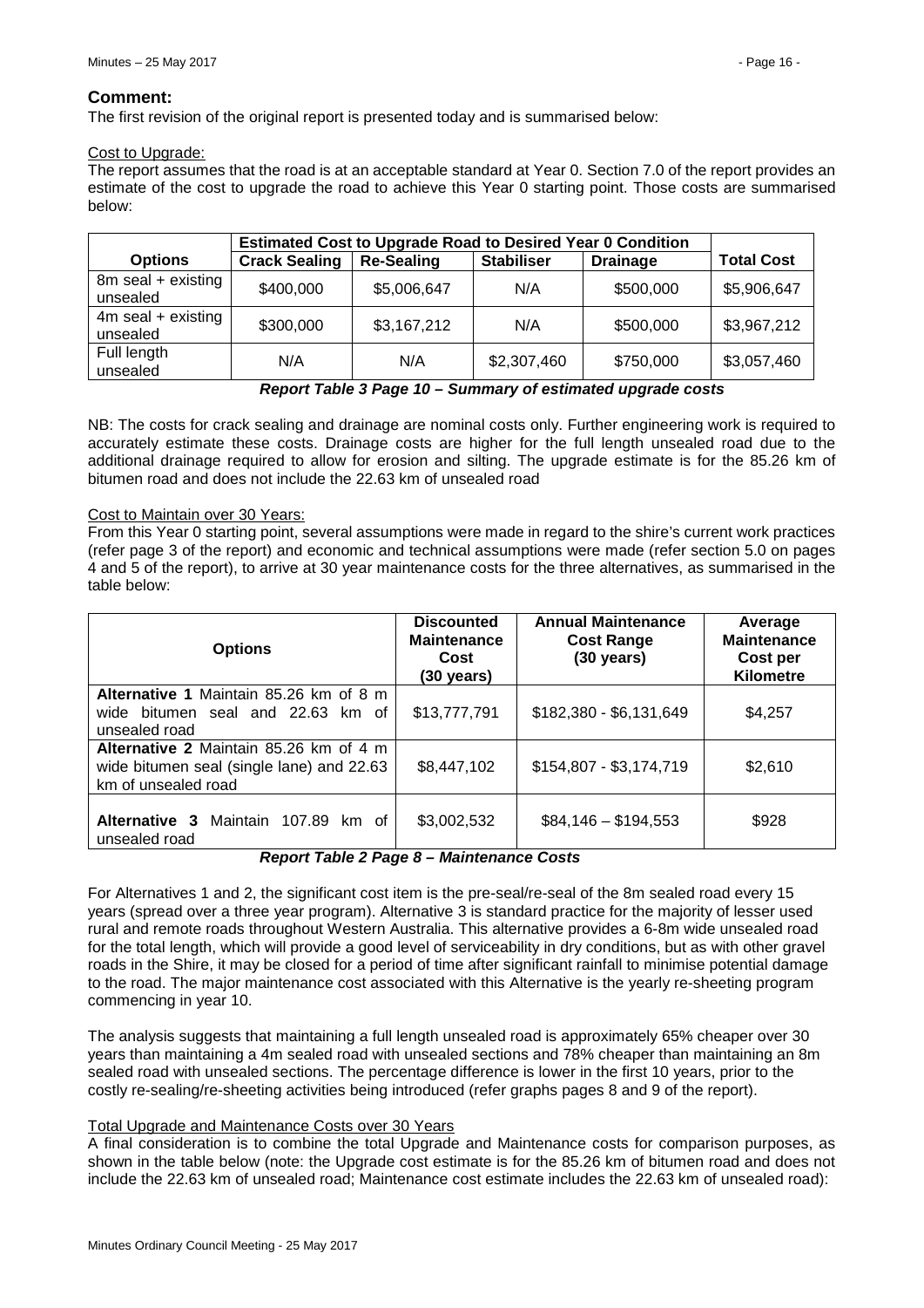## Comment:

The first revision of the original report is presented today and is summarised below:

Cost to Upgrade:

The report assumes that the road is at an acceptable standard at Year 0. Section 7.0 of the report provides an estimate of the cost to upgrade the road to achieve this Year 0 starting point. Those costs are summarised below:

| | Estimated Cost to Upgrade Road to Desired Year 0 Condition | | | | |
|---|---|---|---|---|---|
| **Options** | **Crack Sealing** | **Re-Sealing** | **Stabiliser** | **Drainage** | **Total Cost** |
| 8m seal + existing unsealed | $400,000 | $5,006,647 | N/A | $500,000 | $5,906,647 |
| 4m seal + existing unsealed | $300,000 | $3,167,212 | N/A | $500,000 | $3,967,212 |
| Full length unsealed | N/A | N/A | $2,307,460 | $750,000 | $3,057,460 |

***Report Table 3 Page 10 – Summary of estimated upgrade costs***

NB: The costs for crack sealing and drainage are nominal costs only. Further engineering work is required to accurately estimate these costs. Drainage costs are higher for the full length unsealed road due to the additional drainage required to allow for erosion and silting. The upgrade estimate is for the 85.26 km of bitumen road and does not include the 22.63 km of unsealed road

Cost to Maintain over 30 Years:

From this Year 0 starting point, several assumptions were made in regard to the shire's current work practices (refer page 3 of the report) and economic and technical assumptions were made (refer section 5.0 on pages 4 and 5 of the report), to arrive at 30 year maintenance costs for the three alternatives, as summarised in the table below:

| Options | Discounted Maintenance Cost (30 years) | Annual Maintenance Cost Range (30 years) | Average Maintenance Cost per Kilometre |
|---|---|---|---|
| **Alternative 1** Maintain 85.26 km of 8 m wide bitumen seal and 22.63 km of unsealed road | $13,777,791 | $182,380 - $6,131,649 | $4,257 |
| **Alternative 2** Maintain 85.26 km of 4 m wide bitumen seal (single lane) and 22.63 km of unsealed road | $8,447,102 | $154,807 - $3,174,719 | $2,610 |
| **Alternative 3** Maintain 107.89 km of unsealed road | $3,002,532 | $84,146 – $194,553 | $928 |

***Report Table 2 Page 8 – Maintenance Costs***

For Alternatives 1 and 2, the significant cost item is the pre-seal/re-seal of the 8m sealed road every 15 years (spread over a three year program). Alternative 3 is standard practice for the majority of lesser used rural and remote roads throughout Western Australia. This alternative provides a 6-8m wide unsealed road for the total length, which will provide a good level of serviceability in dry conditions, but as with other gravel roads in the Shire, it may be closed for a period of time after significant rainfall to minimise potential damage to the road. The major maintenance cost associated with this Alternative is the yearly re-sheeting program commencing in year 10.

The analysis suggests that maintaining a full length unsealed road is approximately 65% cheaper over 30 years than maintaining a 4m sealed road with unsealed sections and 78% cheaper than maintaining an 8m sealed road with unsealed sections. The percentage difference is lower in the first 10 years, prior to the costly re-sealing/re-sheeting activities being introduced (refer graphs pages 8 and 9 of the report).

Total Upgrade and Maintenance Costs over 30 Years

A final consideration is to combine the total Upgrade and Maintenance costs for comparison purposes, as shown in the table below (note: the Upgrade cost estimate is for the 85.26 km of bitumen road and does not include the 22.63 km of unsealed road; Maintenance cost estimate includes the 22.63 km of unsealed road):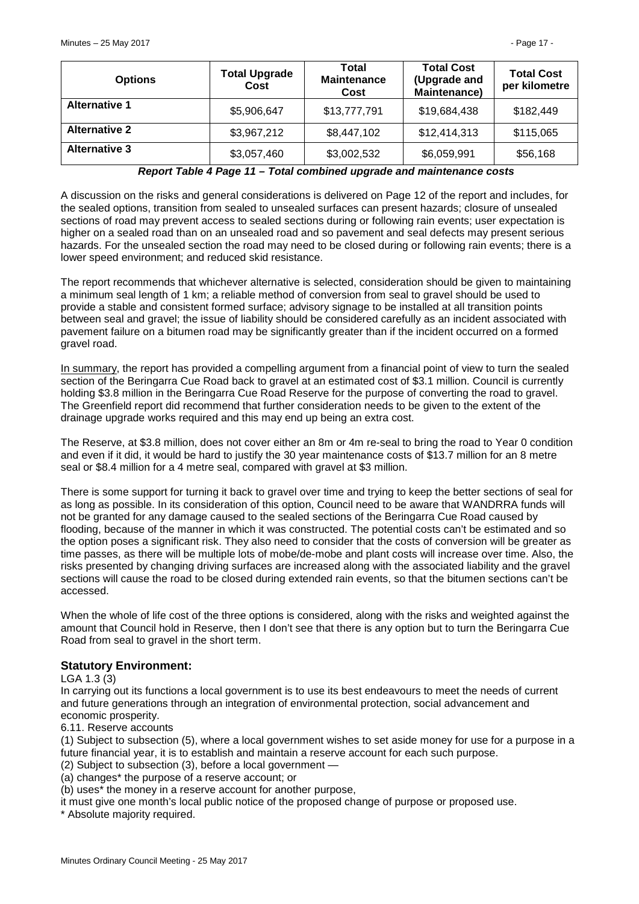| Options | Total Upgrade Cost | Total Maintenance Cost | Total Cost (Upgrade and Maintenance) | Total Cost per kilometre |
|---|---|---|---|---|
| **Alternative 1** | $5,906,647 | $13,777,791 | $19,684,438 | $182,449 |
| **Alternative 2** | $3,967,212 | $8,447,102 | $12,414,313 | $115,065 |
| **Alternative 3** | $3,057,460 | $3,002,532 | $6,059,991 | $56,168 |

***Report Table 4 Page 11 – Total combined upgrade and maintenance costs***

A discussion on the risks and general considerations is delivered on Page 12 of the report and includes, for the sealed options, transition from sealed to unsealed surfaces can present hazards; closure of unsealed sections of road may prevent access to sealed sections during or following rain events; user expectation is higher on a sealed road than on an unsealed road and so pavement and seal defects may present serious hazards. For the unsealed section the road may need to be closed during or following rain events; there is a lower speed environment; and reduced skid resistance.

The report recommends that whichever alternative is selected, consideration should be given to maintaining a minimum seal length of 1 km; a reliable method of conversion from seal to gravel should be used to provide a stable and consistent formed surface; advisory signage to be installed at all transition points between seal and gravel; the issue of liability should be considered carefully as an incident associated with pavement failure on a bitumen road may be significantly greater than if the incident occurred on a formed gravel road.

In summary, the report has provided a compelling argument from a financial point of view to turn the sealed section of the Beringarra Cue Road back to gravel at an estimated cost of $3.1 million. Council is currently holding $3.8 million in the Beringarra Cue Road Reserve for the purpose of converting the road to gravel. The Greenfield report did recommend that further consideration needs to be given to the extent of the drainage upgrade works required and this may end up being an extra cost.

The Reserve, at $3.8 million, does not cover either an 8m or 4m re-seal to bring the road to Year 0 condition and even if it did, it would be hard to justify the 30 year maintenance costs of $13.7 million for an 8 metre seal or $8.4 million for a 4 metre seal, compared with gravel at $3 million.

There is some support for turning it back to gravel over time and trying to keep the better sections of seal for as long as possible. In its consideration of this option, Council need to be aware that WANDRRA funds will not be granted for any damage caused to the sealed sections of the Beringarra Cue Road caused by flooding, because of the manner in which it was constructed. The potential costs can't be estimated and so the option poses a significant risk. They also need to consider that the costs of conversion will be greater as time passes, as there will be multiple lots of mobe/de-mobe and plant costs will increase over time. Also, the risks presented by changing driving surfaces are increased along with the associated liability and the gravel sections will cause the road to be closed during extended rain events, so that the bitumen sections can't be accessed.

When the whole of life cost of the three options is considered, along with the risks and weighted against the amount that Council hold in Reserve, then I don't see that there is any option but to turn the Beringarra Cue Road from seal to gravel in the short term.

## Statutory Environment:

LGA 1.3 (3)

In carrying out its functions a local government is to use its best endeavours to meet the needs of current and future generations through an integration of environmental protection, social advancement and economic prosperity.

6.11. Reserve accounts

(1) Subject to subsection (5), where a local government wishes to set aside money for use for a purpose in a future financial year, it is to establish and maintain a reserve account for each such purpose.

(2) Subject to subsection (3), before a local government —

(a) changes* the purpose of a reserve account; or

(b) uses* the money in a reserve account for another purpose,

it must give one month's local public notice of the proposed change of purpose or proposed use.

* Absolute majority required.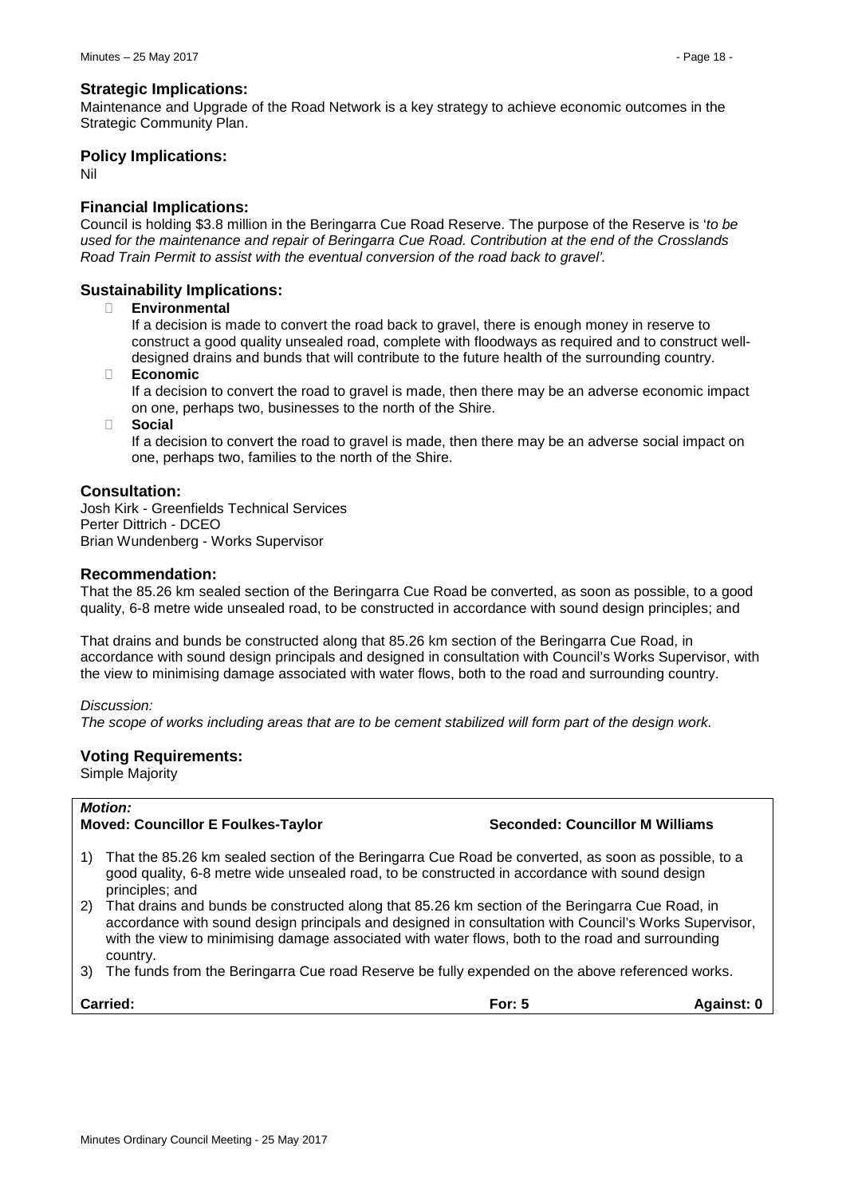## Strategic Implications:

Maintenance and Upgrade of the Road Network is a key strategy to achieve economic outcomes in the Strategic Community Plan.

## Policy Implications:

Nil

## Financial Implications:

Council is holding $3.8 million in the Beringarra Cue Road Reserve. The purpose of the Reserve is '*to be used for the maintenance and repair of Beringarra Cue Road. Contribution at the end of the Crosslands Road Train Permit to assist with the eventual conversion of the road back to gravel'.*

## Sustainability Implications:

- **Environmental**
  If a decision is made to convert the road back to gravel, there is enough money in reserve to construct a good quality unsealed road, complete with floodways as required and to construct well-designed drains and bunds that will contribute to the future health of the surrounding country.
- **Economic**
  If a decision to convert the road to gravel is made, then there may be an adverse economic impact on one, perhaps two, businesses to the north of the Shire.
- **Social**
  If a decision to convert the road to gravel is made, then there may be an adverse social impact on one, perhaps two, families to the north of the Shire.

## Consultation:

Josh Kirk - Greenfields Technical Services
Perter Dittrich - DCEO
Brian Wundenberg - Works Supervisor

## Recommendation:

That the 85.26 km sealed section of the Beringarra Cue Road be converted, as soon as possible, to a good quality, 6-8 metre wide unsealed road, to be constructed in accordance with sound design principles; and

That drains and bunds be constructed along that 85.26 km section of the Beringarra Cue Road, in accordance with sound design principals and designed in consultation with Council's Works Supervisor, with the view to minimising damage associated with water flows, both to the road and surrounding country.

*Discussion:*
*The scope of works including areas that are to be cement stabilized will form part of the design work.*

## Voting Requirements:

Simple Majority

***Motion:***
**Moved: Councillor E Foulkes-Taylor** **Seconded: Councillor M Williams**

1) That the 85.26 km sealed section of the Beringarra Cue Road be converted, as soon as possible, to a good quality, 6-8 metre wide unsealed road, to be constructed in accordance with sound design principles; and
2) That drains and bunds be constructed along that 85.26 km section of the Beringarra Cue Road, in accordance with sound design principals and designed in consultation with Council's Works Supervisor, with the view to minimising damage associated with water flows, both to the road and surrounding country.
3) The funds from the Beringarra Cue road Reserve be fully expended on the above referenced works.

**Carried:** **For: 5** **Against: 0**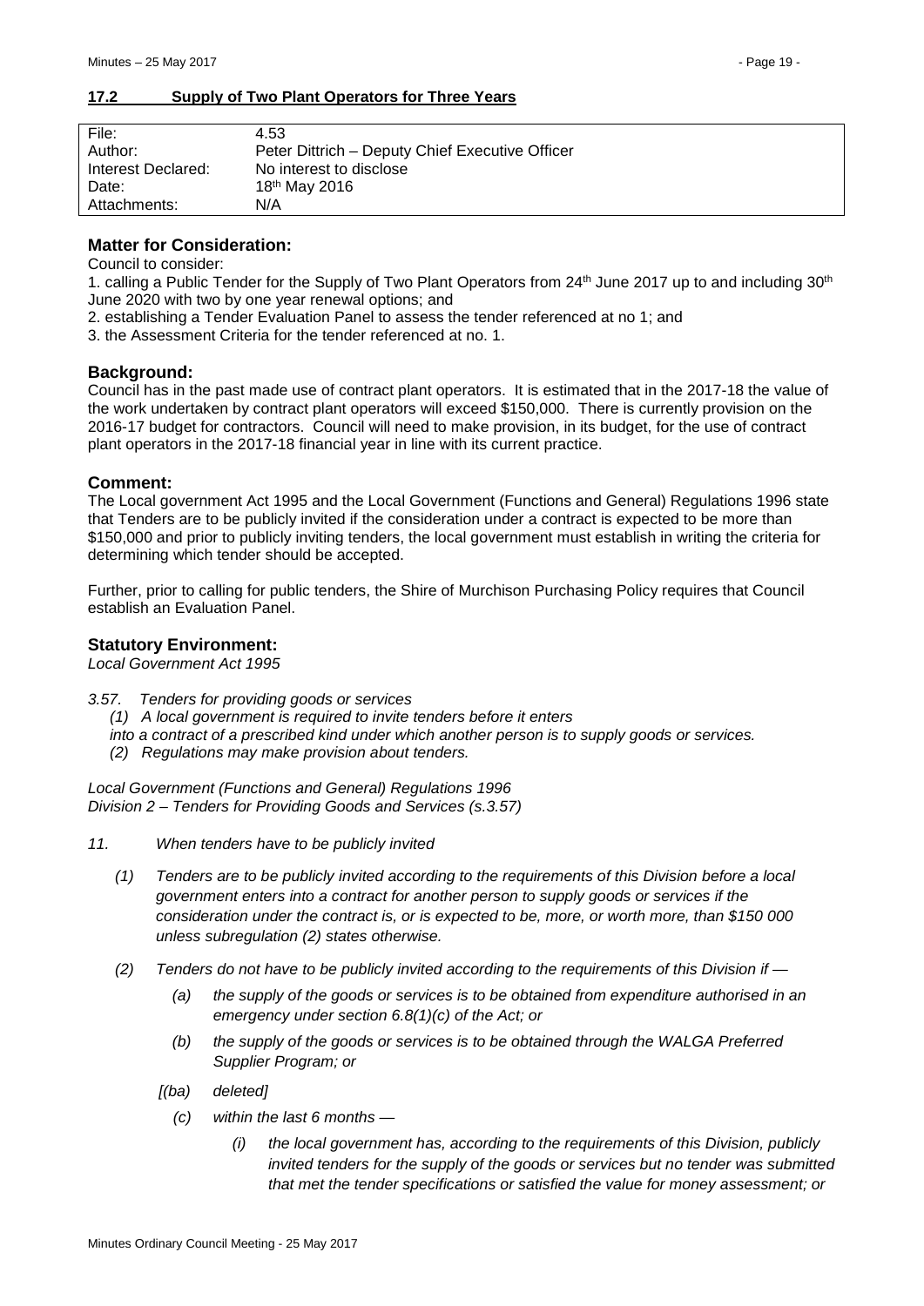## 17.2 Supply of Two Plant Operators for Three Years

| | |
|---|---|
| File: | 4.53 |
| Author: | Peter Dittrich – Deputy Chief Executive Officer |
| Interest Declared: | No interest to disclose |
| Date: | 18th May 2016 |
| Attachments: | N/A |

### Matter for Consideration:

Council to consider:

1. calling a Public Tender for the Supply of Two Plant Operators from 24th June 2017 up to and including 30th June 2020 with two by one year renewal options; and
2. establishing a Tender Evaluation Panel to assess the tender referenced at no 1; and
3. the Assessment Criteria for the tender referenced at no. 1.

### Background:

Council has in the past made use of contract plant operators. It is estimated that in the 2017-18 the value of the work undertaken by contract plant operators will exceed $150,000. There is currently provision on the 2016-17 budget for contractors. Council will need to make provision, in its budget, for the use of contract plant operators in the 2017-18 financial year in line with its current practice.

### Comment:

The Local government Act 1995 and the Local Government (Functions and General) Regulations 1996 state that Tenders are to be publicly invited if the consideration under a contract is expected to be more than $150,000 and prior to publicly inviting tenders, the local government must establish in writing the criteria for determining which tender should be accepted.

Further, prior to calling for public tenders, the Shire of Murchison Purchasing Policy requires that Council establish an Evaluation Panel.

### Statutory Environment:

*Local Government Act 1995*

*3.57. Tenders for providing goods or services*

*(1) A local government is required to invite tenders before it enters into a contract of a prescribed kind under which another person is to supply goods or services.*

*(2) Regulations may make provision about tenders.*

*Local Government (Functions and General) Regulations 1996*
*Division 2 – Tenders for Providing Goods and Services (s.3.57)*

*11. When tenders have to be publicly invited*

*(1) Tenders are to be publicly invited according to the requirements of this Division before a local government enters into a contract for another person to supply goods or services if the consideration under the contract is, or is expected to be, more, or worth more, than $150 000 unless subregulation (2) states otherwise.*

*(2) Tenders do not have to be publicly invited according to the requirements of this Division if —*

*(a) the supply of the goods or services is to be obtained from expenditure authorised in an emergency under section 6.8(1)(c) of the Act; or*

*(b) the supply of the goods or services is to be obtained through the WALGA Preferred Supplier Program; or*

*[(ba) deleted]*

*(c) within the last 6 months —*

*(i) the local government has, according to the requirements of this Division, publicly invited tenders for the supply of the goods or services but no tender was submitted that met the tender specifications or satisfied the value for money assessment; or*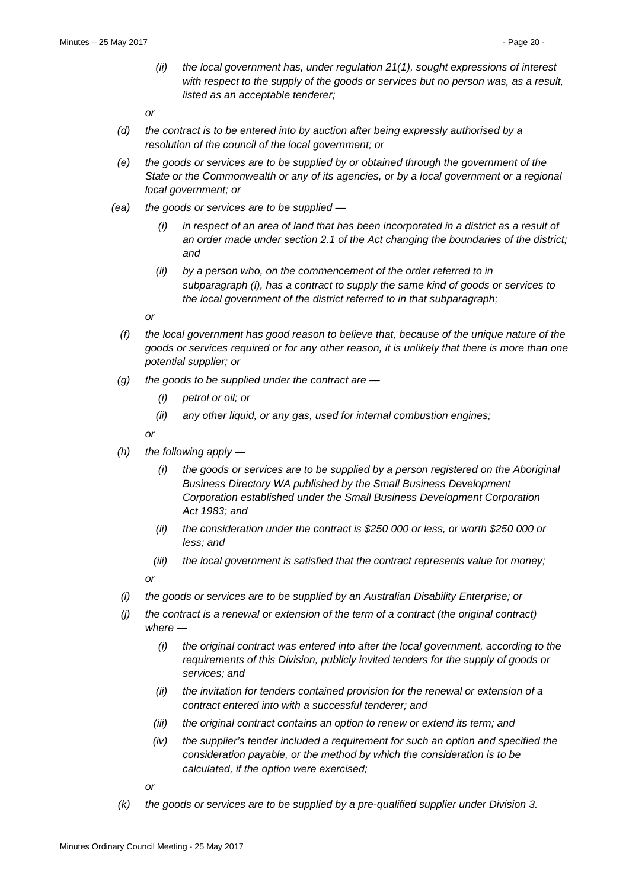*(ii) the local government has, under regulation 21(1), sought expressions of interest with respect to the supply of the goods or services but no person was, as a result, listed as an acceptable tenderer;*

*or*

*(d) the contract is to be entered into by auction after being expressly authorised by a resolution of the council of the local government; or*

*(e) the goods or services are to be supplied by or obtained through the government of the State or the Commonwealth or any of its agencies, or by a local government or a regional local government; or*

*(ea) the goods or services are to be supplied —*

*(i) in respect of an area of land that has been incorporated in a district as a result of an order made under section 2.1 of the Act changing the boundaries of the district; and*

*(ii) by a person who, on the commencement of the order referred to in subparagraph (i), has a contract to supply the same kind of goods or services to the local government of the district referred to in that subparagraph;*

*or*

*(f) the local government has good reason to believe that, because of the unique nature of the goods or services required or for any other reason, it is unlikely that there is more than one potential supplier; or*

*(g) the goods to be supplied under the contract are —*

*(i) petrol or oil; or*

*(ii) any other liquid, or any gas, used for internal combustion engines;*

*or*

*(h) the following apply —*

*(i) the goods or services are to be supplied by a person registered on the Aboriginal Business Directory WA published by the Small Business Development Corporation established under the Small Business Development Corporation Act 1983; and*

*(ii) the consideration under the contract is $250 000 or less, or worth $250 000 or less; and*

*(iii) the local government is satisfied that the contract represents value for money;*

*or*

*(i) the goods or services are to be supplied by an Australian Disability Enterprise; or*

*(j) the contract is a renewal or extension of the term of a contract (the original contract) where —*

*(i) the original contract was entered into after the local government, according to the requirements of this Division, publicly invited tenders for the supply of goods or services; and*

*(ii) the invitation for tenders contained provision for the renewal or extension of a contract entered into with a successful tenderer; and*

*(iii) the original contract contains an option to renew or extend its term; and*

*(iv) the supplier's tender included a requirement for such an option and specified the consideration payable, or the method by which the consideration is to be calculated, if the option were exercised;*

*or*

*(k) the goods or services are to be supplied by a pre-qualified supplier under Division 3.*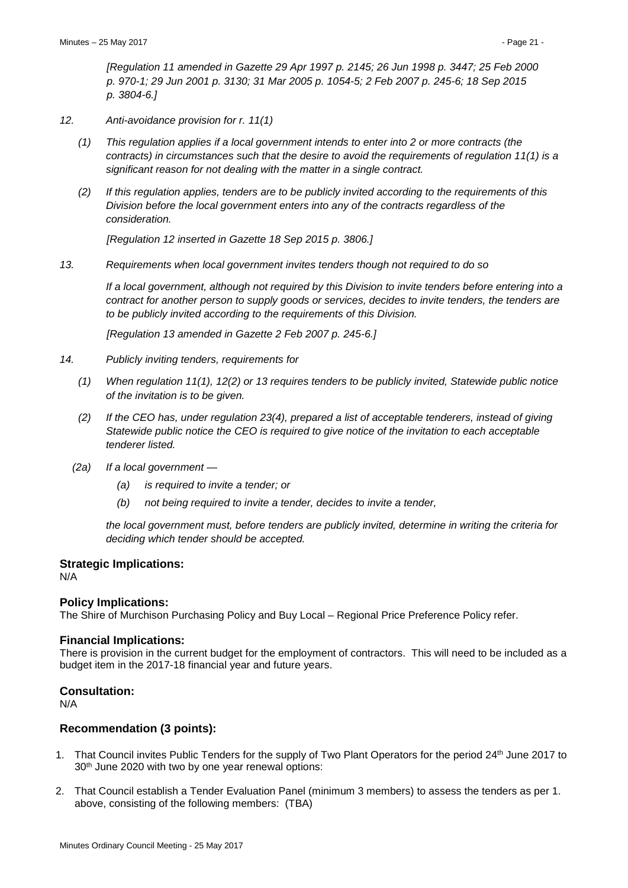*[Regulation 11 amended in Gazette 29 Apr 1997 p. 2145; 26 Jun 1998 p. 3447; 25 Feb 2000 p. 970-1; 29 Jun 2001 p. 3130; 31 Mar 2005 p. 1054-5; 2 Feb 2007 p. 245-6; 18 Sep 2015 p. 3804-6.]*

*12. Anti-avoidance provision for r. 11(1)*

*(1) This regulation applies if a local government intends to enter into 2 or more contracts (the contracts) in circumstances such that the desire to avoid the requirements of regulation 11(1) is a significant reason for not dealing with the matter in a single contract.*

*(2) If this regulation applies, tenders are to be publicly invited according to the requirements of this Division before the local government enters into any of the contracts regardless of the consideration.*

*[Regulation 12 inserted in Gazette 18 Sep 2015 p. 3806.]*

*13. Requirements when local government invites tenders though not required to do so*

*If a local government, although not required by this Division to invite tenders before entering into a contract for another person to supply goods or services, decides to invite tenders, the tenders are to be publicly invited according to the requirements of this Division.*

*[Regulation 13 amended in Gazette 2 Feb 2007 p. 245-6.]*

*14. Publicly inviting tenders, requirements for*

*(1) When regulation 11(1), 12(2) or 13 requires tenders to be publicly invited, Statewide public notice of the invitation is to be given.*

*(2) If the CEO has, under regulation 23(4), prepared a list of acceptable tenderers, instead of giving Statewide public notice the CEO is required to give notice of the invitation to each acceptable tenderer listed.*

*(2a) If a local government —*

*(a) is required to invite a tender; or*

*(b) not being required to invite a tender, decides to invite a tender,*

*the local government must, before tenders are publicly invited, determine in writing the criteria for deciding which tender should be accepted.*

### Strategic Implications:

N/A

### Policy Implications:

The Shire of Murchison Purchasing Policy and Buy Local – Regional Price Preference Policy refer.

### Financial Implications:

There is provision in the current budget for the employment of contractors. This will need to be included as a budget item in the 2017-18 financial year and future years.

### Consultation:

N/A

### Recommendation (3 points):

1. That Council invites Public Tenders for the supply of Two Plant Operators for the period 24th June 2017 to 30th June 2020 with two by one year renewal options:
2. That Council establish a Tender Evaluation Panel (minimum 3 members) to assess the tenders as per 1. above, consisting of the following members: (TBA)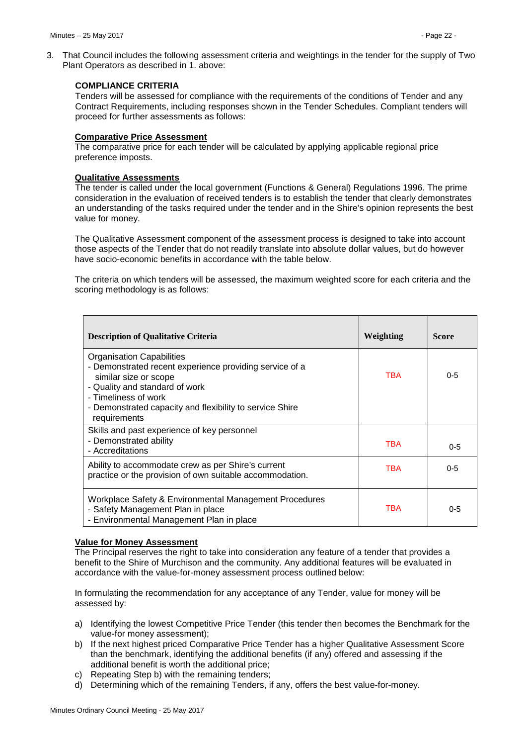3. That Council includes the following assessment criteria and weightings in the tender for the supply of Two Plant Operators as described in 1. above:

**COMPLIANCE CRITERIA**

Tenders will be assessed for compliance with the requirements of the conditions of Tender and any Contract Requirements, including responses shown in the Tender Schedules. Compliant tenders will proceed for further assessments as follows:

**Comparative Price Assessment**

The comparative price for each tender will be calculated by applying applicable regional price preference imposts.

**Qualitative Assessments**

The tender is called under the local government (Functions & General) Regulations 1996. The prime consideration in the evaluation of received tenders is to establish the tender that clearly demonstrates an understanding of the tasks required under the tender and in the Shire's opinion represents the best value for money.

The Qualitative Assessment component of the assessment process is designed to take into account those aspects of the Tender that do not readily translate into absolute dollar values, but do however have socio-economic benefits in accordance with the table below.

The criteria on which tenders will be assessed, the maximum weighted score for each criteria and the scoring methodology is as follows:

| Description of Qualitative Criteria | Weighting | Score |
|---|---|---|
| Organisation Capabilities<br>- Demonstrated recent experience providing service of a similar size or scope<br>- Quality and standard of work<br>- Timeliness of work<br>- Demonstrated capacity and flexibility to service Shire requirements | TBA | 0-5 |
| Skills and past experience of key personnel<br>- Demonstrated ability<br>- Accreditations | TBA | 0-5 |
| Ability to accommodate crew as per Shire's current practice or the provision of own suitable accommodation. | TBA | 0-5 |
| Workplace Safety & Environmental Management Procedures<br>- Safety Management Plan in place<br>- Environmental Management Plan in place | TBA | 0-5 |

**Value for Money Assessment**

The Principal reserves the right to take into consideration any feature of a tender that provides a benefit to the Shire of Murchison and the community. Any additional features will be evaluated in accordance with the value-for-money assessment process outlined below:

In formulating the recommendation for any acceptance of any Tender, value for money will be assessed by:

a) Identifying the lowest Competitive Price Tender (this tender then becomes the Benchmark for the value-for money assessment);
b) If the next highest priced Comparative Price Tender has a higher Qualitative Assessment Score than the benchmark, identifying the additional benefits (if any) offered and assessing if the additional benefit is worth the additional price;
c) Repeating Step b) with the remaining tenders;
d) Determining which of the remaining Tenders, if any, offers the best value-for-money.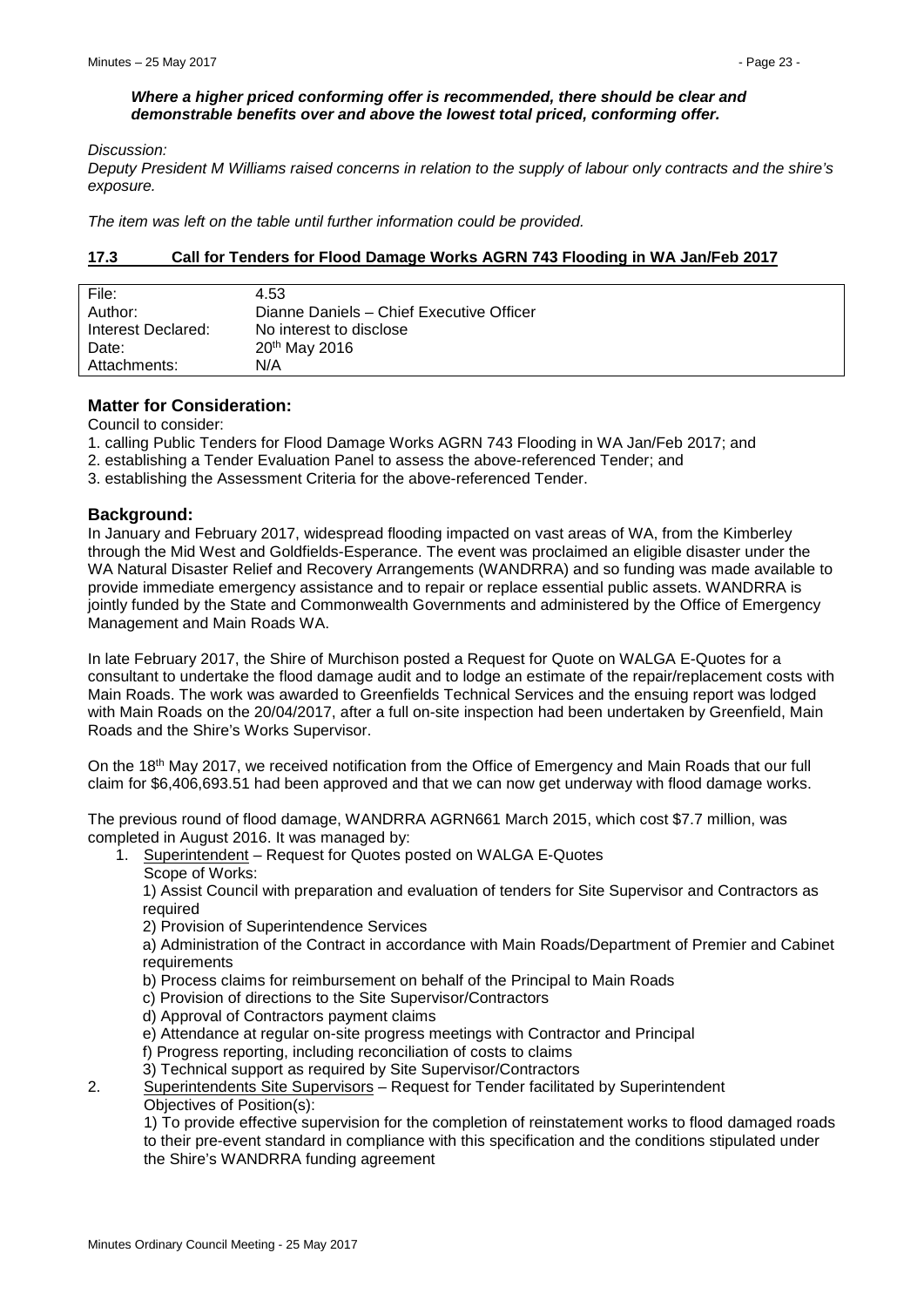***Where a higher priced conforming offer is recommended, there should be clear and demonstrable benefits over and above the lowest total priced, conforming offer.***

*Discussion:*
*Deputy President M Williams raised concerns in relation to the supply of labour only contracts and the shire's exposure.*

*The item was left on the table until further information could be provided.*

## 17.3 Call for Tenders for Flood Damage Works AGRN 743 Flooding in WA Jan/Feb 2017

| | |
|---|---|
| File: | 4.53 |
| Author: | Dianne Daniels – Chief Executive Officer |
| Interest Declared: | No interest to disclose |
| Date: | 20th May 2016 |
| Attachments: | N/A |

### Matter for Consideration:

Council to consider:

1. calling Public Tenders for Flood Damage Works AGRN 743 Flooding in WA Jan/Feb 2017; and
2. establishing a Tender Evaluation Panel to assess the above-referenced Tender; and
3. establishing the Assessment Criteria for the above-referenced Tender.

### Background:

In January and February 2017, widespread flooding impacted on vast areas of WA, from the Kimberley through the Mid West and Goldfields-Esperance. The event was proclaimed an eligible disaster under the WA Natural Disaster Relief and Recovery Arrangements (WANDRRA) and so funding was made available to provide immediate emergency assistance and to repair or replace essential public assets. WANDRRA is jointly funded by the State and Commonwealth Governments and administered by the Office of Emergency Management and Main Roads WA.

In late February 2017, the Shire of Murchison posted a Request for Quote on WALGA E-Quotes for a consultant to undertake the flood damage audit and to lodge an estimate of the repair/replacement costs with Main Roads. The work was awarded to Greenfields Technical Services and the ensuing report was lodged with Main Roads on the 20/04/2017, after a full on-site inspection had been undertaken by Greenfield, Main Roads and the Shire's Works Supervisor.

On the 18th May 2017, we received notification from the Office of Emergency and Main Roads that our full claim for $6,406,693.51 had been approved and that we can now get underway with flood damage works.

The previous round of flood damage, WANDRRA AGRN661 March 2015, which cost $7.7 million, was completed in August 2016. It was managed by:

1. <u>Superintendent</u> – Request for Quotes posted on WALGA E-Quotes
   Scope of Works:
   1) Assist Council with preparation and evaluation of tenders for Site Supervisor and Contractors as required
   2) Provision of Superintendence Services
   a) Administration of the Contract in accordance with Main Roads/Department of Premier and Cabinet requirements
   b) Process claims for reimbursement on behalf of the Principal to Main Roads
   c) Provision of directions to the Site Supervisor/Contractors
   d) Approval of Contractors payment claims
   e) Attendance at regular on-site progress meetings with Contractor and Principal
   f) Progress reporting, including reconciliation of costs to claims
   3) Technical support as required by Site Supervisor/Contractors
2. <u>Superintendents Site Supervisors</u> – Request for Tender facilitated by Superintendent
   Objectives of Position(s):
   1) To provide effective supervision for the completion of reinstatement works to flood damaged roads to their pre-event standard in compliance with this specification and the conditions stipulated under the Shire's WANDRRA funding agreement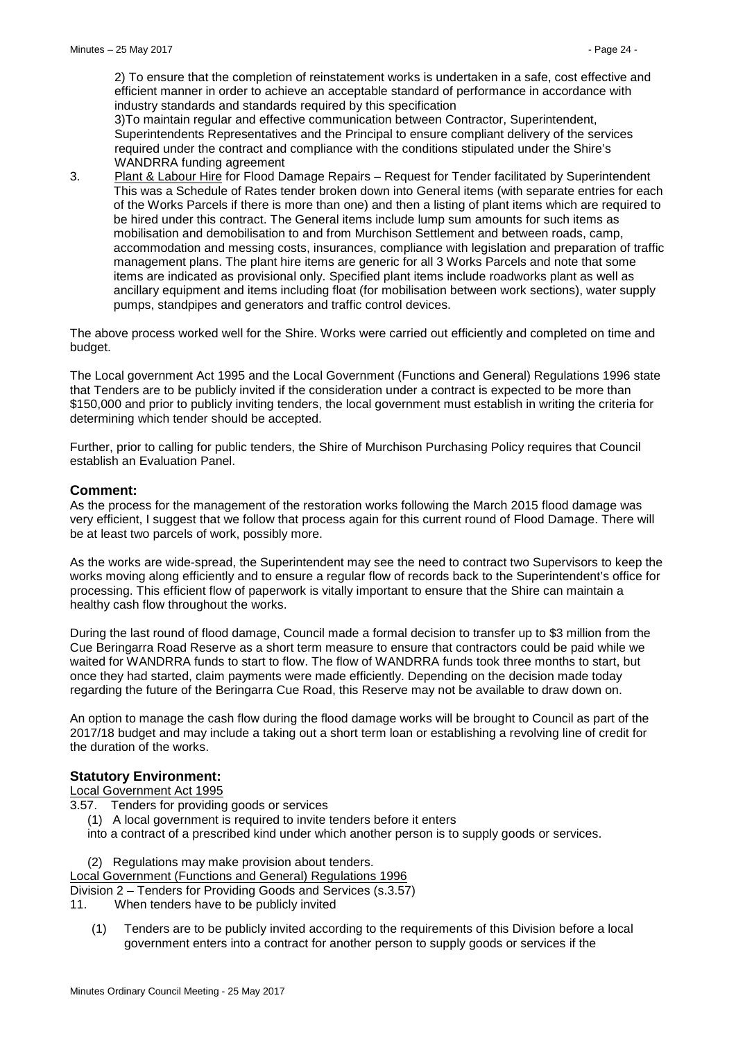2) To ensure that the completion of reinstatement works is undertaken in a safe, cost effective and efficient manner in order to achieve an acceptable standard of performance in accordance with industry standards and standards required by this specification

3)To maintain regular and effective communication between Contractor, Superintendent, Superintendents Representatives and the Principal to ensure compliant delivery of the services required under the contract and compliance with the conditions stipulated under the Shire's WANDRRA funding agreement

3. Plant & Labour Hire for Flood Damage Repairs – Request for Tender facilitated by Superintendent
   This was a Schedule of Rates tender broken down into General items (with separate entries for each of the Works Parcels if there is more than one) and then a listing of plant items which are required to be hired under this contract. The General items include lump sum amounts for such items as mobilisation and demobilisation to and from Murchison Settlement and between roads, camp, accommodation and messing costs, insurances, compliance with legislation and preparation of traffic management plans. The plant hire items are generic for all 3 Works Parcels and note that some items are indicated as provisional only. Specified plant items include roadworks plant as well as ancillary equipment and items including float (for mobilisation between work sections), water supply pumps, standpipes and generators and traffic control devices.

The above process worked well for the Shire. Works were carried out efficiently and completed on time and budget.

The Local government Act 1995 and the Local Government (Functions and General) Regulations 1996 state that Tenders are to be publicly invited if the consideration under a contract is expected to be more than $150,000 and prior to publicly inviting tenders, the local government must establish in writing the criteria for determining which tender should be accepted.

Further, prior to calling for public tenders, the Shire of Murchison Purchasing Policy requires that Council establish an Evaluation Panel.

## Comment:

As the process for the management of the restoration works following the March 2015 flood damage was very efficient, I suggest that we follow that process again for this current round of Flood Damage. There will be at least two parcels of work, possibly more.

As the works are wide-spread, the Superintendent may see the need to contract two Supervisors to keep the works moving along efficiently and to ensure a regular flow of records back to the Superintendent's office for processing. This efficient flow of paperwork is vitally important to ensure that the Shire can maintain a healthy cash flow throughout the works.

During the last round of flood damage, Council made a formal decision to transfer up to $3 million from the Cue Beringarra Road Reserve as a short term measure to ensure that contractors could be paid while we waited for WANDRRA funds to start to flow. The flow of WANDRRA funds took three months to start, but once they had started, claim payments were made efficiently. Depending on the decision made today regarding the future of the Beringarra Cue Road, this Reserve may not be available to draw down on.

An option to manage the cash flow during the flood damage works will be brought to Council as part of the 2017/18 budget and may include a taking out a short term loan or establishing a revolving line of credit for the duration of the works.

## Statutory Environment:

Local Government Act 1995

3.57. Tenders for providing goods or services

(1) A local government is required to invite tenders before it enters into a contract of a prescribed kind under which another person is to supply goods or services.

(2) Regulations may make provision about tenders.

Local Government (Functions and General) Regulations 1996

Division 2 – Tenders for Providing Goods and Services (s.3.57)

11. When tenders have to be publicly invited

(1) Tenders are to be publicly invited according to the requirements of this Division before a local government enters into a contract for another person to supply goods or services if the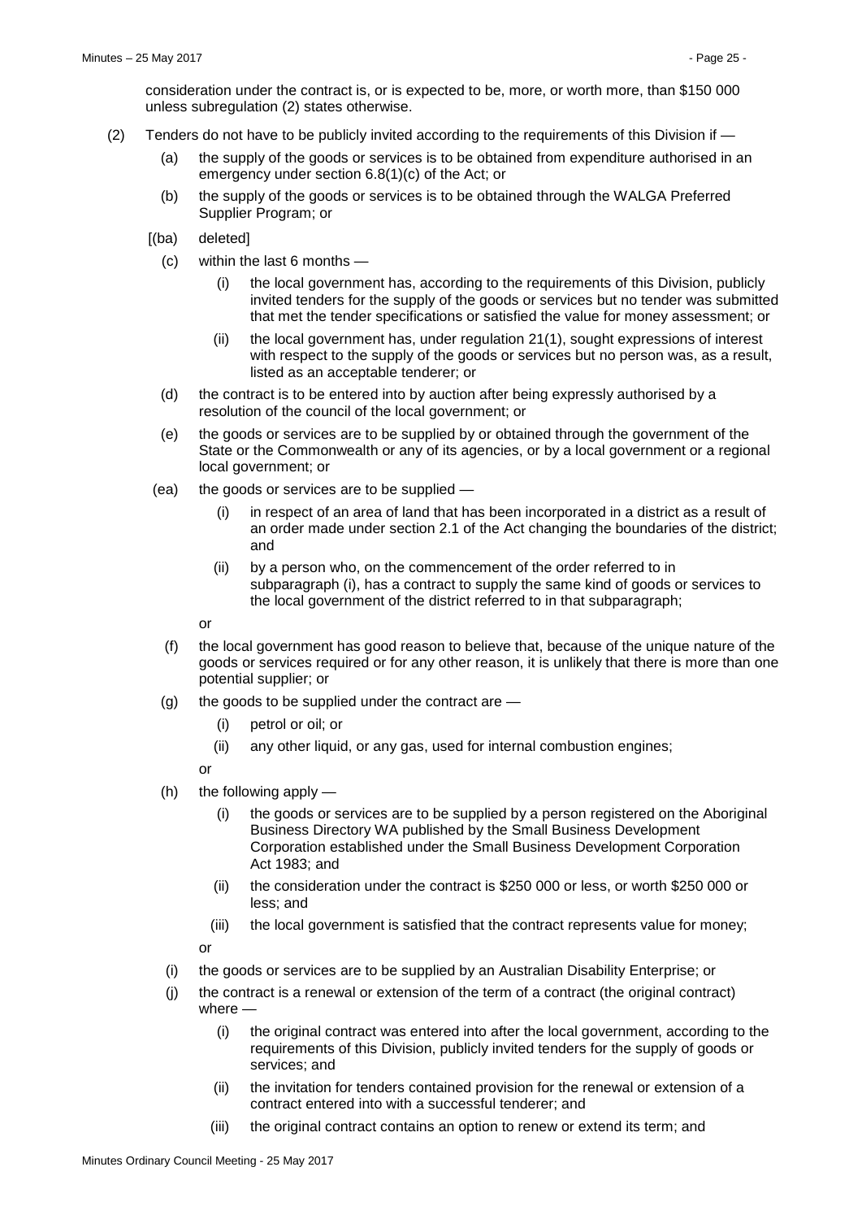consideration under the contract is, or is expected to be, more, or worth more, than $150 000 unless subregulation (2) states otherwise.

(2) Tenders do not have to be publicly invited according to the requirements of this Division if —

- (a) the supply of the goods or services is to be obtained from expenditure authorised in an emergency under section 6.8(1)(c) of the Act; or
- (b) the supply of the goods or services is to be obtained through the WALGA Preferred Supplier Program; or
- [(ba) deleted]
- (c) within the last 6 months —
  - (i) the local government has, according to the requirements of this Division, publicly invited tenders for the supply of the goods or services but no tender was submitted that met the tender specifications or satisfied the value for money assessment; or
  - (ii) the local government has, under regulation 21(1), sought expressions of interest with respect to the supply of the goods or services but no person was, as a result, listed as an acceptable tenderer; or
- (d) the contract is to be entered into by auction after being expressly authorised by a resolution of the council of the local government; or
- (e) the goods or services are to be supplied by or obtained through the government of the State or the Commonwealth or any of its agencies, or by a local government or a regional local government; or
- (ea) the goods or services are to be supplied —
  - (i) in respect of an area of land that has been incorporated in a district as a result of an order made under section 2.1 of the Act changing the boundaries of the district; and
  - (ii) by a person who, on the commencement of the order referred to in subparagraph (i), has a contract to supply the same kind of goods or services to the local government of the district referred to in that subparagraph;

  or
- (f) the local government has good reason to believe that, because of the unique nature of the goods or services required or for any other reason, it is unlikely that there is more than one potential supplier; or
- (g) the goods to be supplied under the contract are —
  - (i) petrol or oil; or
  - (ii) any other liquid, or any gas, used for internal combustion engines;

  or
- (h) the following apply —
  - (i) the goods or services are to be supplied by a person registered on the Aboriginal Business Directory WA published by the Small Business Development Corporation established under the Small Business Development Corporation Act 1983; and
  - (ii) the consideration under the contract is $250 000 or less, or worth $250 000 or less; and
  - (iii) the local government is satisfied that the contract represents value for money;

  or
- (i) the goods or services are to be supplied by an Australian Disability Enterprise; or
- (j) the contract is a renewal or extension of the term of a contract (the original contract) where —
  - (i) the original contract was entered into after the local government, according to the requirements of this Division, publicly invited tenders for the supply of goods or services; and
  - (ii) the invitation for tenders contained provision for the renewal or extension of a contract entered into with a successful tenderer; and
  - (iii) the original contract contains an option to renew or extend its term; and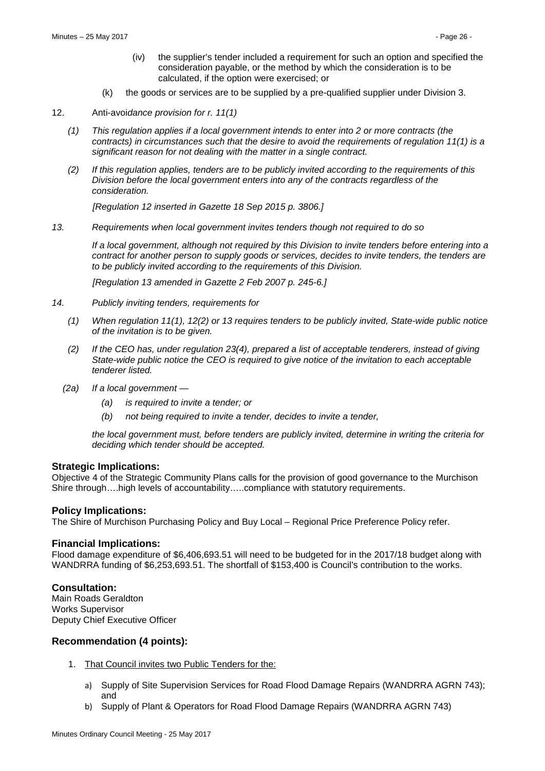(iv) the supplier's tender included a requirement for such an option and specified the consideration payable, or the method by which the consideration is to be calculated, if the option were exercised; or

(k) the goods or services are to be supplied by a pre-qualified supplier under Division 3.

12. Anti-avoi*dance provision for r. 11(1)*

*(1) This regulation applies if a local government intends to enter into 2 or more contracts (the contracts) in circumstances such that the desire to avoid the requirements of regulation 11(1) is a significant reason for not dealing with the matter in a single contract.*

*(2) If this regulation applies, tenders are to be publicly invited according to the requirements of this Division before the local government enters into any of the contracts regardless of the consideration.*

*[Regulation 12 inserted in Gazette 18 Sep 2015 p. 3806.]*

*13. Requirements when local government invites tenders though not required to do so*

*If a local government, although not required by this Division to invite tenders before entering into a contract for another person to supply goods or services, decides to invite tenders, the tenders are to be publicly invited according to the requirements of this Division.*

*[Regulation 13 amended in Gazette 2 Feb 2007 p. 245-6.]*

*14. Publicly inviting tenders, requirements for*

*(1) When regulation 11(1), 12(2) or 13 requires tenders to be publicly invited, State-wide public notice of the invitation is to be given.*

*(2) If the CEO has, under regulation 23(4), prepared a list of acceptable tenderers, instead of giving State-wide public notice the CEO is required to give notice of the invitation to each acceptable tenderer listed.*

*(2a) If a local government —*

*(a) is required to invite a tender; or*

*(b) not being required to invite a tender, decides to invite a tender,*

*the local government must, before tenders are publicly invited, determine in writing the criteria for deciding which tender should be accepted.*

### Strategic Implications:

Objective 4 of the Strategic Community Plans calls for the provision of good governance to the Murchison Shire through….high levels of accountability…..compliance with statutory requirements.

### Policy Implications:

The Shire of Murchison Purchasing Policy and Buy Local – Regional Price Preference Policy refer.

### Financial Implications:

Flood damage expenditure of $6,406,693.51 will need to be budgeted for in the 2017/18 budget along with WANDRRA funding of $6,253,693.51. The shortfall of $153,400 is Council's contribution to the works.

### Consultation:

Main Roads Geraldton
Works Supervisor
Deputy Chief Executive Officer

### Recommendation (4 points):

1. That Council invites two Public Tenders for the:

   a) Supply of Site Supervision Services for Road Flood Damage Repairs (WANDRRA AGRN 743); and
   b) Supply of Plant & Operators for Road Flood Damage Repairs (WANDRRA AGRN 743)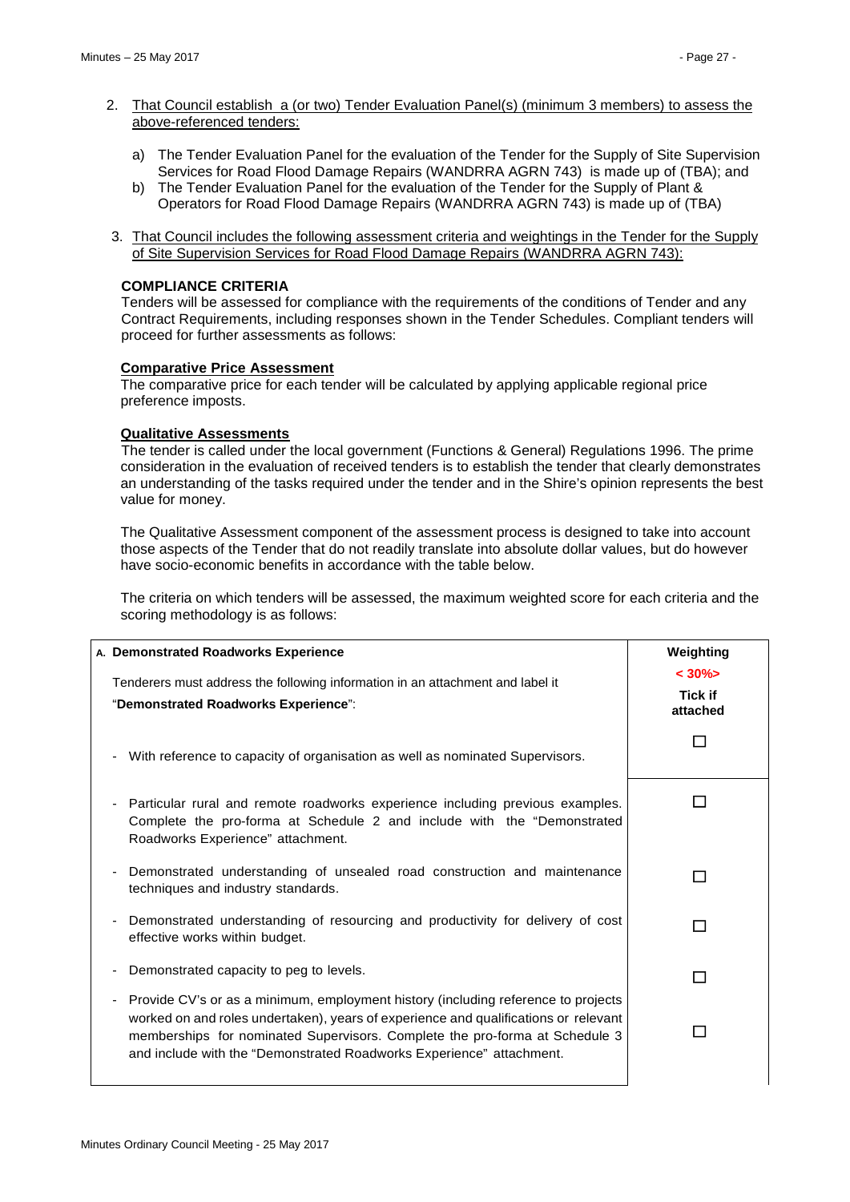2. That Council establish a (or two) Tender Evaluation Panel(s) (minimum 3 members) to assess the above-referenced tenders:

   a) The Tender Evaluation Panel for the evaluation of the Tender for the Supply of Site Supervision Services for Road Flood Damage Repairs (WANDRRA AGRN 743) is made up of (TBA); and
   b) The Tender Evaluation Panel for the evaluation of the Tender for the Supply of Plant & Operators for Road Flood Damage Repairs (WANDRRA AGRN 743) is made up of (TBA)

3. That Council includes the following assessment criteria and weightings in the Tender for the Supply of Site Supervision Services for Road Flood Damage Repairs (WANDRRA AGRN 743):

**COMPLIANCE CRITERIA**

Tenders will be assessed for compliance with the requirements of the conditions of Tender and any Contract Requirements, including responses shown in the Tender Schedules. Compliant tenders will proceed for further assessments as follows:

**Comparative Price Assessment**

The comparative price for each tender will be calculated by applying applicable regional price preference imposts.

**Qualitative Assessments**

The tender is called under the local government (Functions & General) Regulations 1996. The prime consideration in the evaluation of received tenders is to establish the tender that clearly demonstrates an understanding of the tasks required under the tender and in the Shire's opinion represents the best value for money.

The Qualitative Assessment component of the assessment process is designed to take into account those aspects of the Tender that do not readily translate into absolute dollar values, but do however have socio-economic benefits in accordance with the table below.

The criteria on which tenders will be assessed, the maximum weighted score for each criteria and the scoring methodology is as follows:

| **A. Demonstrated Roadworks Experience** | **Weighting** |
|---|---|
| Tenderers must address the following information in an attachment and label it "**Demonstrated Roadworks Experience**": | **< 30%>** **Tick if attached** |
| - With reference to capacity of organisation as well as nominated Supervisors. | ☐ |
| - Particular rural and remote roadworks experience including previous examples. Complete the pro-forma at Schedule 2 and include with the "Demonstrated Roadworks Experience" attachment. | ☐ |
| - Demonstrated understanding of unsealed road construction and maintenance techniques and industry standards. | ☐ |
| - Demonstrated understanding of resourcing and productivity for delivery of cost effective works within budget. | ☐ |
| - Demonstrated capacity to peg to levels. | ☐ |
| - Provide CV's or as a minimum, employment history (including reference to projects worked on and roles undertaken), years of experience and qualifications or relevant memberships for nominated Supervisors. Complete the pro-forma at Schedule 3 and include with the "Demonstrated Roadworks Experience" attachment. | ☐ |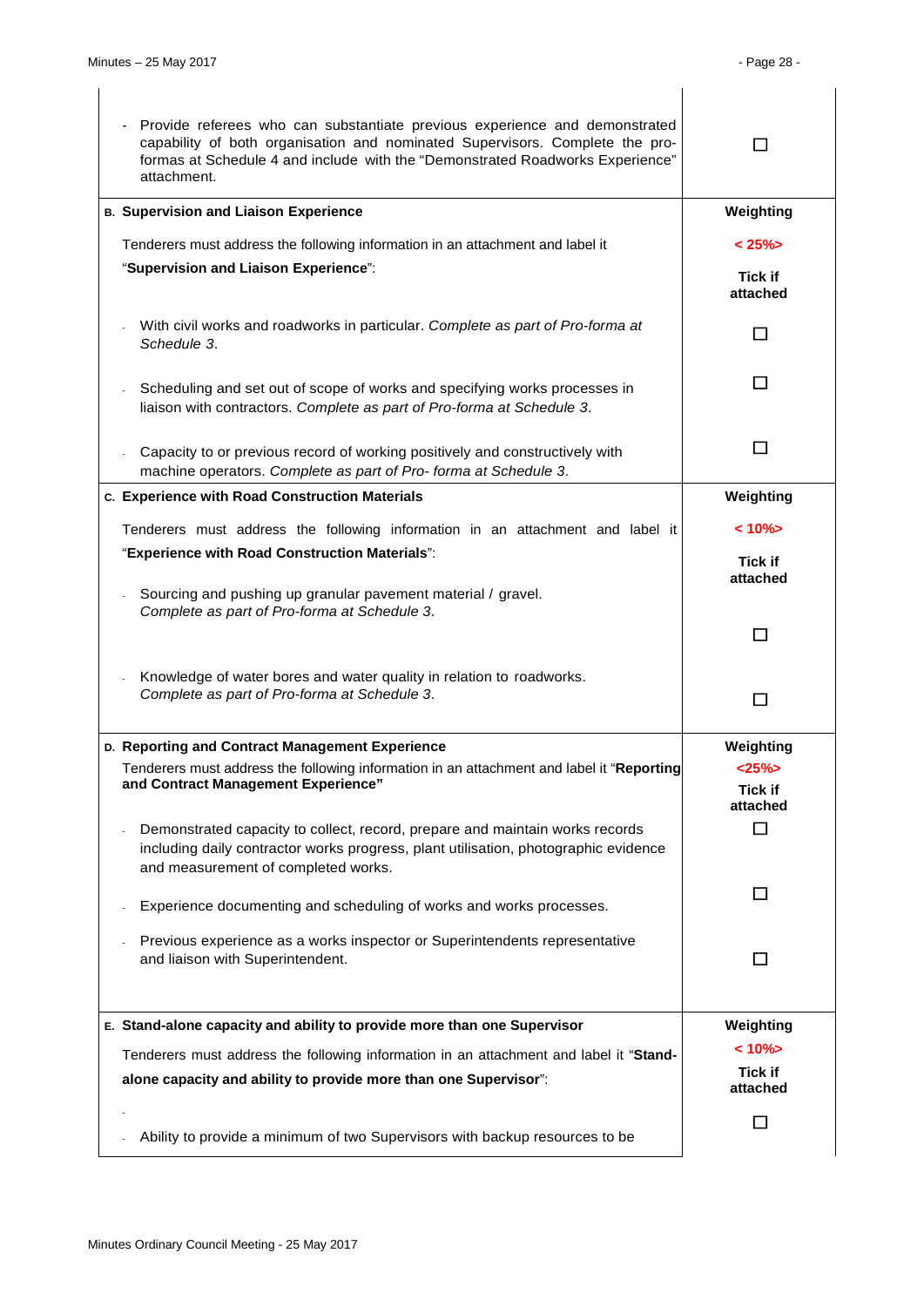| | |
|---|---|
| - Provide referees who can substantiate previous experience and demonstrated capability of both organisation and nominated Supervisors. Complete the pro-formas at Schedule 4 and include with the "Demonstrated Roadworks Experience" attachment. | ☐ |
| **B. Supervision and Liaison Experience** | **Weighting** |
| Tenderers must address the following information in an attachment and label it "**Supervision and Liaison Experience**": | **< 25%>**<br>**Tick if attached** |
| - With civil works and roadworks in particular. *Complete as part of Pro-forma at Schedule 3*. | ☐ |
| - Scheduling and set out of scope of works and specifying works processes in liaison with contractors. *Complete as part of Pro-forma at Schedule 3*. | ☐ |
| - Capacity to or previous record of working positively and constructively with machine operators. *Complete as part of Pro- forma at Schedule 3*. | ☐ |
| **C. Experience with Road Construction Materials** | **Weighting** |
| Tenderers must address the following information in an attachment and label it "**Experience with Road Construction Materials**": | **< 10%>**<br>**Tick if attached** |
| - Sourcing and pushing up granular pavement material / gravel. *Complete as part of Pro-forma at Schedule 3*. | ☐ |
| - Knowledge of water bores and water quality in relation to roadworks. *Complete as part of Pro-forma at Schedule 3*. | ☐ |
| **D. Reporting and Contract Management Experience** | **Weighting** |
| Tenderers must address the following information in an attachment and label it "**Reporting and Contract Management Experience"** | **<25%>**<br>**Tick if attached** |
| - Demonstrated capacity to collect, record, prepare and maintain works records including daily contractor works progress, plant utilisation, photographic evidence and measurement of completed works. | ☐ |
| - Experience documenting and scheduling of works and works processes. | ☐ |
| - Previous experience as a works inspector or Superintendents representative and liaison with Superintendent. | ☐ |
| **E. Stand-alone capacity and ability to provide more than one Supervisor** | **Weighting** |
| Tenderers must address the following information in an attachment and label it "**Stand-alone capacity and ability to provide more than one Supervisor**": | **< 10%>**<br>**Tick if attached** |
| -<br>- Ability to provide a minimum of two Supervisors with backup resources to be | ☐ |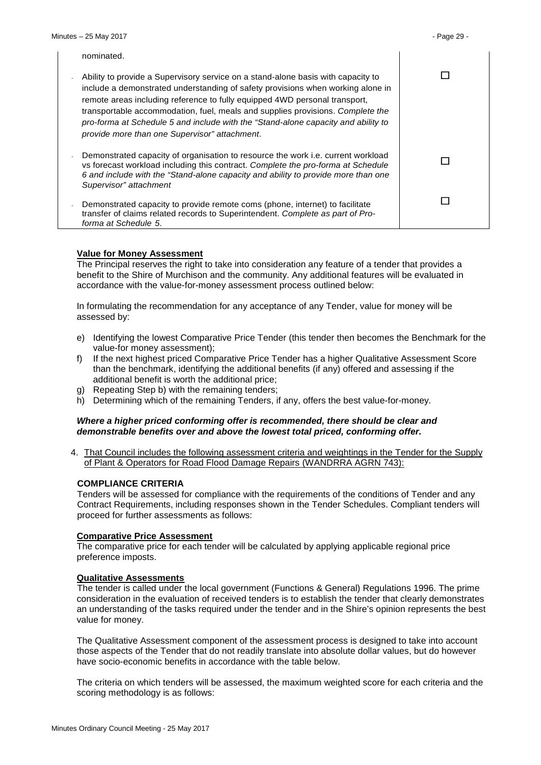| | |
|---|---|
| nominated. | |
| - Ability to provide a Supervisory service on a stand-alone basis with capacity to include a demonstrated understanding of safety provisions when working alone in remote areas including reference to fully equipped 4WD personal transport, transportable accommodation, fuel, meals and supplies provisions. *Complete the pro-forma at Schedule 5 and include with the "Stand-alone capacity and ability to provide more than one Supervisor" attachment*. | ☐ |
| - Demonstrated capacity of organisation to resource the work i.e. current workload vs forecast workload including this contract. *Complete the pro-forma at Schedule 6 and include with the "Stand-alone capacity and ability to provide more than one Supervisor" attachment* | ☐ |
| - Demonstrated capacity to provide remote coms (phone, internet) to facilitate transfer of claims related records to Superintendent. *Complete as part of Pro-forma at Schedule 5*. | ☐ |

**Value for Money Assessment**

The Principal reserves the right to take into consideration any feature of a tender that provides a benefit to the Shire of Murchison and the community. Any additional features will be evaluated in accordance with the value-for-money assessment process outlined below:

In formulating the recommendation for any acceptance of any Tender, value for money will be assessed by:

e) Identifying the lowest Comparative Price Tender (this tender then becomes the Benchmark for the value-for money assessment);
f) If the next highest priced Comparative Price Tender has a higher Qualitative Assessment Score than the benchmark, identifying the additional benefits (if any) offered and assessing if the additional benefit is worth the additional price;
g) Repeating Step b) with the remaining tenders;
h) Determining which of the remaining Tenders, if any, offers the best value-for-money.

***Where a higher priced conforming offer is recommended, there should be clear and demonstrable benefits over and above the lowest total priced, conforming offer.***

4. That Council includes the following assessment criteria and weightings in the Tender for the Supply of Plant & Operators for Road Flood Damage Repairs (WANDRRA AGRN 743):

**COMPLIANCE CRITERIA**

Tenders will be assessed for compliance with the requirements of the conditions of Tender and any Contract Requirements, including responses shown in the Tender Schedules. Compliant tenders will proceed for further assessments as follows:

**Comparative Price Assessment**

The comparative price for each tender will be calculated by applying applicable regional price preference imposts.

**Qualitative Assessments**

The tender is called under the local government (Functions & General) Regulations 1996. The prime consideration in the evaluation of received tenders is to establish the tender that clearly demonstrates an understanding of the tasks required under the tender and in the Shire's opinion represents the best value for money.

The Qualitative Assessment component of the assessment process is designed to take into account those aspects of the Tender that do not readily translate into absolute dollar values, but do however have socio-economic benefits in accordance with the table below.

The criteria on which tenders will be assessed, the maximum weighted score for each criteria and the scoring methodology is as follows: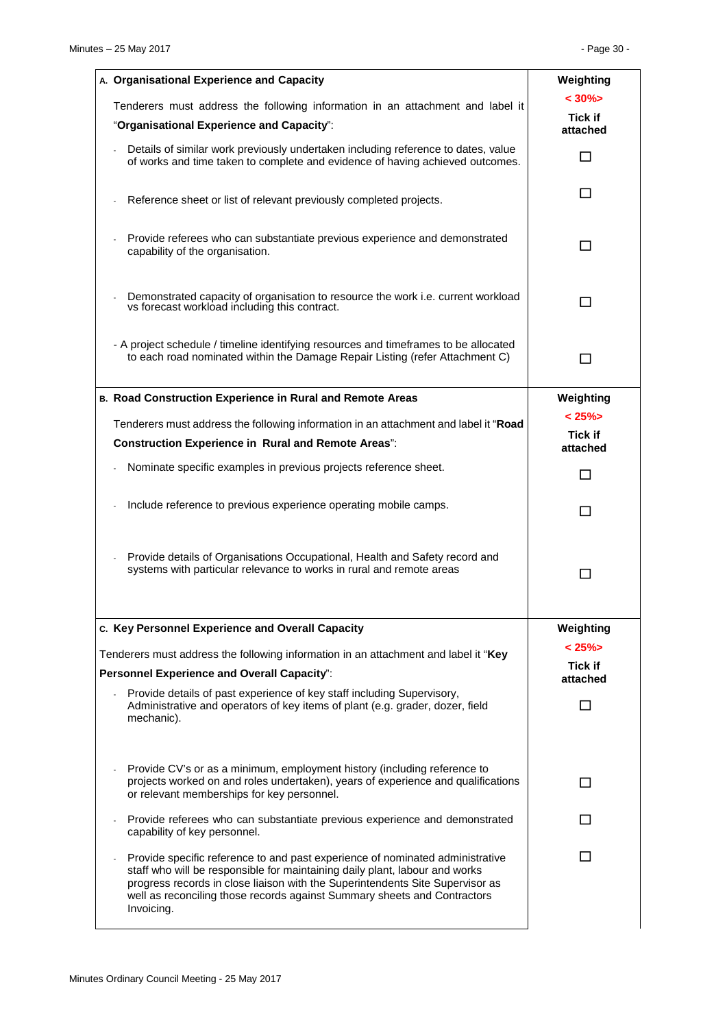| A. Organisational Experience and Capacity | Weighting |
|---|---|
| Tenderers must address the following information in an attachment and label it "**Organisational Experience and Capacity**": | **< 30%>** **Tick if attached** |
| - Details of similar work previously undertaken including reference to dates, value of works and time taken to complete and evidence of having achieved outcomes. | ☐ |
| - Reference sheet or list of relevant previously completed projects. | ☐ |
| - Provide referees who can substantiate previous experience and demonstrated capability of the organisation. | ☐ |
| - Demonstrated capacity of organisation to resource the work i.e. current workload vs forecast workload including this contract. | ☐ |
| - A project schedule / timeline identifying resources and timeframes to be allocated to each road nominated within the Damage Repair Listing (refer Attachment C) | ☐ |

| B. Road Construction Experience in Rural and Remote Areas | Weighting |
|---|---|
| Tenderers must address the following information in an attachment and label it "**Road Construction Experience in Rural and Remote Areas**": | **< 25%>** **Tick if attached** |
| - Nominate specific examples in previous projects reference sheet. | ☐ |
| - Include reference to previous experience operating mobile camps. | ☐ |
| - Provide details of Organisations Occupational, Health and Safety record and systems with particular relevance to works in rural and remote areas | ☐ |

| C. Key Personnel Experience and Overall Capacity | Weighting |
|---|---|
| Tenderers must address the following information in an attachment and label it "**Key Personnel Experience and Overall Capacity**": | **< 25%>** **Tick if attached** |
| - Provide details of past experience of key staff including Supervisory, Administrative and operators of key items of plant (e.g. grader, dozer, field mechanic). | ☐ |
| - Provide CV's or as a minimum, employment history (including reference to projects worked on and roles undertaken), years of experience and qualifications or relevant memberships for key personnel. | ☐ |
| - Provide referees who can substantiate previous experience and demonstrated capability of key personnel. | ☐ |
| - Provide specific reference to and past experience of nominated administrative staff who will be responsible for maintaining daily plant, labour and works progress records in close liaison with the Superintendents Site Supervisor as well as reconciling those records against Summary sheets and Contractors Invoicing. | ☐ |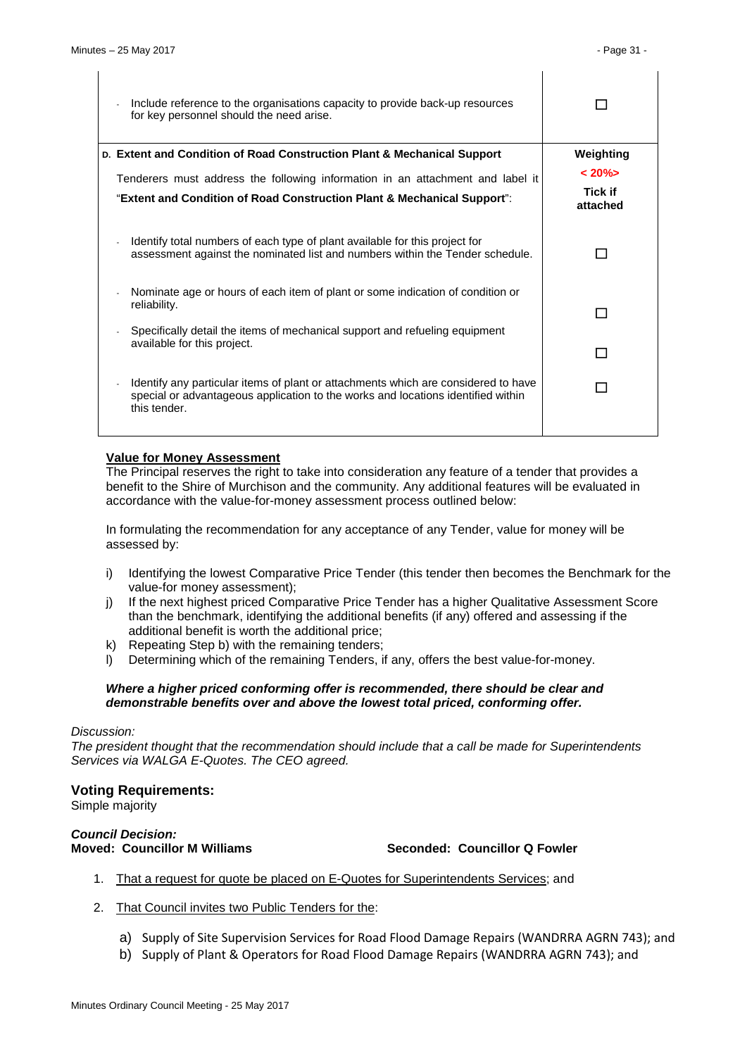| | |
|---|---|
| - Include reference to the organisations capacity to provide back-up resources for key personnel should the need arise. | ☐ |
| **D. Extent and Condition of Road Construction Plant & Mechanical Support** <br><br> Tenderers must address the following information in an attachment and label it "**Extent and Condition of Road Construction Plant & Mechanical Support**": | **Weighting** <br> **< 20%>** <br> **Tick if attached** |
| - Identify total numbers of each type of plant available for this project for assessment against the nominated list and numbers within the Tender schedule. | ☐ |
| - Nominate age or hours of each item of plant or some indication of condition or reliability. | ☐ |
| - Specifically detail the items of mechanical support and refueling equipment available for this project. | ☐ |
| - Identify any particular items of plant or attachments which are considered to have special or advantageous application to the works and locations identified within this tender. | ☐ |

**Value for Money Assessment**

The Principal reserves the right to take into consideration any feature of a tender that provides a benefit to the Shire of Murchison and the community. Any additional features will be evaluated in accordance with the value-for-money assessment process outlined below:

In formulating the recommendation for any acceptance of any Tender, value for money will be assessed by:

i) Identifying the lowest Comparative Price Tender (this tender then becomes the Benchmark for the value-for money assessment);
j) If the next highest priced Comparative Price Tender has a higher Qualitative Assessment Score than the benchmark, identifying the additional benefits (if any) offered and assessing if the additional benefit is worth the additional price;
k) Repeating Step b) with the remaining tenders;
l) Determining which of the remaining Tenders, if any, offers the best value-for-money.

***Where a higher priced conforming offer is recommended, there should be clear and demonstrable benefits over and above the lowest total priced, conforming offer.***

*Discussion:*

*The president thought that the recommendation should include that a call be made for Superintendents Services via WALGA E-Quotes. The CEO agreed.*

**Voting Requirements:**

Simple majority

***Council Decision:***

**Moved: Councillor M Williams** **Seconded: Councillor Q Fowler**

1. That a request for quote be placed on E-Quotes for Superintendents Services; and
2. That Council invites two Public Tenders for the:
   a) Supply of Site Supervision Services for Road Flood Damage Repairs (WANDRRA AGRN 743); and
   b) Supply of Plant & Operators for Road Flood Damage Repairs (WANDRRA AGRN 743); and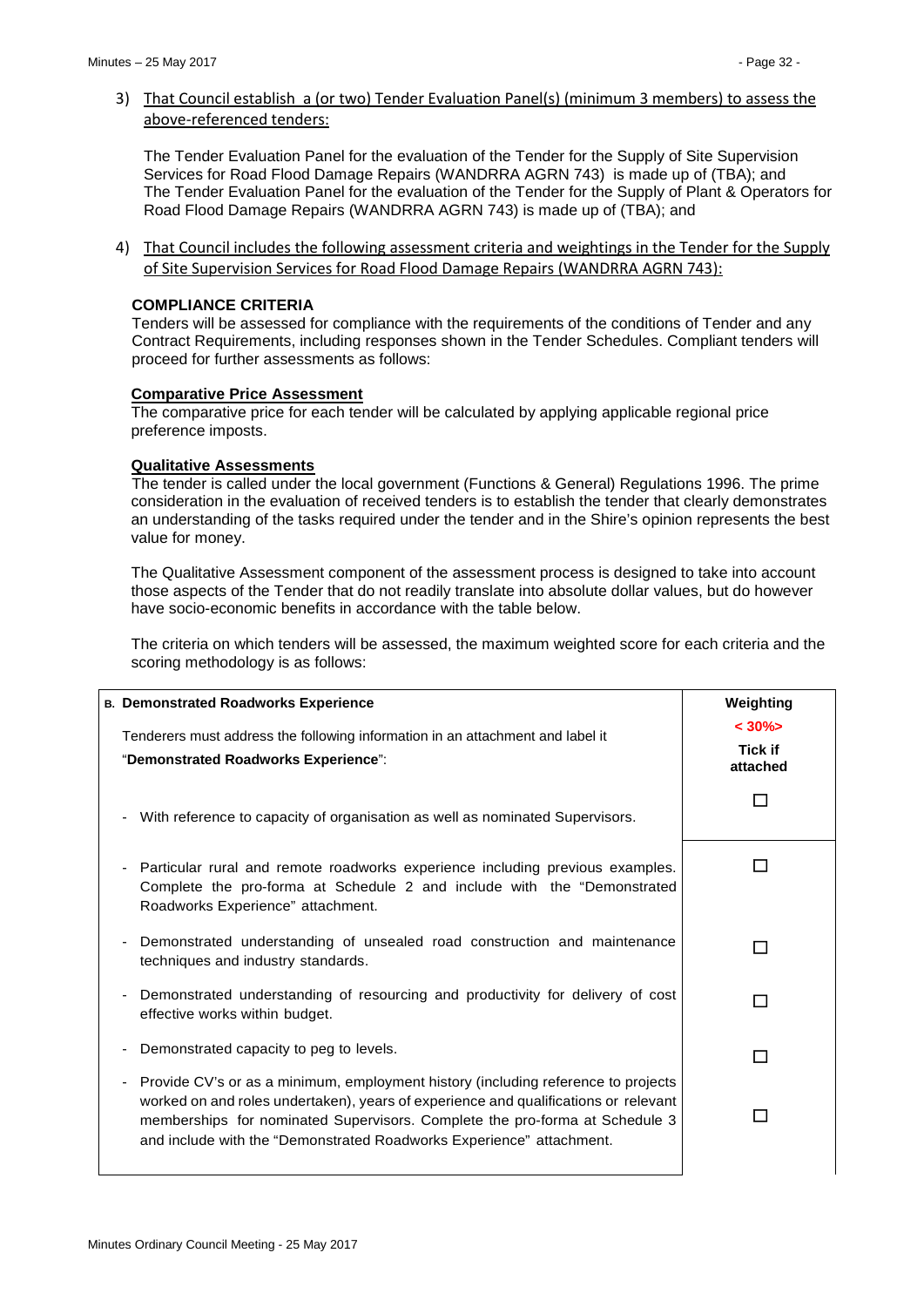3) That Council establish a (or two) Tender Evaluation Panel(s) (minimum 3 members) to assess the above-referenced tenders:

The Tender Evaluation Panel for the evaluation of the Tender for the Supply of Site Supervision Services for Road Flood Damage Repairs (WANDRRA AGRN 743) is made up of (TBA); and
The Tender Evaluation Panel for the evaluation of the Tender for the Supply of Plant & Operators for Road Flood Damage Repairs (WANDRRA AGRN 743) is made up of (TBA); and

4) That Council includes the following assessment criteria and weightings in the Tender for the Supply of Site Supervision Services for Road Flood Damage Repairs (WANDRRA AGRN 743):

**COMPLIANCE CRITERIA**

Tenders will be assessed for compliance with the requirements of the conditions of Tender and any Contract Requirements, including responses shown in the Tender Schedules. Compliant tenders will proceed for further assessments as follows:

**Comparative Price Assessment**

The comparative price for each tender will be calculated by applying applicable regional price preference imposts.

**Qualitative Assessments**

The tender is called under the local government (Functions & General) Regulations 1996. The prime consideration in the evaluation of received tenders is to establish the tender that clearly demonstrates an understanding of the tasks required under the tender and in the Shire's opinion represents the best value for money.

The Qualitative Assessment component of the assessment process is designed to take into account those aspects of the Tender that do not readily translate into absolute dollar values, but do however have socio-economic benefits in accordance with the table below.

The criteria on which tenders will be assessed, the maximum weighted score for each criteria and the scoring methodology is as follows:

| **B. Demonstrated Roadworks Experience** | **Weighting** |
|---|---|
| Tenderers must address the following information in an attachment and label it "**Demonstrated Roadworks Experience**": | **< 30%>** **Tick if attached** |
| - With reference to capacity of organisation as well as nominated Supervisors. | ☐ |
| - Particular rural and remote roadworks experience including previous examples. Complete the pro-forma at Schedule 2 and include with the "Demonstrated Roadworks Experience" attachment. | ☐ |
| - Demonstrated understanding of unsealed road construction and maintenance techniques and industry standards. | ☐ |
| - Demonstrated understanding of resourcing and productivity for delivery of cost effective works within budget. | ☐ |
| - Demonstrated capacity to peg to levels. | ☐ |
| - Provide CV's or as a minimum, employment history (including reference to projects worked on and roles undertaken), years of experience and qualifications or relevant memberships for nominated Supervisors. Complete the pro-forma at Schedule 3 and include with the "Demonstrated Roadworks Experience" attachment. | ☐ |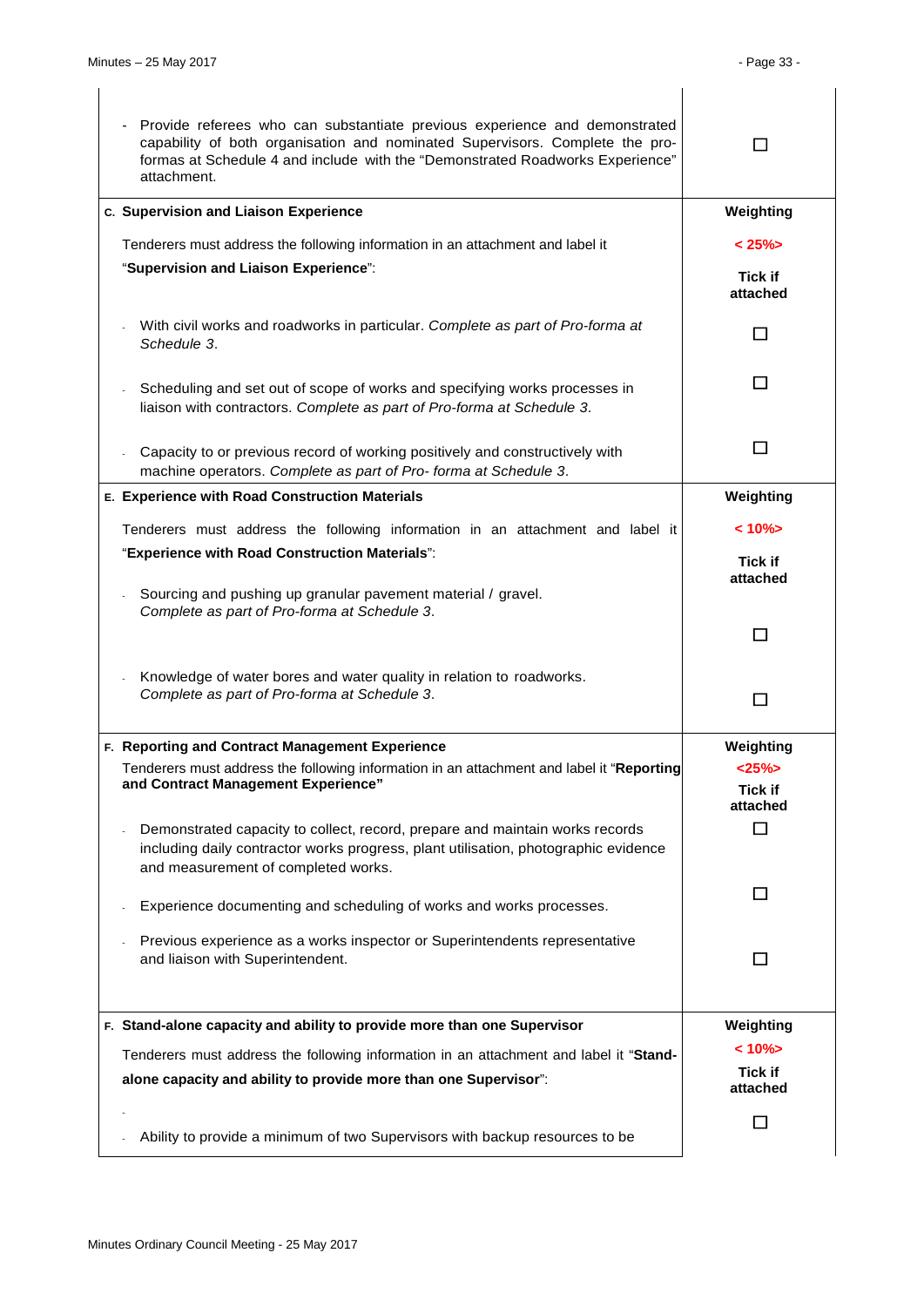| | |
|---|---|
| - Provide referees who can substantiate previous experience and demonstrated capability of both organisation and nominated Supervisors. Complete the pro-formas at Schedule 4 and include with the "Demonstrated Roadworks Experience" attachment. | ☐ |
| **C. Supervision and Liaison Experience** | **Weighting** |
| Tenderers must address the following information in an attachment and label it "**Supervision and Liaison Experience**": | **< 25%>** **Tick if attached** |
| - With civil works and roadworks in particular. *Complete as part of Pro-forma at Schedule 3*. | ☐ |
| - Scheduling and set out of scope of works and specifying works processes in liaison with contractors. *Complete as part of Pro-forma at Schedule 3*. | ☐ |
| - Capacity to or previous record of working positively and constructively with machine operators. *Complete as part of Pro- forma at Schedule 3*. | ☐ |
| **E. Experience with Road Construction Materials** | **Weighting** |
| Tenderers must address the following information in an attachment and label it "**Experience with Road Construction Materials**": | **< 10%>** **Tick if attached** |
| - Sourcing and pushing up granular pavement material / gravel. *Complete as part of Pro-forma at Schedule 3*. | ☐ |
| - Knowledge of water bores and water quality in relation to roadworks. *Complete as part of Pro-forma at Schedule 3*. | ☐ |
| **F. Reporting and Contract Management Experience** | **Weighting** |
| Tenderers must address the following information in an attachment and label it "**Reporting and Contract Management Experience"** | **<25%>** **Tick if attached** |
| - Demonstrated capacity to collect, record, prepare and maintain works records including daily contractor works progress, plant utilisation, photographic evidence and measurement of completed works. | ☐ |
| - Experience documenting and scheduling of works and works processes. | ☐ |
| - Previous experience as a works inspector or Superintendents representative and liaison with Superintendent. | ☐ |
| **F. Stand-alone capacity and ability to provide more than one Supervisor** | **Weighting** |
| Tenderers must address the following information in an attachment and label it "**Stand-alone capacity and ability to provide more than one Supervisor**": | **< 10%>** **Tick if attached** |
| - Ability to provide a minimum of two Supervisors with backup resources to be | ☐ |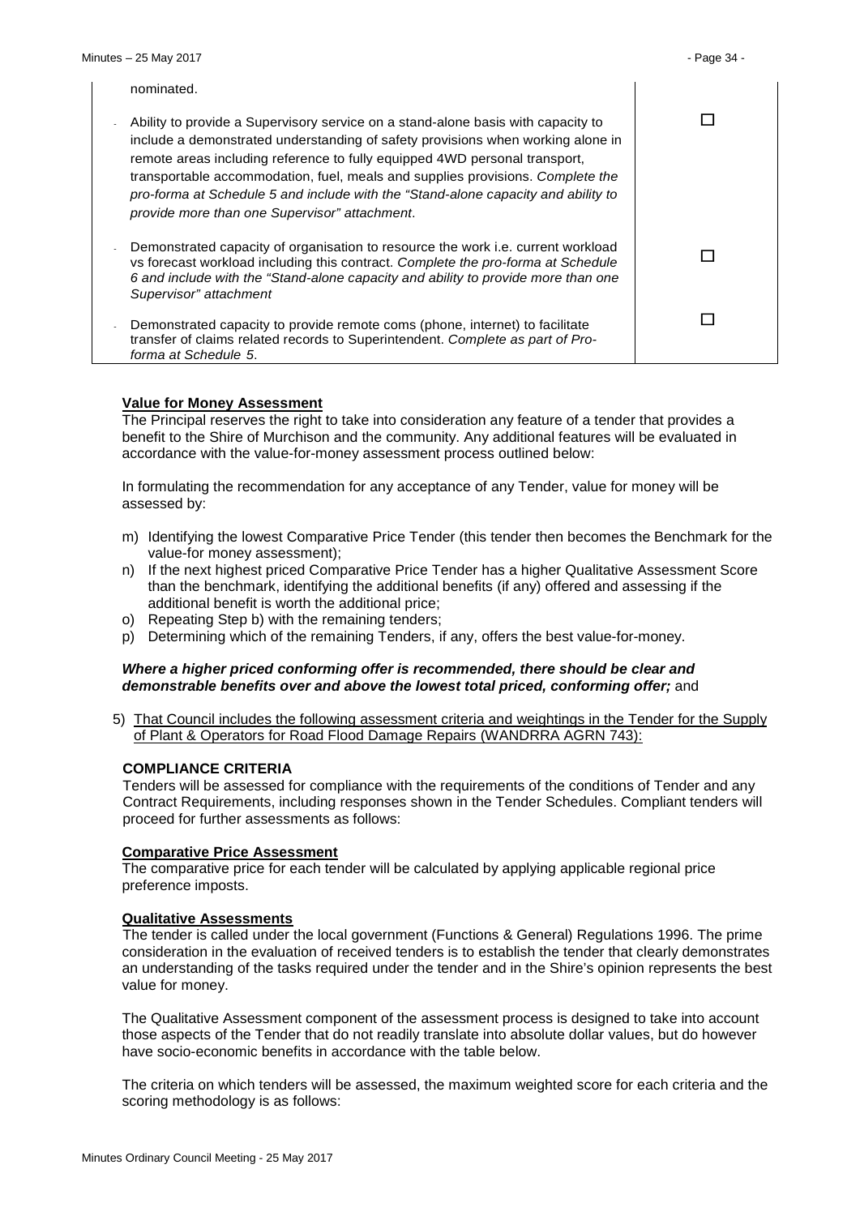| | |
|---|---|
| nominated. | |
| - Ability to provide a Supervisory service on a stand-alone basis with capacity to include a demonstrated understanding of safety provisions when working alone in remote areas including reference to fully equipped 4WD personal transport, transportable accommodation, fuel, meals and supplies provisions. *Complete the pro-forma at Schedule 5 and include with the "Stand-alone capacity and ability to provide more than one Supervisor" attachment*. | ☐ |
| - Demonstrated capacity of organisation to resource the work i.e. current workload vs forecast workload including this contract. *Complete the pro-forma at Schedule 6 and include with the "Stand-alone capacity and ability to provide more than one Supervisor" attachment* | ☐ |
| - Demonstrated capacity to provide remote coms (phone, internet) to facilitate transfer of claims related records to Superintendent. *Complete as part of Pro-forma at Schedule 5*. | ☐ |

**Value for Money Assessment**

The Principal reserves the right to take into consideration any feature of a tender that provides a benefit to the Shire of Murchison and the community. Any additional features will be evaluated in accordance with the value-for-money assessment process outlined below:

In formulating the recommendation for any acceptance of any Tender, value for money will be assessed by:

m) Identifying the lowest Comparative Price Tender (this tender then becomes the Benchmark for the value-for money assessment);
n) If the next highest priced Comparative Price Tender has a higher Qualitative Assessment Score than the benchmark, identifying the additional benefits (if any) offered and assessing if the additional benefit is worth the additional price;
o) Repeating Step b) with the remaining tenders;
p) Determining which of the remaining Tenders, if any, offers the best value-for-money.

***Where a higher priced conforming offer is recommended, there should be clear and demonstrable benefits over and above the lowest total priced, conforming offer;*** and

5) That Council includes the following assessment criteria and weightings in the Tender for the Supply of Plant & Operators for Road Flood Damage Repairs (WANDRRA AGRN 743):

**COMPLIANCE CRITERIA**

Tenders will be assessed for compliance with the requirements of the conditions of Tender and any Contract Requirements, including responses shown in the Tender Schedules. Compliant tenders will proceed for further assessments as follows:

**Comparative Price Assessment**

The comparative price for each tender will be calculated by applying applicable regional price preference imposts.

**Qualitative Assessments**

The tender is called under the local government (Functions & General) Regulations 1996. The prime consideration in the evaluation of received tenders is to establish the tender that clearly demonstrates an understanding of the tasks required under the tender and in the Shire's opinion represents the best value for money.

The Qualitative Assessment component of the assessment process is designed to take into account those aspects of the Tender that do not readily translate into absolute dollar values, but do however have socio-economic benefits in accordance with the table below.

The criteria on which tenders will be assessed, the maximum weighted score for each criteria and the scoring methodology is as follows: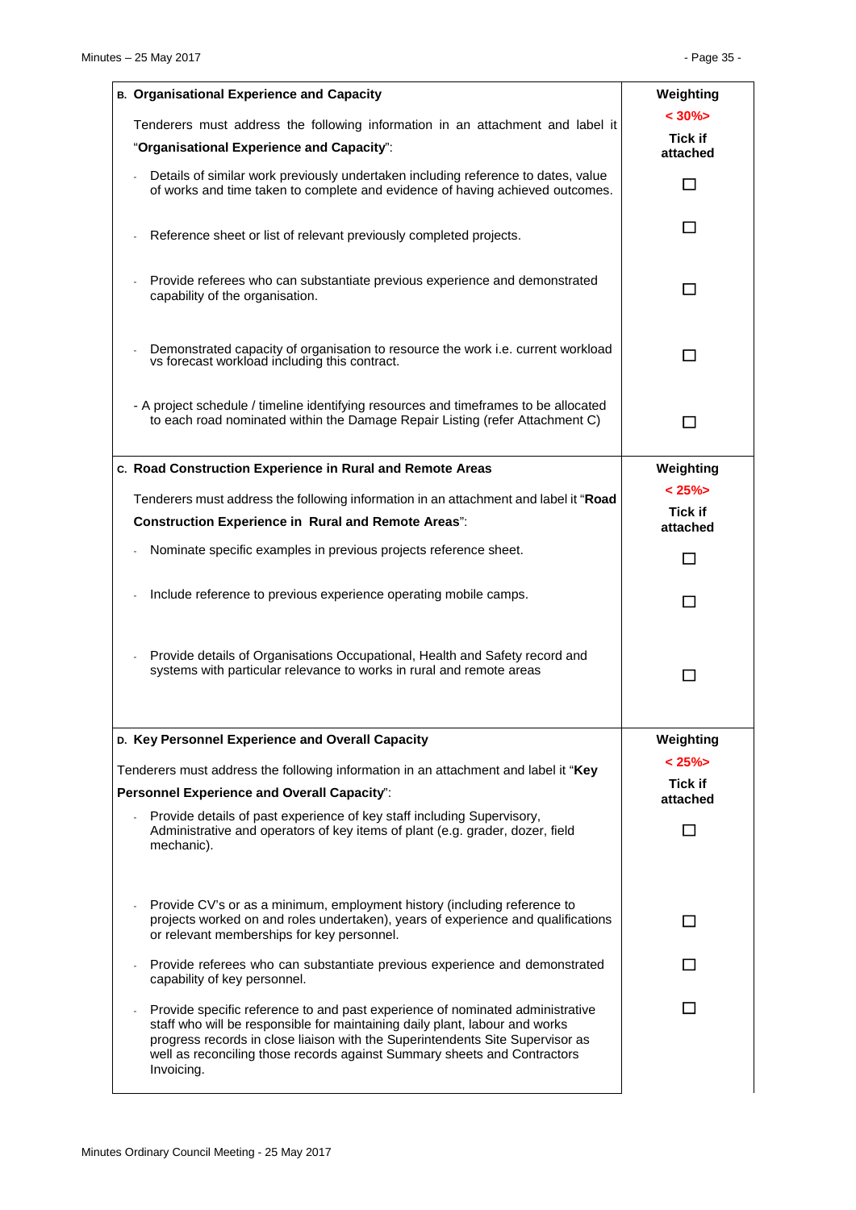| B. Organisational Experience and Capacity | Weighting |
|---|---|
| Tenderers must address the following information in an attachment and label it "**Organisational Experience and Capacity**": | **< 30%>** **Tick if attached** |
| - Details of similar work previously undertaken including reference to dates, value of works and time taken to complete and evidence of having achieved outcomes. | ☐ |
| - Reference sheet or list of relevant previously completed projects. | ☐ |
| - Provide referees who can substantiate previous experience and demonstrated capability of the organisation. | ☐ |
| - Demonstrated capacity of organisation to resource the work i.e. current workload vs forecast workload including this contract. | ☐ |
| - A project schedule / timeline identifying resources and timeframes to be allocated to each road nominated within the Damage Repair Listing (refer Attachment C) | ☐ |

| C. Road Construction Experience in Rural and Remote Areas | Weighting |
|---|---|
| Tenderers must address the following information in an attachment and label it "**Road Construction Experience in Rural and Remote Areas**": | **< 25%>** **Tick if attached** |
| - Nominate specific examples in previous projects reference sheet. | ☐ |
| - Include reference to previous experience operating mobile camps. | ☐ |
| - Provide details of Organisations Occupational, Health and Safety record and systems with particular relevance to works in rural and remote areas | ☐ |

| D. Key Personnel Experience and Overall Capacity | Weighting |
|---|---|
| Tenderers must address the following information in an attachment and label it "**Key Personnel Experience and Overall Capacity**": | **< 25%>** **Tick if attached** |
| - Provide details of past experience of key staff including Supervisory, Administrative and operators of key items of plant (e.g. grader, dozer, field mechanic). | ☐ |
| - Provide CV's or as a minimum, employment history (including reference to projects worked on and roles undertaken), years of experience and qualifications or relevant memberships for key personnel. | ☐ |
| - Provide referees who can substantiate previous experience and demonstrated capability of key personnel. | ☐ |
| - Provide specific reference to and past experience of nominated administrative staff who will be responsible for maintaining daily plant, labour and works progress records in close liaison with the Superintendents Site Supervisor as well as reconciling those records against Summary sheets and Contractors Invoicing. | ☐ |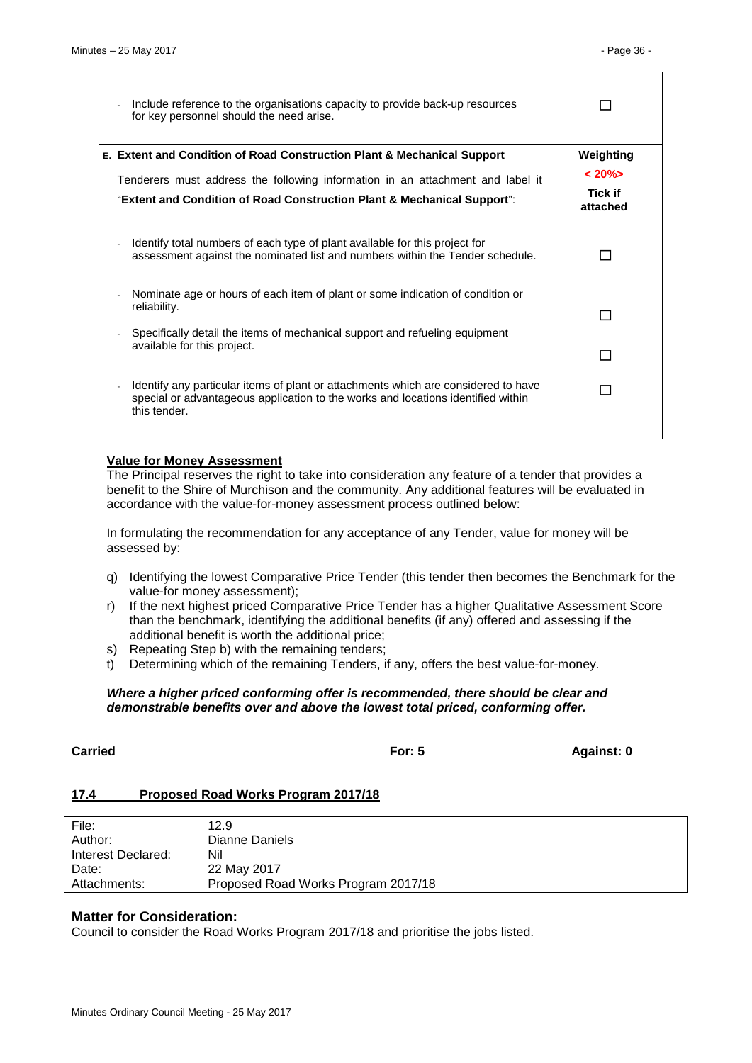| | |
|---|---|
| - Include reference to the organisations capacity to provide back-up resources for key personnel should the need arise. | ☐ |
| **E. Extent and Condition of Road Construction Plant & Mechanical Support**<br><br>Tenderers must address the following information in an attachment and label it "**Extent and Condition of Road Construction Plant & Mechanical Support**": | **Weighting**<br>**< 20%>**<br>**Tick if attached** |
| - Identify total numbers of each type of plant available for this project for assessment against the nominated list and numbers within the Tender schedule. | ☐ |
| - Nominate age or hours of each item of plant or some indication of condition or reliability. | ☐ |
| - Specifically detail the items of mechanical support and refueling equipment available for this project. | ☐ |
| - Identify any particular items of plant or attachments which are considered to have special or advantageous application to the works and locations identified within this tender. | ☐ |

**Value for Money Assessment**

The Principal reserves the right to take into consideration any feature of a tender that provides a benefit to the Shire of Murchison and the community. Any additional features will be evaluated in accordance with the value-for-money assessment process outlined below:

In formulating the recommendation for any acceptance of any Tender, value for money will be assessed by:

q) Identifying the lowest Comparative Price Tender (this tender then becomes the Benchmark for the value-for money assessment);
r) If the next highest priced Comparative Price Tender has a higher Qualitative Assessment Score than the benchmark, identifying the additional benefits (if any) offered and assessing if the additional benefit is worth the additional price;
s) Repeating Step b) with the remaining tenders;
t) Determining which of the remaining Tenders, if any, offers the best value-for-money.

***Where a higher priced conforming offer is recommended, there should be clear and demonstrable benefits over and above the lowest total priced, conforming offer.***

**Carried** **For: 5** **Against: 0**

## 17.4 Proposed Road Works Program 2017/18

| | |
|---|---|
| File: | 12.9 |
| Author: | Dianne Daniels |
| Interest Declared: | Nil |
| Date: | 22 May 2017 |
| Attachments: | Proposed Road Works Program 2017/18 |

### Matter for Consideration:

Council to consider the Road Works Program 2017/18 and prioritise the jobs listed.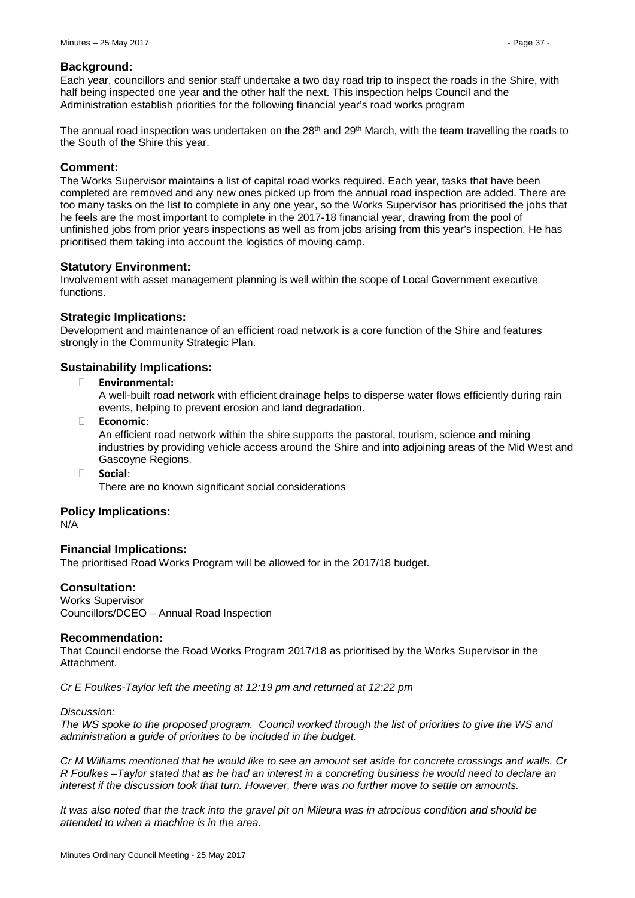### Background:

Each year, councillors and senior staff undertake a two day road trip to inspect the roads in the Shire, with half being inspected one year and the other half the next. This inspection helps Council and the Administration establish priorities for the following financial year's road works program

The annual road inspection was undertaken on the 28th and 29th March, with the team travelling the roads to the South of the Shire this year.

### Comment:

The Works Supervisor maintains a list of capital road works required. Each year, tasks that have been completed are removed and any new ones picked up from the annual road inspection are added. There are too many tasks on the list to complete in any one year, so the Works Supervisor has prioritised the jobs that he feels are the most important to complete in the 2017-18 financial year, drawing from the pool of unfinished jobs from prior years inspections as well as from jobs arising from this year's inspection. He has prioritised them taking into account the logistics of moving camp.

### Statutory Environment:

Involvement with asset management planning is well within the scope of Local Government executive functions.

### Strategic Implications:

Development and maintenance of an efficient road network is a core function of the Shire and features strongly in the Community Strategic Plan.

### Sustainability Implications:

- **Environmental:**
  A well-built road network with efficient drainage helps to disperse water flows efficiently during rain events, helping to prevent erosion and land degradation.
- **Economic**:
  An efficient road network within the shire supports the pastoral, tourism, science and mining industries by providing vehicle access around the Shire and into adjoining areas of the Mid West and Gascoyne Regions.
- **Social**:
  There are no known significant social considerations

### Policy Implications:

N/A

### Financial Implications:

The prioritised Road Works Program will be allowed for in the 2017/18 budget.

### Consultation:

Works Supervisor
Councillors/DCEO – Annual Road Inspection

### Recommendation:

That Council endorse the Road Works Program 2017/18 as prioritised by the Works Supervisor in the Attachment.

*Cr E Foulkes-Taylor left the meeting at 12:19 pm and returned at 12:22 pm*

*Discussion:*
*The WS spoke to the proposed program. Council worked through the list of priorities to give the WS and administration a guide of priorities to be included in the budget.*

*Cr M Williams mentioned that he would like to see an amount set aside for concrete crossings and walls. Cr R Foulkes –Taylor stated that as he had an interest in a concreting business he would need to declare an interest if the discussion took that turn. However, there was no further move to settle on amounts.*

*It was also noted that the track into the gravel pit on Mileura was in atrocious condition and should be attended to when a machine is in the area.*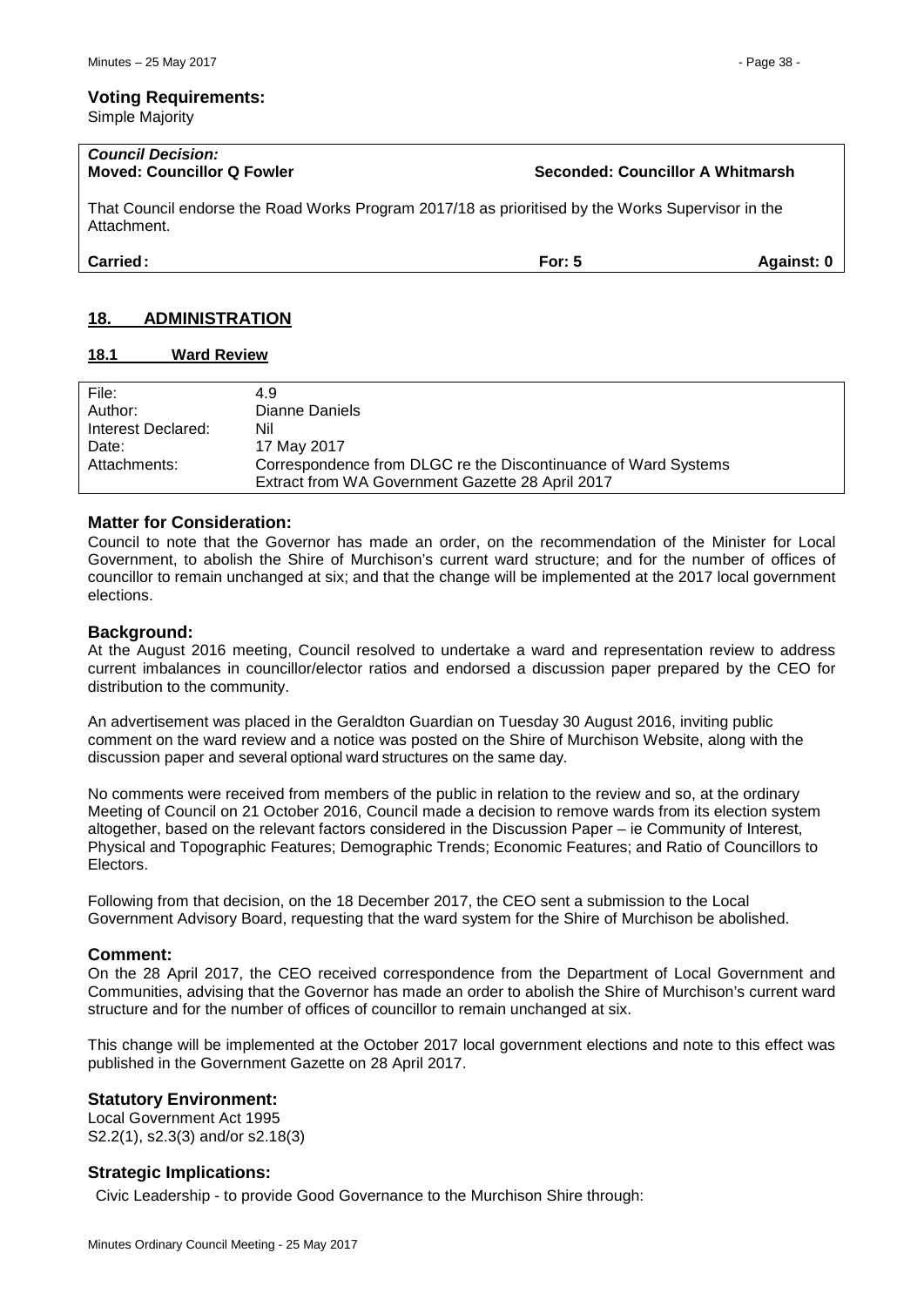**Voting Requirements:**
Simple Majority

| | | |
|---|---|---|
| ***Council Decision:*** **Moved: Councillor Q Fowler** | | **Seconded: Councillor A Whitmarsh** |
| That Council endorse the Road Works Program 2017/18 as prioritised by the Works Supervisor in the Attachment. | | |
| **Carried:** | **For: 5** | **Against: 0** |

## 18. ADMINISTRATION

### 18.1 Ward Review

| | |
|---|---|
| File: | 4.9 |
| Author: | Dianne Daniels |
| Interest Declared: | Nil |
| Date: | 17 May 2017 |
| Attachments: | Correspondence from DLGC re the Discontinuance of Ward Systems<br>Extract from WA Government Gazette 28 April 2017 |

### Matter for Consideration:

Council to note that the Governor has made an order, on the recommendation of the Minister for Local Government, to abolish the Shire of Murchison's current ward structure; and for the number of offices of councillor to remain unchanged at six; and that the change will be implemented at the 2017 local government elections.

### Background:

At the August 2016 meeting, Council resolved to undertake a ward and representation review to address current imbalances in councillor/elector ratios and endorsed a discussion paper prepared by the CEO for distribution to the community.

An advertisement was placed in the Geraldton Guardian on Tuesday 30 August 2016, inviting public comment on the ward review and a notice was posted on the Shire of Murchison Website, along with the discussion paper and several optional ward structures on the same day.

No comments were received from members of the public in relation to the review and so, at the ordinary Meeting of Council on 21 October 2016, Council made a decision to remove wards from its election system altogether, based on the relevant factors considered in the Discussion Paper – ie Community of Interest, Physical and Topographic Features; Demographic Trends; Economic Features; and Ratio of Councillors to Electors.

Following from that decision, on the 18 December 2017, the CEO sent a submission to the Local Government Advisory Board, requesting that the ward system for the Shire of Murchison be abolished.

### Comment:

On the 28 April 2017, the CEO received correspondence from the Department of Local Government and Communities, advising that the Governor has made an order to abolish the Shire of Murchison's current ward structure and for the number of offices of councillor to remain unchanged at six.

This change will be implemented at the October 2017 local government elections and note to this effect was published in the Government Gazette on 28 April 2017.

### Statutory Environment:

Local Government Act 1995
S2.2(1), s2.3(3) and/or s2.18(3)

### Strategic Implications:

Civic Leadership - to provide Good Governance to the Murchison Shire through: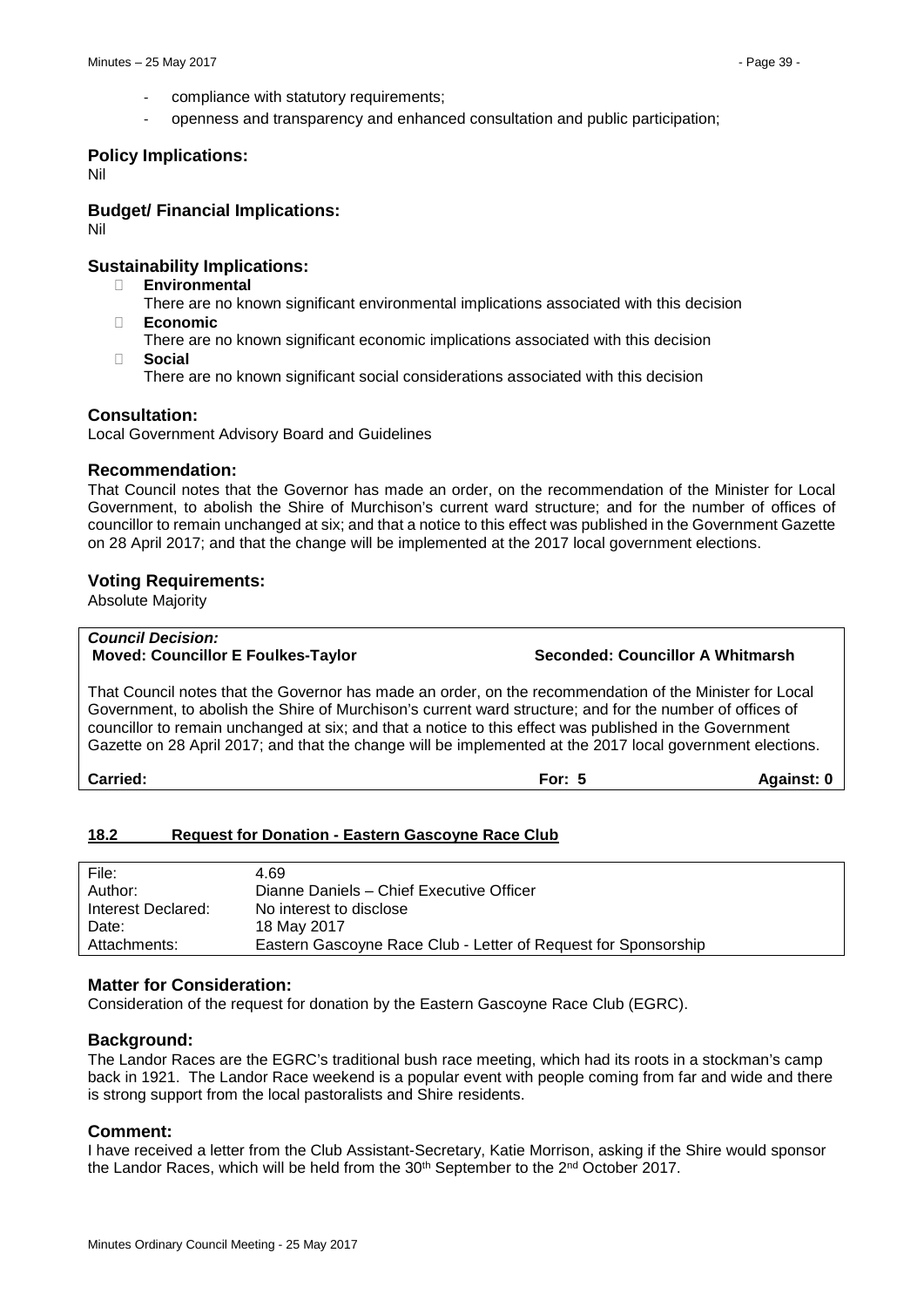- compliance with statutory requirements;
- openness and transparency and enhanced consultation and public participation;

### Policy Implications:
Nil

### Budget/ Financial Implications:
Nil

### Sustainability Implications:
- **Environmental**
  There are no known significant environmental implications associated with this decision
- **Economic**
  There are no known significant economic implications associated with this decision
- **Social**
  There are no known significant social considerations associated with this decision

### Consultation:
Local Government Advisory Board and Guidelines

### Recommendation:
That Council notes that the Governor has made an order, on the recommendation of the Minister for Local Government, to abolish the Shire of Murchison's current ward structure; and for the number of offices of councillor to remain unchanged at six; and that a notice to this effect was published in the Government Gazette on 28 April 2017; and that the change will be implemented at the 2017 local government elections.

### Voting Requirements:
Absolute Majority

***Council Decision:***
**Moved: Councillor E Foulkes-Taylor** **Seconded: Councillor A Whitmarsh**

That Council notes that the Governor has made an order, on the recommendation of the Minister for Local Government, to abolish the Shire of Murchison's current ward structure; and for the number of offices of councillor to remain unchanged at six; and that a notice to this effect was published in the Government Gazette on 28 April 2017; and that the change will be implemented at the 2017 local government elections.

**Carried:** **For: 5** **Against: 0**

## 18.2 Request for Donation - Eastern Gascoyne Race Club

| | |
|---|---|
| File: | 4.69 |
| Author: | Dianne Daniels – Chief Executive Officer |
| Interest Declared: | No interest to disclose |
| Date: | 18 May 2017 |
| Attachments: | Eastern Gascoyne Race Club - Letter of Request for Sponsorship |

### Matter for Consideration:
Consideration of the request for donation by the Eastern Gascoyne Race Club (EGRC).

### Background:
The Landor Races are the EGRC's traditional bush race meeting, which had its roots in a stockman's camp back in 1921. The Landor Race weekend is a popular event with people coming from far and wide and there is strong support from the local pastoralists and Shire residents.

### Comment:
I have received a letter from the Club Assistant-Secretary, Katie Morrison, asking if the Shire would sponsor the Landor Races, which will be held from the 30th September to the 2nd October 2017.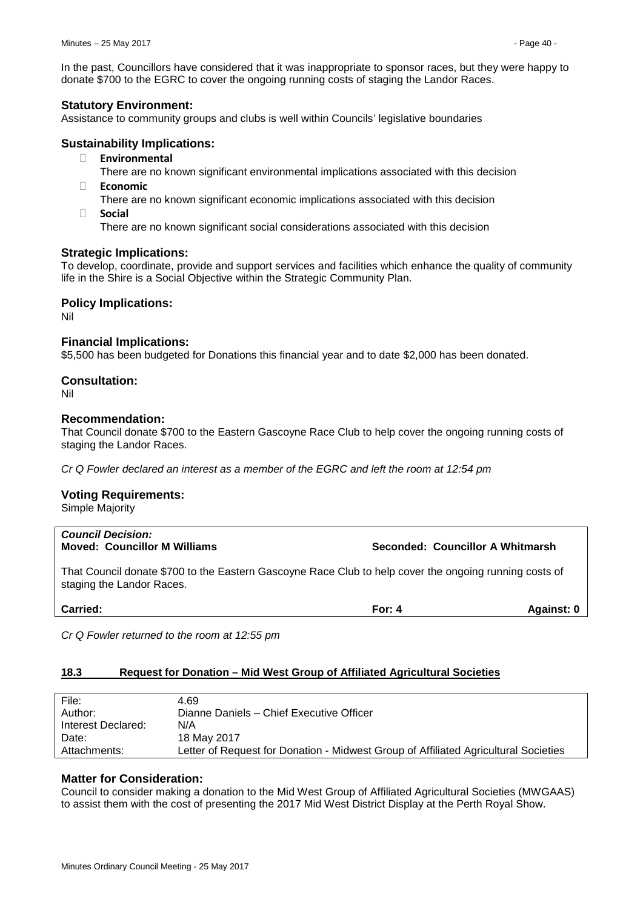In the past, Councillors have considered that it was inappropriate to sponsor races, but they were happy to donate $700 to the EGRC to cover the ongoing running costs of staging the Landor Races.

### Statutory Environment:

Assistance to community groups and clubs is well within Councils' legislative boundaries

### Sustainability Implications:

- **Environmental**
  There are no known significant environmental implications associated with this decision
- **Economic**
  There are no known significant economic implications associated with this decision
- **Social**
  There are no known significant social considerations associated with this decision

### Strategic Implications:

To develop, coordinate, provide and support services and facilities which enhance the quality of community life in the Shire is a Social Objective within the Strategic Community Plan.

### Policy Implications:

Nil

### Financial Implications:

$5,500 has been budgeted for Donations this financial year and to date $2,000 has been donated.

### Consultation:

Nil

### Recommendation:

That Council donate $700 to the Eastern Gascoyne Race Club to help cover the ongoing running costs of staging the Landor Races.

*Cr Q Fowler declared an interest as a member of the EGRC and left the room at 12:54 pm*

### Voting Requirements:

Simple Majority

***Council Decision:***
**Moved: Councillor M Williams** **Seconded: Councillor A Whitmarsh**

That Council donate $700 to the Eastern Gascoyne Race Club to help cover the ongoing running costs of staging the Landor Races.

**Carried:** **For: 4** **Against: 0**

*Cr Q Fowler returned to the room at 12:55 pm*

## 18.3 Request for Donation – Mid West Group of Affiliated Agricultural Societies

| | |
|---|---|
| File: | 4.69 |
| Author: | Dianne Daniels – Chief Executive Officer |
| Interest Declared: | N/A |
| Date: | 18 May 2017 |
| Attachments: | Letter of Request for Donation - Midwest Group of Affiliated Agricultural Societies |

### Matter for Consideration:

Council to consider making a donation to the Mid West Group of Affiliated Agricultural Societies (MWGAAS) to assist them with the cost of presenting the 2017 Mid West District Display at the Perth Royal Show.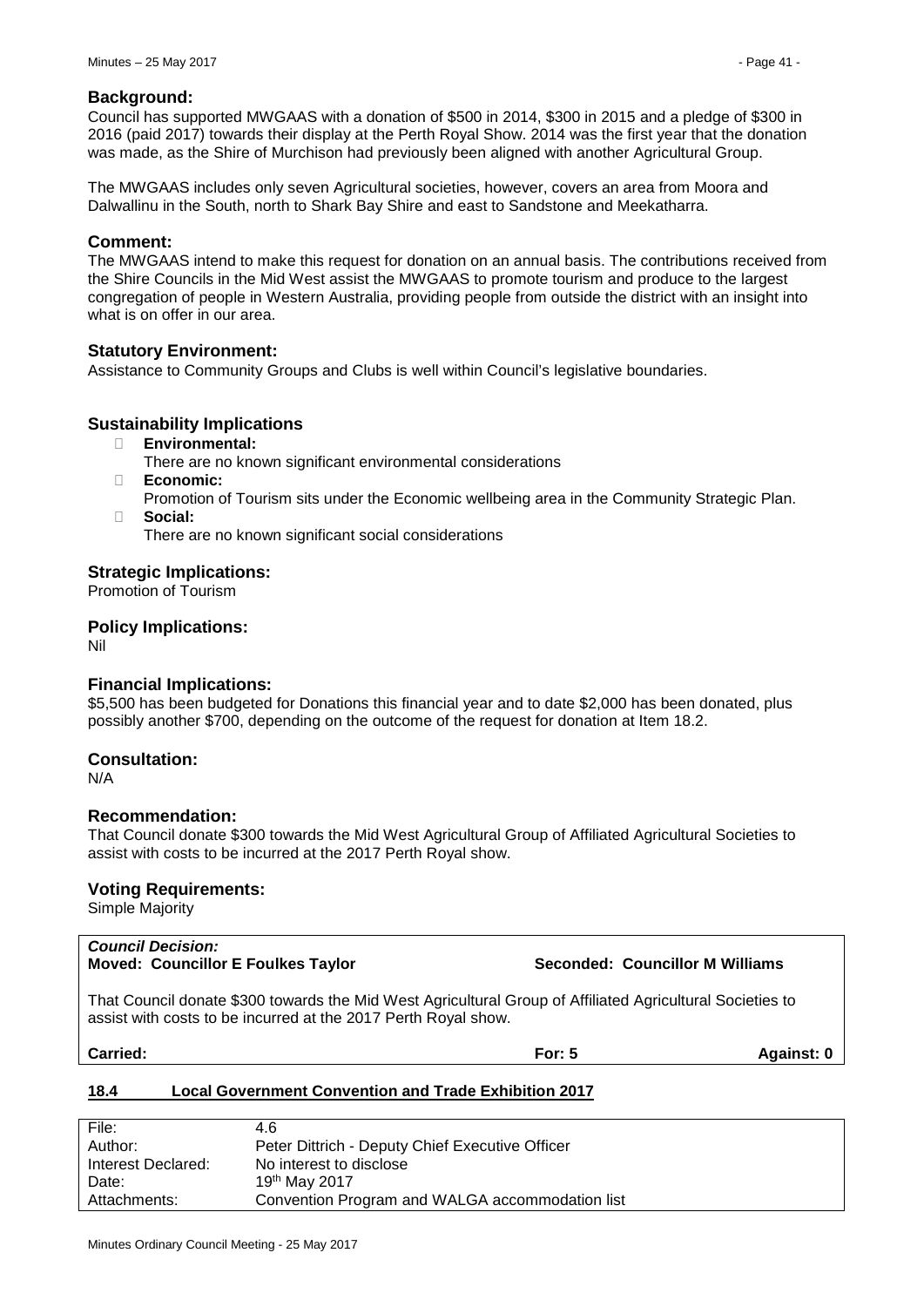### Background:

Council has supported MWGAAS with a donation of $500 in 2014, $300 in 2015 and a pledge of $300 in 2016 (paid 2017) towards their display at the Perth Royal Show. 2014 was the first year that the donation was made, as the Shire of Murchison had previously been aligned with another Agricultural Group.

The MWGAAS includes only seven Agricultural societies, however, covers an area from Moora and Dalwallinu in the South, north to Shark Bay Shire and east to Sandstone and Meekatharra.

### Comment:

The MWGAAS intend to make this request for donation on an annual basis. The contributions received from the Shire Councils in the Mid West assist the MWGAAS to promote tourism and produce to the largest congregation of people in Western Australia, providing people from outside the district with an insight into what is on offer in our area.

### Statutory Environment:

Assistance to Community Groups and Clubs is well within Council's legislative boundaries.

### Sustainability Implications

- **Environmental:**
  There are no known significant environmental considerations
- **Economic:**
  Promotion of Tourism sits under the Economic wellbeing area in the Community Strategic Plan.
- **Social:**
  There are no known significant social considerations

### Strategic Implications:

Promotion of Tourism

### Policy Implications:

Nil

### Financial Implications:

$5,500 has been budgeted for Donations this financial year and to date $2,000 has been donated, plus possibly another $700, depending on the outcome of the request for donation at Item 18.2.

### Consultation:

N/A

### Recommendation:

That Council donate $300 towards the Mid West Agricultural Group of Affiliated Agricultural Societies to assist with costs to be incurred at the 2017 Perth Royal show.

### Voting Requirements:

Simple Majority

***Council Decision:***
**Moved: Councillor E Foulkes Taylor** **Seconded: Councillor M Williams**

That Council donate $300 towards the Mid West Agricultural Group of Affiliated Agricultural Societies to assist with costs to be incurred at the 2017 Perth Royal show.

**Carried:** **For: 5** **Against: 0**

## 18.4 Local Government Convention and Trade Exhibition 2017

| | |
|---|---|
| File: | 4.6 |
| Author: | Peter Dittrich - Deputy Chief Executive Officer |
| Interest Declared: | No interest to disclose |
| Date: | 19th May 2017 |
| Attachments: | Convention Program and WALGA accommodation list |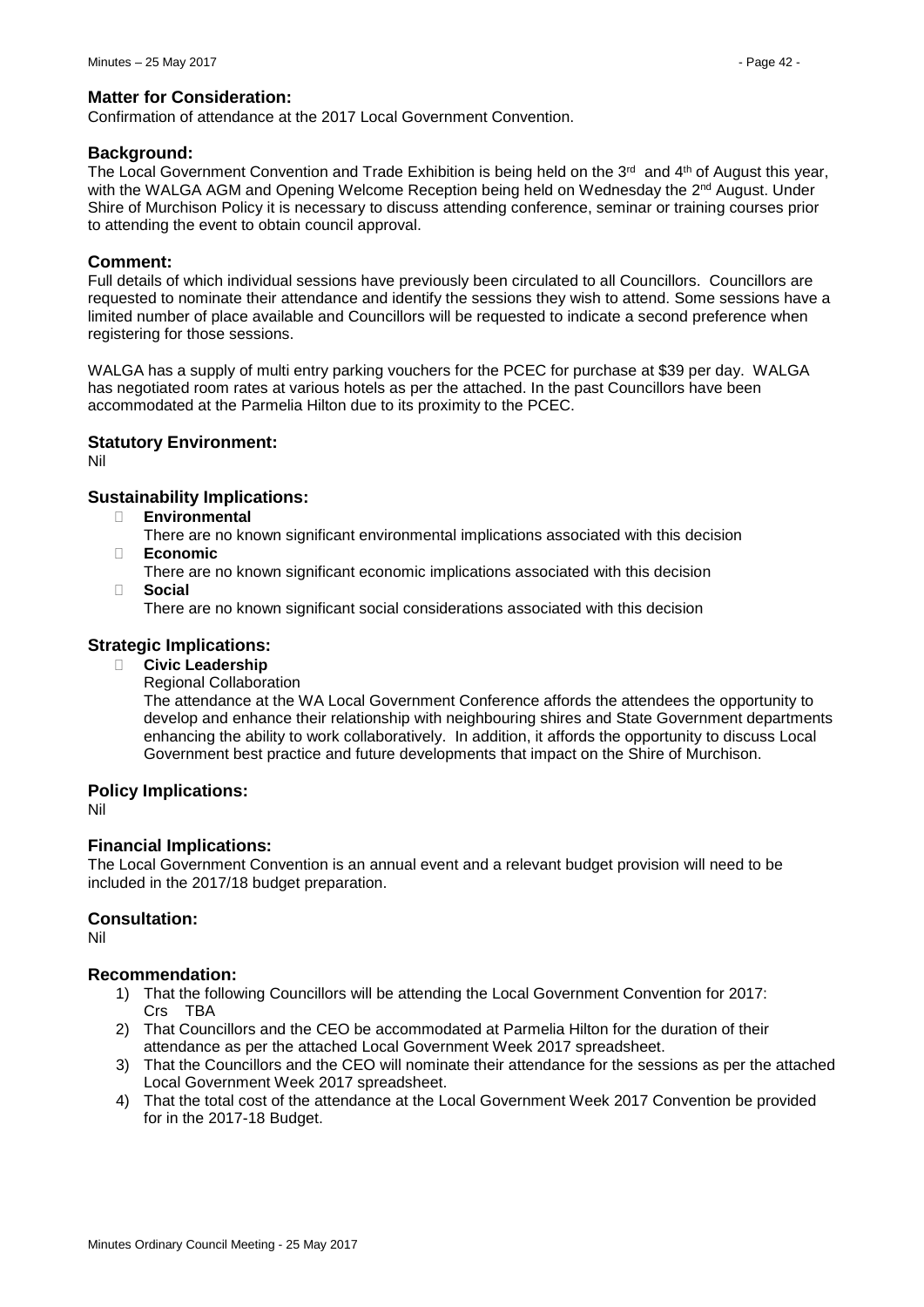### Matter for Consideration:

Confirmation of attendance at the 2017 Local Government Convention.

### Background:

The Local Government Convention and Trade Exhibition is being held on the 3rd and 4th of August this year, with the WALGA AGM and Opening Welcome Reception being held on Wednesday the 2nd August. Under Shire of Murchison Policy it is necessary to discuss attending conference, seminar or training courses prior to attending the event to obtain council approval.

### Comment:

Full details of which individual sessions have previously been circulated to all Councillors. Councillors are requested to nominate their attendance and identify the sessions they wish to attend. Some sessions have a limited number of place available and Councillors will be requested to indicate a second preference when registering for those sessions.

WALGA has a supply of multi entry parking vouchers for the PCEC for purchase at $39 per day. WALGA has negotiated room rates at various hotels as per the attached. In the past Councillors have been accommodated at the Parmelia Hilton due to its proximity to the PCEC.

### Statutory Environment:

Nil

### Sustainability Implications:

- **Environmental**
  There are no known significant environmental implications associated with this decision
- **Economic**
  There are no known significant economic implications associated with this decision
- **Social**
  There are no known significant social considerations associated with this decision

### Strategic Implications:

- **Civic Leadership**
  Regional Collaboration
  The attendance at the WA Local Government Conference affords the attendees the opportunity to develop and enhance their relationship with neighbouring shires and State Government departments enhancing the ability to work collaboratively. In addition, it affords the opportunity to discuss Local Government best practice and future developments that impact on the Shire of Murchison.

### Policy Implications:

Nil

### Financial Implications:

The Local Government Convention is an annual event and a relevant budget provision will need to be included in the 2017/18 budget preparation.

### Consultation:

Nil

### Recommendation:

1) That the following Councillors will be attending the Local Government Convention for 2017:
   Crs TBA
2) That Councillors and the CEO be accommodated at Parmelia Hilton for the duration of their attendance as per the attached Local Government Week 2017 spreadsheet.
3) That the Councillors and the CEO will nominate their attendance for the sessions as per the attached Local Government Week 2017 spreadsheet.
4) That the total cost of the attendance at the Local Government Week 2017 Convention be provided for in the 2017-18 Budget.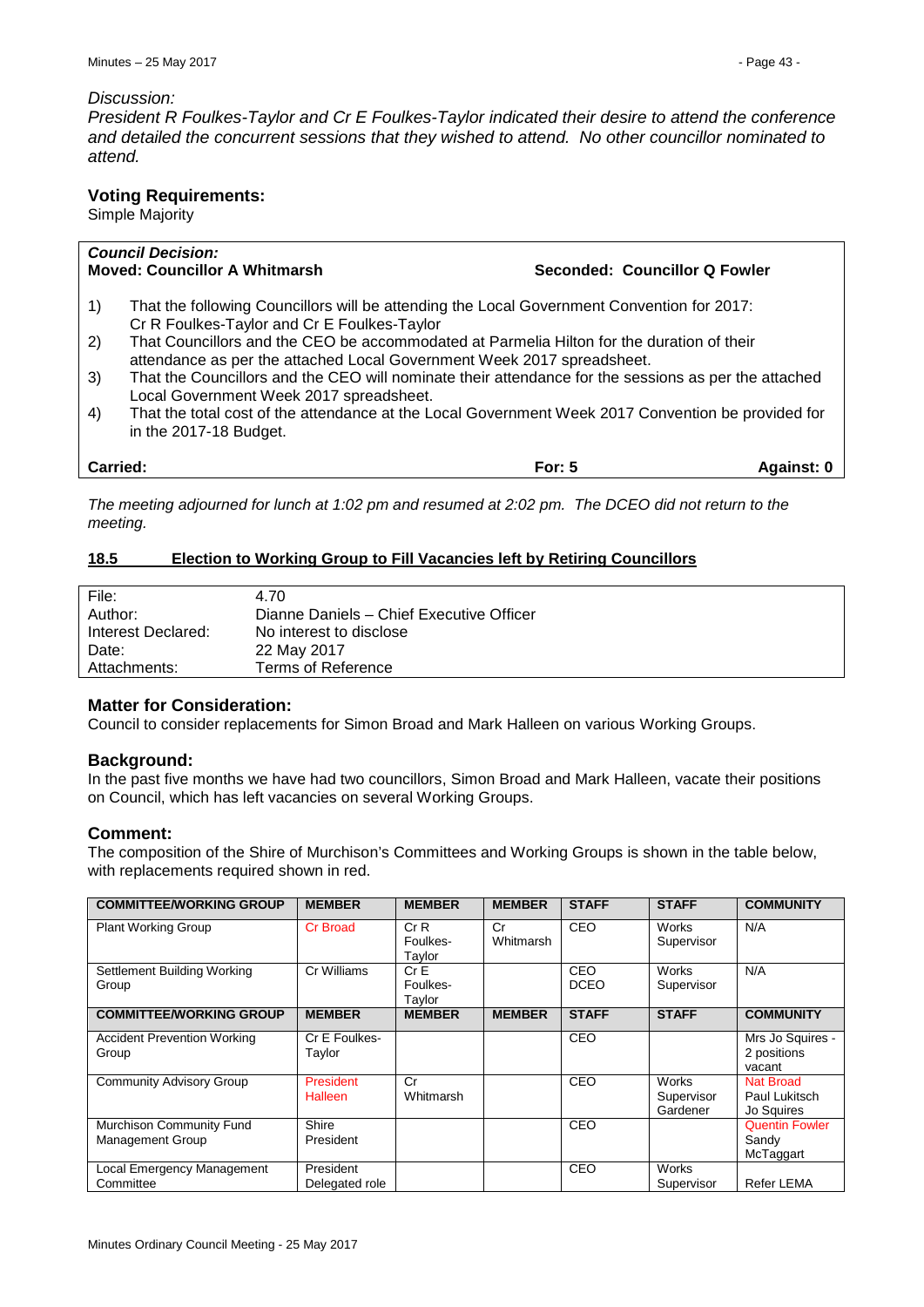*Discussion:*
*President R Foulkes-Taylor and Cr E Foulkes-Taylor indicated their desire to attend the conference and detailed the concurrent sessions that they wished to attend. No other councillor nominated to attend.*

### Voting Requirements:

Simple Majority

***Council Decision:***
**Moved: Councillor A Whitmarsh** **Seconded: Councillor Q Fowler**

1) That the following Councillors will be attending the Local Government Convention for 2017: Cr R Foulkes-Taylor and Cr E Foulkes-Taylor
2) That Councillors and the CEO be accommodated at Parmelia Hilton for the duration of their attendance as per the attached Local Government Week 2017 spreadsheet.
3) That the Councillors and the CEO will nominate their attendance for the sessions as per the attached Local Government Week 2017 spreadsheet.
4) That the total cost of the attendance at the Local Government Week 2017 Convention be provided for in the 2017-18 Budget.

**Carried:** **For: 5** **Against: 0**

*The meeting adjourned for lunch at 1:02 pm and resumed at 2:02 pm. The DCEO did not return to the meeting.*

## 18.5 Election to Working Group to Fill Vacancies left by Retiring Councillors

| | |
|---|---|
| File: | 4.70 |
| Author: | Dianne Daniels – Chief Executive Officer |
| Interest Declared: | No interest to disclose |
| Date: | 22 May 2017 |
| Attachments: | Terms of Reference |

### Matter for Consideration:

Council to consider replacements for Simon Broad and Mark Halleen on various Working Groups.

### Background:

In the past five months we have had two councillors, Simon Broad and Mark Halleen, vacate their positions on Council, which has left vacancies on several Working Groups.

### Comment:

The composition of the Shire of Murchison's Committees and Working Groups is shown in the table below, with replacements required shown in red.

| COMMITTEE/WORKING GROUP | MEMBER | MEMBER | MEMBER | STAFF | STAFF | COMMUNITY |
|---|---|---|---|---|---|---|
| Plant Working Group | Cr Broad | Cr R Foulkes-Taylor | Cr Whitmarsh | CEO | Works Supervisor | N/A |
| Settlement Building Working Group | Cr Williams | Cr E Foulkes-Taylor | | CEO DCEO | Works Supervisor | N/A |
| **COMMITTEE/WORKING GROUP** | **MEMBER** | **MEMBER** | **MEMBER** | **STAFF** | **STAFF** | **COMMUNITY** |
| Accident Prevention Working Group | Cr E Foulkes-Taylor | | | CEO | | Mrs Jo Squires - 2 positions vacant |
| Community Advisory Group | President Halleen | Cr Whitmarsh | | CEO | Works Supervisor Gardener | Nat Broad Paul Lukitsch Jo Squires |
| Murchison Community Fund Management Group | Shire President | | | CEO | | Quentin Fowler Sandy McTaggart |
| Local Emergency Management Committee | President Delegated role | | | CEO | Works Supervisor | Refer LEMA |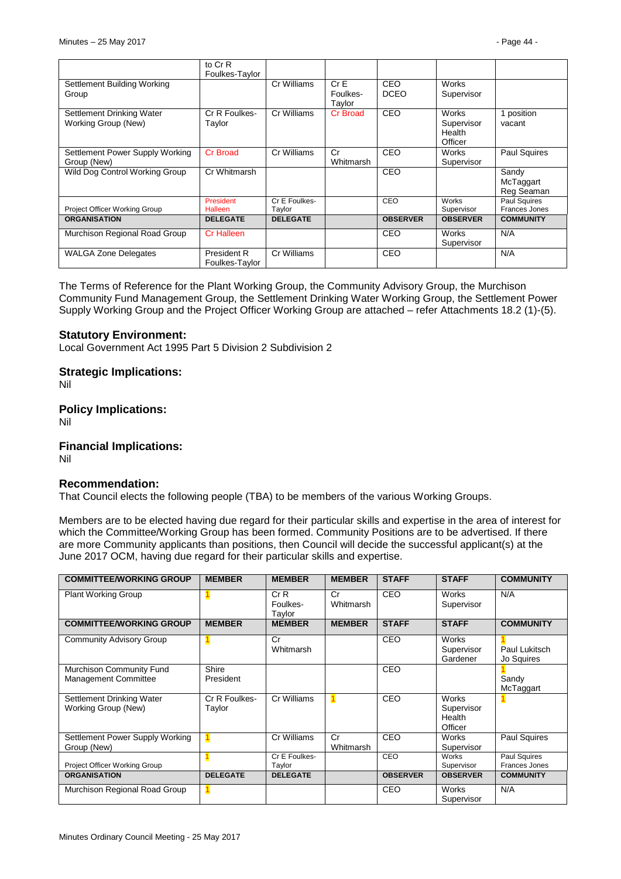| | | | | | | |
|---|---|---|---|---|---|---|
| | to Cr R Foulkes-Taylor | | | | | |
| Settlement Building Working Group | | Cr Williams | Cr E Foulkes-Taylor | CEO DCEO | Works Supervisor | |
| Settlement Drinking Water Working Group (New) | Cr R Foulkes-Taylor | Cr Williams | Cr Broad | CEO | Works Supervisor Health Officer | 1 position vacant |
| Settlement Power Supply Working Group (New) | Cr Broad | Cr Williams | Cr Whitmarsh | CEO | Works Supervisor | Paul Squires |
| Wild Dog Control Working Group | Cr Whitmarsh | | | CEO | | Sandy McTaggart Reg Seaman |
| Project Officer Working Group | President Halleen | Cr E Foulkes-Taylor | | CEO | Works Supervisor | Paul Squires Frances Jones |
| **ORGANISATION** | **DELEGATE** | **DELEGATE** | | **OBSERVER** | **OBSERVER** | **COMMUNITY** |
| Murchison Regional Road Group | Cr Halleen | | | CEO | Works Supervisor | N/A |
| WALGA Zone Delegates | President R Foulkes-Taylor | Cr Williams | | CEO | | N/A |

The Terms of Reference for the Plant Working Group, the Community Advisory Group, the Murchison Community Fund Management Group, the Settlement Drinking Water Working Group, the Settlement Power Supply Working Group and the Project Officer Working Group are attached – refer Attachments 18.2 (1)-(5).

### Statutory Environment:

Local Government Act 1995 Part 5 Division 2 Subdivision 2

### Strategic Implications:

Nil

### Policy Implications:

Nil

### Financial Implications:

Nil

### Recommendation:

That Council elects the following people (TBA) to be members of the various Working Groups.

Members are to be elected having due regard for their particular skills and expertise in the area of interest for which the Committee/Working Group has been formed. Community Positions are to be advertised. If there are more Community applicants than positions, then Council will decide the successful applicant(s) at the June 2017 OCM, having due regard for their particular skills and expertise.

| COMMITTEE/WORKING GROUP | MEMBER | MEMBER | MEMBER | STAFF | STAFF | COMMUNITY |
|---|---|---|---|---|---|---|
| Plant Working Group | 1 | Cr R Foulkes-Taylor | Cr Whitmarsh | CEO | Works Supervisor | N/A |
| **COMMITTEE/WORKING GROUP** | **MEMBER** | **MEMBER** | **MEMBER** | **STAFF** | **STAFF** | **COMMUNITY** |
| Community Advisory Group | 1 | Cr Whitmarsh | | CEO | Works Supervisor Gardener | 1 Paul Lukitsch Jo Squires |
| Murchison Community Fund Management Committee | Shire President | | | CEO | | 1 Sandy McTaggart |
| Settlement Drinking Water Working Group (New) | Cr R Foulkes-Taylor | Cr Williams | 1 | CEO | Works Supervisor Health Officer | 1 |
| Settlement Power Supply Working Group (New) | 1 | Cr Williams | Cr Whitmarsh | CEO | Works Supervisor | Paul Squires |
| Project Officer Working Group | 1 | Cr E Foulkes-Taylor | | CEO | Works Supervisor | Paul Squires Frances Jones |
| **ORGANISATION** | **DELEGATE** | **DELEGATE** | | **OBSERVER** | **OBSERVER** | **COMMUNITY** |
| Murchison Regional Road Group | 1 | | | CEO | Works Supervisor | N/A |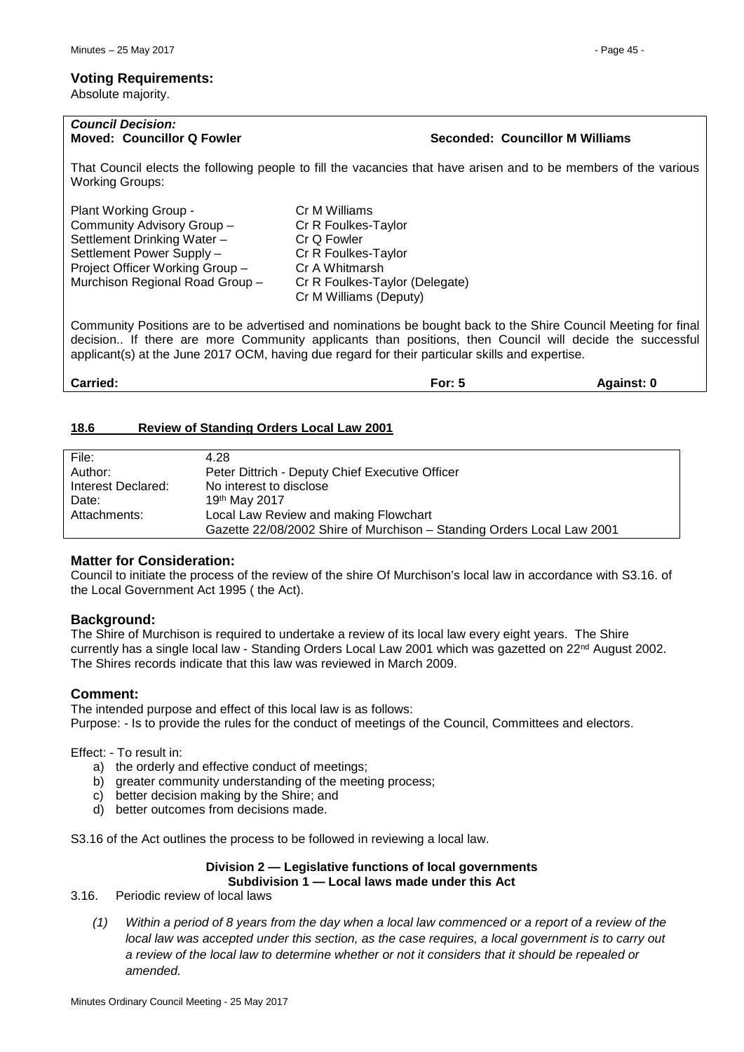**Voting Requirements:**
Absolute majority.

***Council Decision:***
**Moved: Councillor Q Fowler** **Seconded: Councillor M Williams**

That Council elects the following people to fill the vacancies that have arisen and to be members of the various Working Groups:

| | |
|---|---|
| Plant Working Group - | Cr M Williams |
| Community Advisory Group – | Cr R Foulkes-Taylor |
| Settlement Drinking Water – | Cr Q Fowler |
| Settlement Power Supply – | Cr R Foulkes-Taylor |
| Project Officer Working Group – | Cr A Whitmarsh |
| Murchison Regional Road Group – | Cr R Foulkes-Taylor (Delegate) |
| | Cr M Williams (Deputy) |

Community Positions are to be advertised and nominations be bought back to the Shire Council Meeting for final decision.. If there are more Community applicants than positions, then Council will decide the successful applicant(s) at the June 2017 OCM, having due regard for their particular skills and expertise.

**Carried:** **For: 5** **Against: 0**

## 18.6 Review of Standing Orders Local Law 2001

| | |
|---|---|
| File: | 4.28 |
| Author: | Peter Dittrich - Deputy Chief Executive Officer |
| Interest Declared: | No interest to disclose |
| Date: | 19th May 2017 |
| Attachments: | Local Law Review and making Flowchart<br>Gazette 22/08/2002 Shire of Murchison – Standing Orders Local Law 2001 |

### Matter for Consideration:

Council to initiate the process of the review of the shire Of Murchison's local law in accordance with S3.16. of the Local Government Act 1995 ( the Act).

### Background:

The Shire of Murchison is required to undertake a review of its local law every eight years. The Shire currently has a single local law - Standing Orders Local Law 2001 which was gazetted on 22nd August 2002. The Shires records indicate that this law was reviewed in March 2009.

### Comment:

The intended purpose and effect of this local law is as follows:
Purpose: - Is to provide the rules for the conduct of meetings of the Council, Committees and electors.

Effect: - To result in:

a) the orderly and effective conduct of meetings;
b) greater community understanding of the meeting process;
c) better decision making by the Shire; and
d) better outcomes from decisions made.

S3.16 of the Act outlines the process to be followed in reviewing a local law.

**Division 2 — Legislative functions of local governments**
**Subdivision 1 — Local laws made under this Act**

3.16. Periodic review of local laws

*(1) Within a period of 8 years from the day when a local law commenced or a report of a review of the local law was accepted under this section, as the case requires, a local government is to carry out a review of the local law to determine whether or not it considers that it should be repealed or amended.*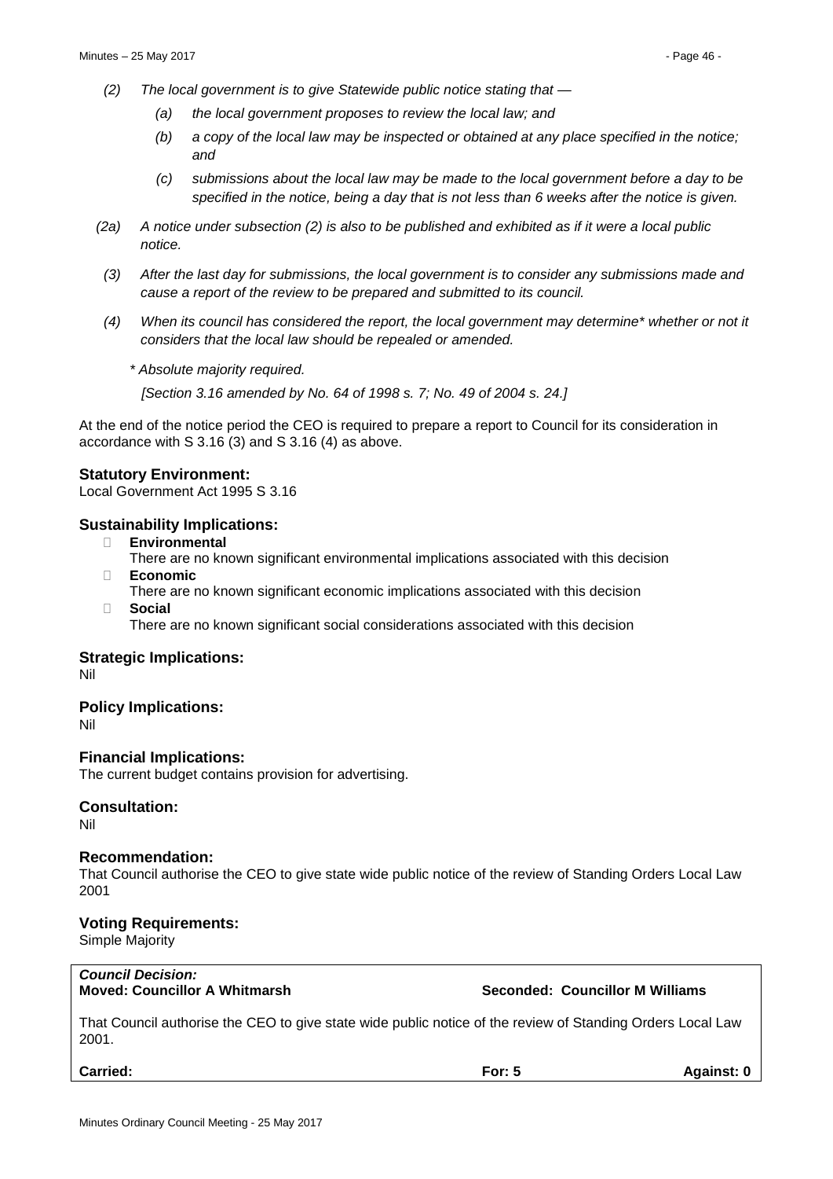*(2) The local government is to give Statewide public notice stating that —*

*(a) the local government proposes to review the local law; and*

*(b) a copy of the local law may be inspected or obtained at any place specified in the notice; and*

*(c) submissions about the local law may be made to the local government before a day to be specified in the notice, being a day that is not less than 6 weeks after the notice is given.*

*(2a) A notice under subsection (2) is also to be published and exhibited as if it were a local public notice.*

*(3) After the last day for submissions, the local government is to consider any submissions made and cause a report of the review to be prepared and submitted to its council.*

*(4) When its council has considered the report, the local government may determine* whether or not it considers that the local law should be repealed or amended.*

*\* Absolute majority required.*

*[Section 3.16 amended by No. 64 of 1998 s. 7; No. 49 of 2004 s. 24.]*

At the end of the notice period the CEO is required to prepare a report to Council for its consideration in accordance with S 3.16 (3) and S 3.16 (4) as above.

### Statutory Environment:

Local Government Act 1995 S 3.16

### Sustainability Implications:

- **Environmental**
  There are no known significant environmental implications associated with this decision
- **Economic**
  There are no known significant economic implications associated with this decision
- **Social**
  There are no known significant social considerations associated with this decision

### Strategic Implications:

Nil

### Policy Implications:

Nil

### Financial Implications:

The current budget contains provision for advertising.

### Consultation:

Nil

### Recommendation:

That Council authorise the CEO to give state wide public notice of the review of Standing Orders Local Law 2001

### Voting Requirements:

Simple Majority

***Council Decision:***
**Moved: Councillor A Whitmarsh** **Seconded: Councillor M Williams**

That Council authorise the CEO to give state wide public notice of the review of Standing Orders Local Law 2001.

**Carried:** **For: 5** **Against: 0**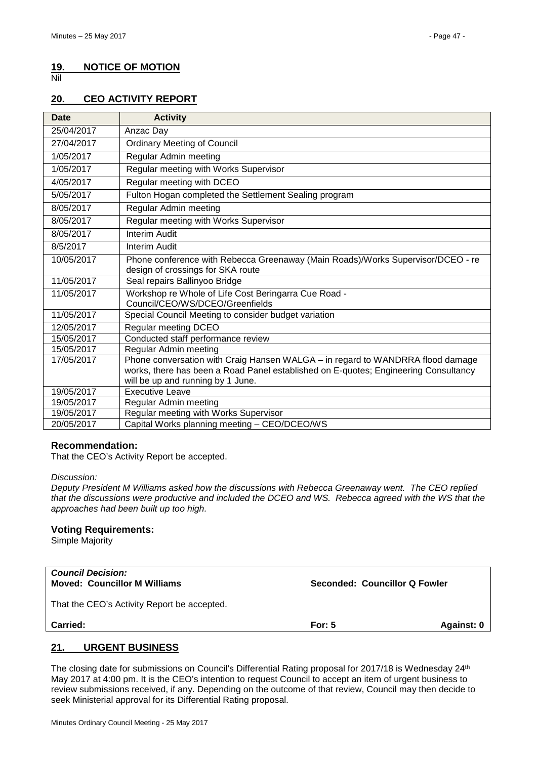## 19. NOTICE OF MOTION

Nil

## 20. CEO ACTIVITY REPORT

| Date | Activity |
|---|---|
| 25/04/2017 | Anzac Day |
| 27/04/2017 | Ordinary Meeting of Council |
| 1/05/2017 | Regular Admin meeting |
| 1/05/2017 | Regular meeting with Works Supervisor |
| 4/05/2017 | Regular meeting with DCEO |
| 5/05/2017 | Fulton Hogan completed the Settlement Sealing program |
| 8/05/2017 | Regular Admin meeting |
| 8/05/2017 | Regular meeting with Works Supervisor |
| 8/05/2017 | Interim Audit |
| 8/5/2017 | Interim Audit |
| 10/05/2017 | Phone conference with Rebecca Greenaway (Main Roads)/Works Supervisor/DCEO - re design of crossings for SKA route |
| 11/05/2017 | Seal repairs Ballinyoo Bridge |
| 11/05/2017 | Workshop re Whole of Life Cost Beringarra Cue Road - Council/CEO/WS/DCEO/Greenfields |
| 11/05/2017 | Special Council Meeting to consider budget variation |
| 12/05/2017 | Regular meeting DCEO |
| 15/05/2017 | Conducted staff performance review |
| 15/05/2017 | Regular Admin meeting |
| 17/05/2017 | Phone conversation with Craig Hansen WALGA – in regard to WANDRRA flood damage works, there has been a Road Panel established on E-quotes; Engineering Consultancy will be up and running by 1 June. |
| 19/05/2017 | Executive Leave |
| 19/05/2017 | Regular Admin meeting |
| 19/05/2017 | Regular meeting with Works Supervisor |
| 20/05/2017 | Capital Works planning meeting – CEO/DCEO/WS |

### Recommendation:

That the CEO's Activity Report be accepted.

*Discussion:*

*Deputy President M Williams asked how the discussions with Rebecca Greenaway went. The CEO replied that the discussions were productive and included the DCEO and WS. Rebecca agreed with the WS that the approaches had been built up too high.*

### Voting Requirements:

Simple Majority

| | | |
|---|---|---|
| ***Council Decision:*** **Moved: Councillor M Williams** | **Seconded: Councillor Q Fowler** | |
| That the CEO's Activity Report be accepted. | | |
| **Carried:** | **For: 5** | **Against: 0** |

## 21. URGENT BUSINESS

The closing date for submissions on Council's Differential Rating proposal for 2017/18 is Wednesday 24th May 2017 at 4:00 pm. It is the CEO's intention to request Council to accept an item of urgent business to review submissions received, if any. Depending on the outcome of that review, Council may then decide to seek Ministerial approval for its Differential Rating proposal.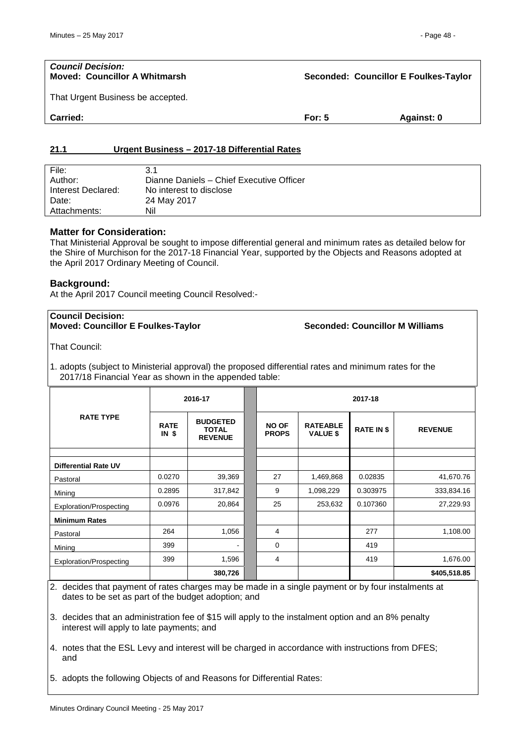***Council Decision:***
**Moved: Councillor A Whitmarsh** **Seconded: Councillor E Foulkes-Taylor**

That Urgent Business be accepted.

**Carried:** **For: 5** **Against: 0**

## 21.1 Urgent Business – 2017-18 Differential Rates

| | |
|---|---|
| File: | 3.1 |
| Author: | Dianne Daniels – Chief Executive Officer |
| Interest Declared: | No interest to disclose |
| Date: | 24 May 2017 |
| Attachments: | Nil |

### Matter for Consideration:

That Ministerial Approval be sought to impose differential general and minimum rates as detailed below for the Shire of Murchison for the 2017-18 Financial Year, supported by the Objects and Reasons adopted at the April 2017 Ordinary Meeting of Council.

### Background:

At the April 2017 Council meeting Council Resolved:-

**Council Decision:**
**Moved: Councillor E Foulkes-Taylor** **Seconded: Councillor M Williams**

That Council:

1. adopts (subject to Ministerial approval) the proposed differential rates and minimum rates for the 2017/18 Financial Year as shown in the appended table:

| RATE TYPE | 2016-17 | | 2017-18 | | | |
|---|---|---|---|---|---|---|
| | **RATE IN $** | **BUDGETED TOTAL REVENUE** | **NO OF PROPS** | **RATEABLE VALUE $** | **RATE IN $** | **REVENUE** |
| **Differential Rate UV** | | | | | | |
| Pastoral | 0.0270 | 39,369 | 27 | 1,469,868 | 0.02835 | 41,670.76 |
| Mining | 0.2895 | 317,842 | 9 | 1,098,229 | 0.303975 | 333,834.16 |
| Exploration/Prospecting | 0.0976 | 20,864 | 25 | 253,632 | 0.107360 | 27,229.93 |
| **Minimum Rates** | | | | | | |
| Pastoral | 264 | 1,056 | 4 | | 277 | 1,108.00 |
| Mining | 399 | - | 0 | | 419 | |
| Exploration/Prospecting | 399 | 1,596 | 4 | | 419 | 1,676.00 |
| | | **380,726** | | | | **$405,518.85** |

2. decides that payment of rates charges may be made in a single payment or by four instalments at dates to be set as part of the budget adoption; and

3. decides that an administration fee of $15 will apply to the instalment option and an 8% penalty interest will apply to late payments; and

4. notes that the ESL Levy and interest will be charged in accordance with instructions from DFES; and

5. adopts the following Objects of and Reasons for Differential Rates: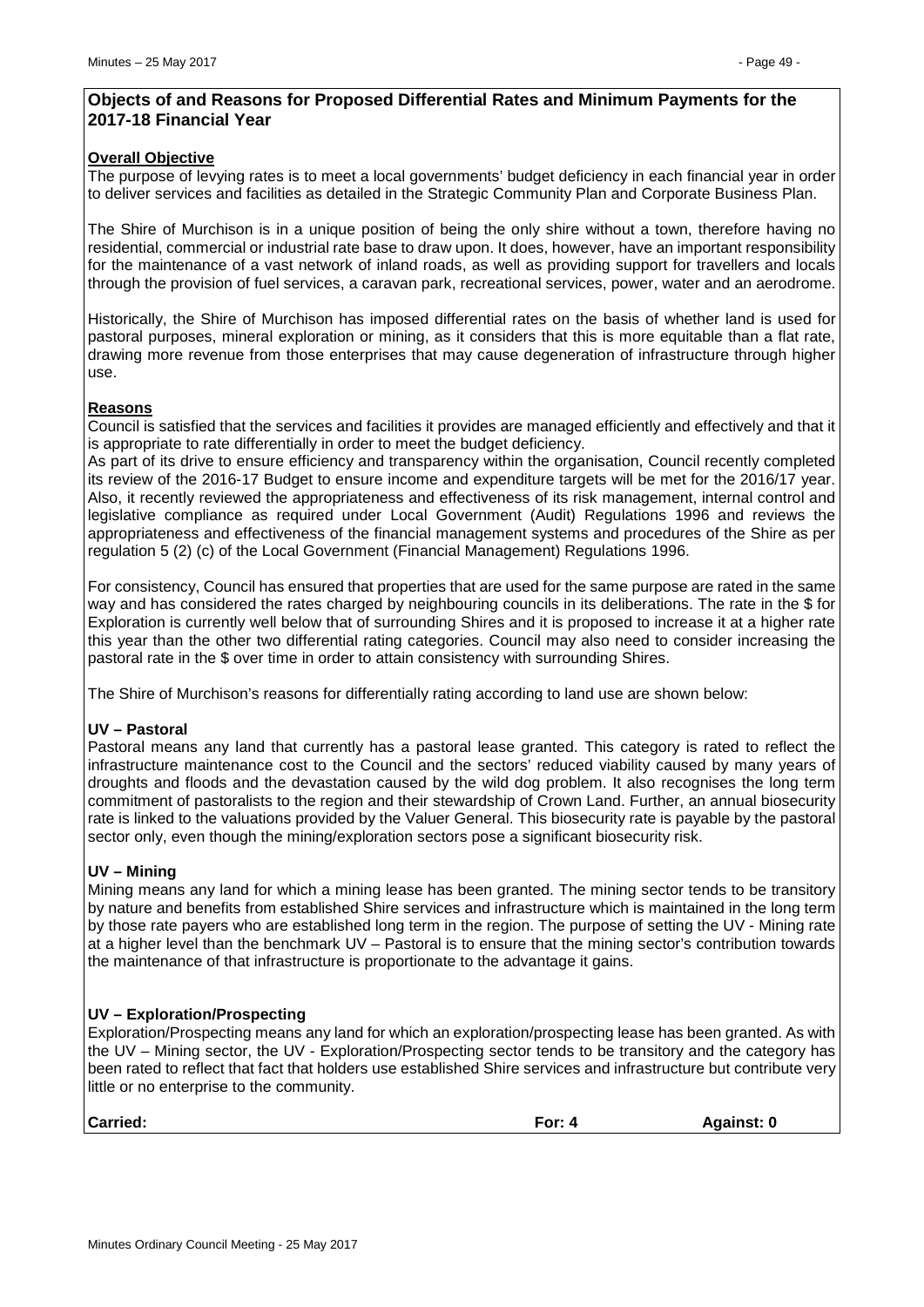**Objects of and Reasons for Proposed Differential Rates and Minimum Payments for the 2017-18 Financial Year**

**Overall Objective**

The purpose of levying rates is to meet a local governments' budget deficiency in each financial year in order to deliver services and facilities as detailed in the Strategic Community Plan and Corporate Business Plan.

The Shire of Murchison is in a unique position of being the only shire without a town, therefore having no residential, commercial or industrial rate base to draw upon. It does, however, have an important responsibility for the maintenance of a vast network of inland roads, as well as providing support for travellers and locals through the provision of fuel services, a caravan park, recreational services, power, water and an aerodrome.

Historically, the Shire of Murchison has imposed differential rates on the basis of whether land is used for pastoral purposes, mineral exploration or mining, as it considers that this is more equitable than a flat rate, drawing more revenue from those enterprises that may cause degeneration of infrastructure through higher use.

**Reasons**

Council is satisfied that the services and facilities it provides are managed efficiently and effectively and that it is appropriate to rate differentially in order to meet the budget deficiency.

As part of its drive to ensure efficiency and transparency within the organisation, Council recently completed its review of the 2016-17 Budget to ensure income and expenditure targets will be met for the 2016/17 year. Also, it recently reviewed the appropriateness and effectiveness of its risk management, internal control and legislative compliance as required under Local Government (Audit) Regulations 1996 and reviews the appropriateness and effectiveness of the financial management systems and procedures of the Shire as per regulation 5 (2) (c) of the Local Government (Financial Management) Regulations 1996.

For consistency, Council has ensured that properties that are used for the same purpose are rated in the same way and has considered the rates charged by neighbouring councils in its deliberations. The rate in the $ for Exploration is currently well below that of surrounding Shires and it is proposed to increase it at a higher rate this year than the other two differential rating categories. Council may also need to consider increasing the pastoral rate in the $ over time in order to attain consistency with surrounding Shires.

The Shire of Murchison's reasons for differentially rating according to land use are shown below:

**UV – Pastoral**

Pastoral means any land that currently has a pastoral lease granted. This category is rated to reflect the infrastructure maintenance cost to the Council and the sectors' reduced viability caused by many years of droughts and floods and the devastation caused by the wild dog problem. It also recognises the long term commitment of pastoralists to the region and their stewardship of Crown Land. Further, an annual biosecurity rate is linked to the valuations provided by the Valuer General. This biosecurity rate is payable by the pastoral sector only, even though the mining/exploration sectors pose a significant biosecurity risk.

**UV – Mining**

Mining means any land for which a mining lease has been granted. The mining sector tends to be transitory by nature and benefits from established Shire services and infrastructure which is maintained in the long term by those rate payers who are established long term in the region. The purpose of setting the UV - Mining rate at a higher level than the benchmark UV – Pastoral is to ensure that the mining sector's contribution towards the maintenance of that infrastructure is proportionate to the advantage it gains.

**UV – Exploration/Prospecting**

Exploration/Prospecting means any land for which an exploration/prospecting lease has been granted. As with the UV – Mining sector, the UV - Exploration/Prospecting sector tends to be transitory and the category has been rated to reflect that fact that holders use established Shire services and infrastructure but contribute very little or no enterprise to the community.

**Carried:** **For: 4** **Against: 0**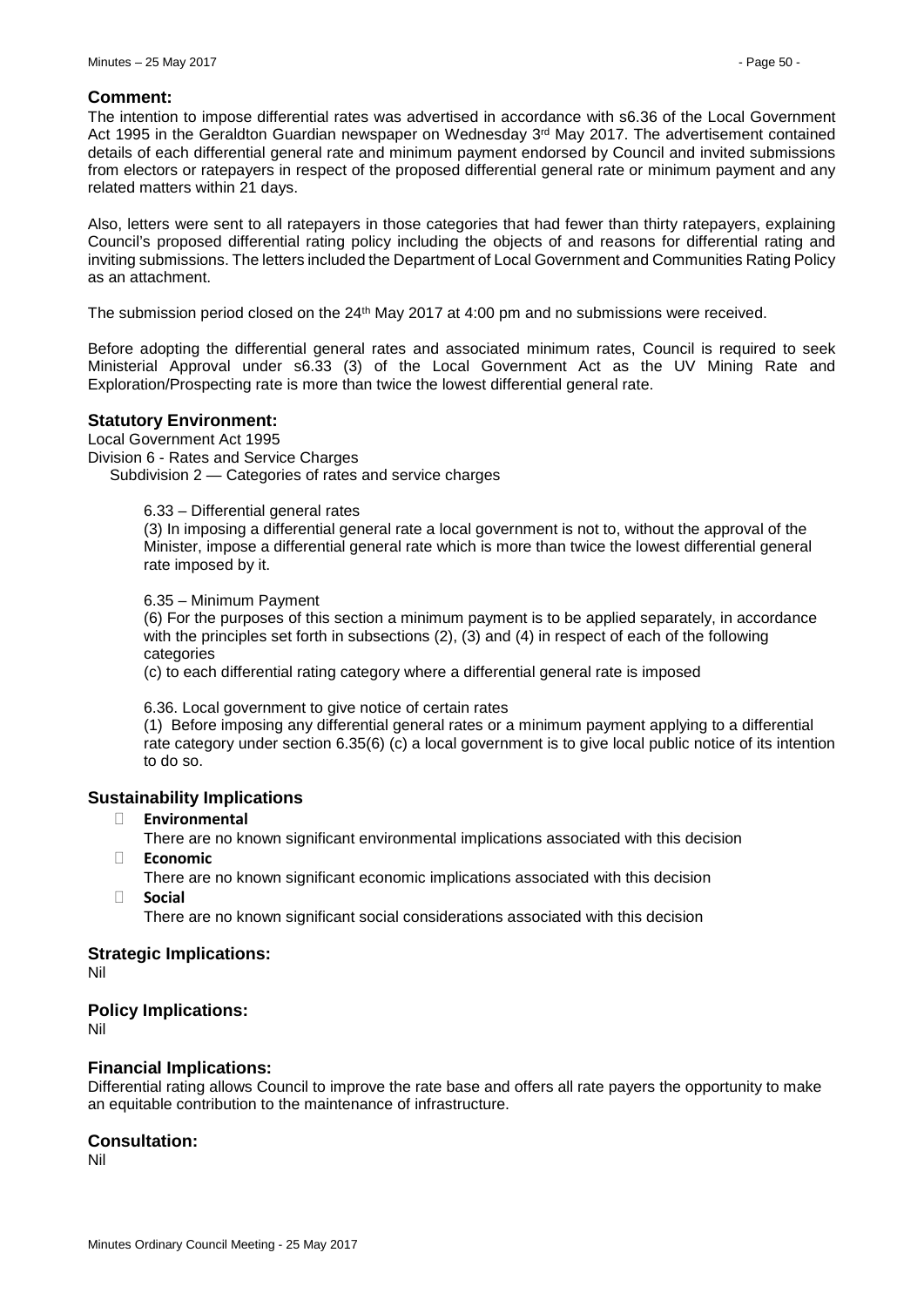### Comment:

The intention to impose differential rates was advertised in accordance with s6.36 of the Local Government Act 1995 in the Geraldton Guardian newspaper on Wednesday 3rd May 2017. The advertisement contained details of each differential general rate and minimum payment endorsed by Council and invited submissions from electors or ratepayers in respect of the proposed differential general rate or minimum payment and any related matters within 21 days.

Also, letters were sent to all ratepayers in those categories that had fewer than thirty ratepayers, explaining Council's proposed differential rating policy including the objects of and reasons for differential rating and inviting submissions. The letters included the Department of Local Government and Communities Rating Policy as an attachment.

The submission period closed on the 24th May 2017 at 4:00 pm and no submissions were received.

Before adopting the differential general rates and associated minimum rates, Council is required to seek Ministerial Approval under s6.33 (3) of the Local Government Act as the UV Mining Rate and Exploration/Prospecting rate is more than twice the lowest differential general rate.

### Statutory Environment:

Local Government Act 1995
Division 6 - Rates and Service Charges
Subdivision 2 — Categories of rates and service charges

6.33 – Differential general rates
(3) In imposing a differential general rate a local government is not to, without the approval of the Minister, impose a differential general rate which is more than twice the lowest differential general rate imposed by it.

6.35 – Minimum Payment
(6) For the purposes of this section a minimum payment is to be applied separately, in accordance with the principles set forth in subsections (2), (3) and (4) in respect of each of the following categories
(c) to each differential rating category where a differential general rate is imposed

6.36. Local government to give notice of certain rates
(1) Before imposing any differential general rates or a minimum payment applying to a differential rate category under section 6.35(6) (c) a local government is to give local public notice of its intention to do so.

### Sustainability Implications

- **Environmental**
  There are no known significant environmental implications associated with this decision
- **Economic**
  There are no known significant economic implications associated with this decision
- **Social**
  There are no known significant social considerations associated with this decision

### Strategic Implications:

Nil

### Policy Implications:

Nil

### Financial Implications:

Differential rating allows Council to improve the rate base and offers all rate payers the opportunity to make an equitable contribution to the maintenance of infrastructure.

### Consultation:

Nil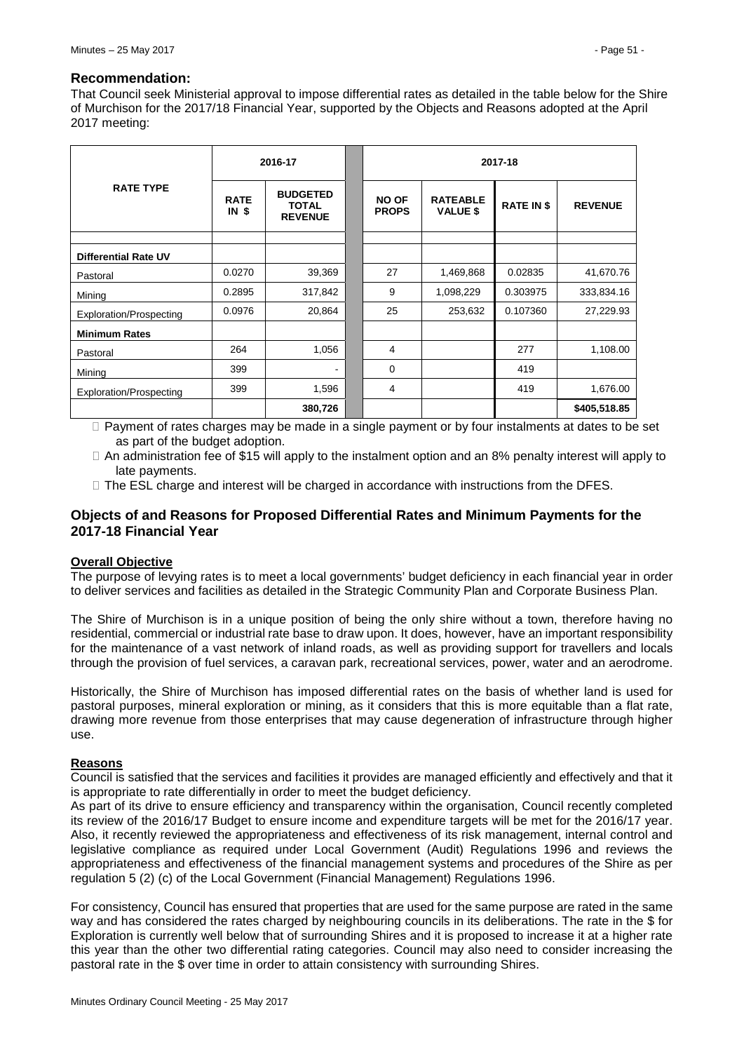## Recommendation:

That Council seek Ministerial approval to impose differential rates as detailed in the table below for the Shire of Murchison for the 2017/18 Financial Year, supported by the Objects and Reasons adopted at the April 2017 meeting:

| RATE TYPE | 2016-17 | | 2017-18 | | | |
|---|---|---|---|---|---|---|
| | RATE IN $ | BUDGETED TOTAL REVENUE | NO OF PROPS | RATEABLE VALUE $ | RATE IN $ | REVENUE |
| **Differential Rate UV** | | | | | | |
| Pastoral | 0.0270 | 39,369 | 27 | 1,469,868 | 0.02835 | 41,670.76 |
| Mining | 0.2895 | 317,842 | 9 | 1,098,229 | 0.303975 | 333,834.16 |
| Exploration/Prospecting | 0.0976 | 20,864 | 25 | 253,632 | 0.107360 | 27,229.93 |
| **Minimum Rates** | | | | | | |
| Pastoral | 264 | 1,056 | 4 | | 277 | 1,108.00 |
| Mining | 399 | - | 0 | | 419 | |
| Exploration/Prospecting | 399 | 1,596 | 4 | | 419 | 1,676.00 |
| | | **380,726** | | | | **$405,518.85** |

- Payment of rates charges may be made in a single payment or by four instalments at dates to be set as part of the budget adoption.
- An administration fee of $15 will apply to the instalment option and an 8% penalty interest will apply to late payments.
- The ESL charge and interest will be charged in accordance with instructions from the DFES.

## Objects of and Reasons for Proposed Differential Rates and Minimum Payments for the 2017-18 Financial Year

**Overall Objective**

The purpose of levying rates is to meet a local governments' budget deficiency in each financial year in order to deliver services and facilities as detailed in the Strategic Community Plan and Corporate Business Plan.

The Shire of Murchison is in a unique position of being the only shire without a town, therefore having no residential, commercial or industrial rate base to draw upon. It does, however, have an important responsibility for the maintenance of a vast network of inland roads, as well as providing support for travellers and locals through the provision of fuel services, a caravan park, recreational services, power, water and an aerodrome.

Historically, the Shire of Murchison has imposed differential rates on the basis of whether land is used for pastoral purposes, mineral exploration or mining, as it considers that this is more equitable than a flat rate, drawing more revenue from those enterprises that may cause degeneration of infrastructure through higher use.

**Reasons**

Council is satisfied that the services and facilities it provides are managed efficiently and effectively and that it is appropriate to rate differentially in order to meet the budget deficiency.

As part of its drive to ensure efficiency and transparency within the organisation, Council recently completed its review of the 2016/17 Budget to ensure income and expenditure targets will be met for the 2016/17 year. Also, it recently reviewed the appropriateness and effectiveness of its risk management, internal control and legislative compliance as required under Local Government (Audit) Regulations 1996 and reviews the appropriateness and effectiveness of the financial management systems and procedures of the Shire as per regulation 5 (2) (c) of the Local Government (Financial Management) Regulations 1996.

For consistency, Council has ensured that properties that are used for the same purpose are rated in the same way and has considered the rates charged by neighbouring councils in its deliberations. The rate in the $ for Exploration is currently well below that of surrounding Shires and it is proposed to increase it at a higher rate this year than the other two differential rating categories. Council may also need to consider increasing the pastoral rate in the $ over time in order to attain consistency with surrounding Shires.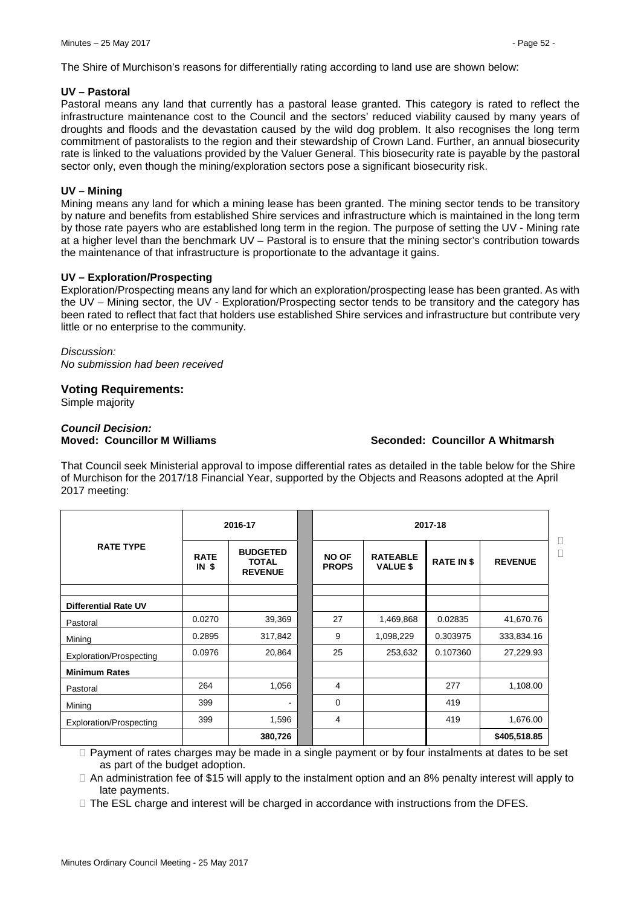The Shire of Murchison's reasons for differentially rating according to land use are shown below:

**UV – Pastoral**

Pastoral means any land that currently has a pastoral lease granted. This category is rated to reflect the infrastructure maintenance cost to the Council and the sectors' reduced viability caused by many years of droughts and floods and the devastation caused by the wild dog problem. It also recognises the long term commitment of pastoralists to the region and their stewardship of Crown Land. Further, an annual biosecurity rate is linked to the valuations provided by the Valuer General. This biosecurity rate is payable by the pastoral sector only, even though the mining/exploration sectors pose a significant biosecurity risk.

**UV – Mining**

Mining means any land for which a mining lease has been granted. The mining sector tends to be transitory by nature and benefits from established Shire services and infrastructure which is maintained in the long term by those rate payers who are established long term in the region. The purpose of setting the UV - Mining rate at a higher level than the benchmark UV – Pastoral is to ensure that the mining sector's contribution towards the maintenance of that infrastructure is proportionate to the advantage it gains.

**UV – Exploration/Prospecting**

Exploration/Prospecting means any land for which an exploration/prospecting lease has been granted. As with the UV – Mining sector, the UV - Exploration/Prospecting sector tends to be transitory and the category has been rated to reflect that fact that holders use established Shire services and infrastructure but contribute very little or no enterprise to the community.

*Discussion:*
*No submission had been received*

## Voting Requirements:

Simple majority

***Council Decision:***
**Moved: Councillor M Williams** **Seconded: Councillor A Whitmarsh**

That Council seek Ministerial approval to impose differential rates as detailed in the table below for the Shire of Murchison for the 2017/18 Financial Year, supported by the Objects and Reasons adopted at the April 2017 meeting:

| RATE TYPE | 2016-17 | | 2017-18 | | | |
|---|---|---|---|---|---|---|
| | RATE IN $ | BUDGETED TOTAL REVENUE | NO OF PROPS | RATEABLE VALUE $ | RATE IN $ | REVENUE |
| | | | | | | |
| **Differential Rate UV** | | | | | | |
| Pastoral | 0.0270 | 39,369 | 27 | 1,469,868 | 0.02835 | 41,670.76 |
| Mining | 0.2895 | 317,842 | 9 | 1,098,229 | 0.303975 | 333,834.16 |
| Exploration/Prospecting | 0.0976 | 20,864 | 25 | 253,632 | 0.107360 | 27,229.93 |
| **Minimum Rates** | | | | | | |
| Pastoral | 264 | 1,056 | 4 | | 277 | 1,108.00 |
| Mining | 399 | - | 0 | | 419 | |
| Exploration/Prospecting | 399 | 1,596 | 4 | | 419 | 1,676.00 |
| | | **380,726** | | | | **$405,518.85** |

- Payment of rates charges may be made in a single payment or by four instalments at dates to be set as part of the budget adoption.
- An administration fee of $15 will apply to the instalment option and an 8% penalty interest will apply to late payments.
- The ESL charge and interest will be charged in accordance with instructions from the DFES.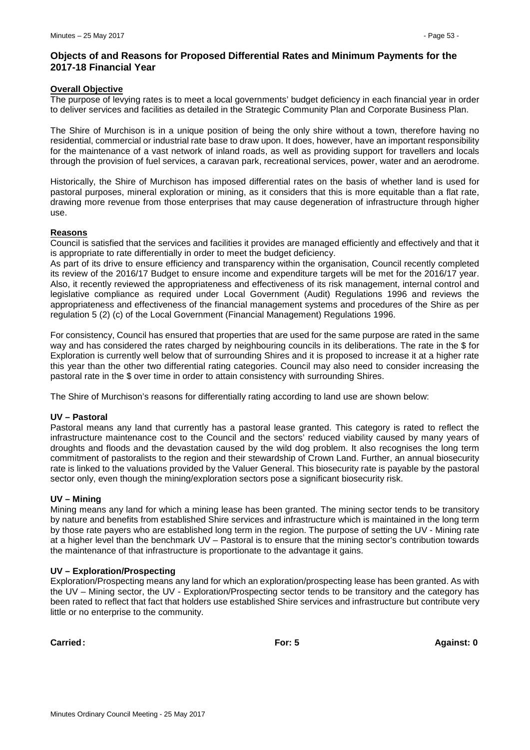## Objects of and Reasons for Proposed Differential Rates and Minimum Payments for the 2017-18 Financial Year

**Overall Objective**

The purpose of levying rates is to meet a local governments' budget deficiency in each financial year in order to deliver services and facilities as detailed in the Strategic Community Plan and Corporate Business Plan.

The Shire of Murchison is in a unique position of being the only shire without a town, therefore having no residential, commercial or industrial rate base to draw upon. It does, however, have an important responsibility for the maintenance of a vast network of inland roads, as well as providing support for travellers and locals through the provision of fuel services, a caravan park, recreational services, power, water and an aerodrome.

Historically, the Shire of Murchison has imposed differential rates on the basis of whether land is used for pastoral purposes, mineral exploration or mining, as it considers that this is more equitable than a flat rate, drawing more revenue from those enterprises that may cause degeneration of infrastructure through higher use.

**Reasons**

Council is satisfied that the services and facilities it provides are managed efficiently and effectively and that it is appropriate to rate differentially in order to meet the budget deficiency.

As part of its drive to ensure efficiency and transparency within the organisation, Council recently completed its review of the 2016/17 Budget to ensure income and expenditure targets will be met for the 2016/17 year. Also, it recently reviewed the appropriateness and effectiveness of its risk management, internal control and legislative compliance as required under Local Government (Audit) Regulations 1996 and reviews the appropriateness and effectiveness of the financial management systems and procedures of the Shire as per regulation 5 (2) (c) of the Local Government (Financial Management) Regulations 1996.

For consistency, Council has ensured that properties that are used for the same purpose are rated in the same way and has considered the rates charged by neighbouring councils in its deliberations. The rate in the $ for Exploration is currently well below that of surrounding Shires and it is proposed to increase it at a higher rate this year than the other two differential rating categories. Council may also need to consider increasing the pastoral rate in the $ over time in order to attain consistency with surrounding Shires.

The Shire of Murchison's reasons for differentially rating according to land use are shown below:

**UV – Pastoral**

Pastoral means any land that currently has a pastoral lease granted. This category is rated to reflect the infrastructure maintenance cost to the Council and the sectors' reduced viability caused by many years of droughts and floods and the devastation caused by the wild dog problem. It also recognises the long term commitment of pastoralists to the region and their stewardship of Crown Land. Further, an annual biosecurity rate is linked to the valuations provided by the Valuer General. This biosecurity rate is payable by the pastoral sector only, even though the mining/exploration sectors pose a significant biosecurity risk.

**UV – Mining**

Mining means any land for which a mining lease has been granted. The mining sector tends to be transitory by nature and benefits from established Shire services and infrastructure which is maintained in the long term by those rate payers who are established long term in the region. The purpose of setting the UV - Mining rate at a higher level than the benchmark UV – Pastoral is to ensure that the mining sector's contribution towards the maintenance of that infrastructure is proportionate to the advantage it gains.

**UV – Exploration/Prospecting**

Exploration/Prospecting means any land for which an exploration/prospecting lease has been granted. As with the UV – Mining sector, the UV - Exploration/Prospecting sector tends to be transitory and the category has been rated to reflect that fact that holders use established Shire services and infrastructure but contribute very little or no enterprise to the community.

**Carried:** **For: 5** **Against: 0**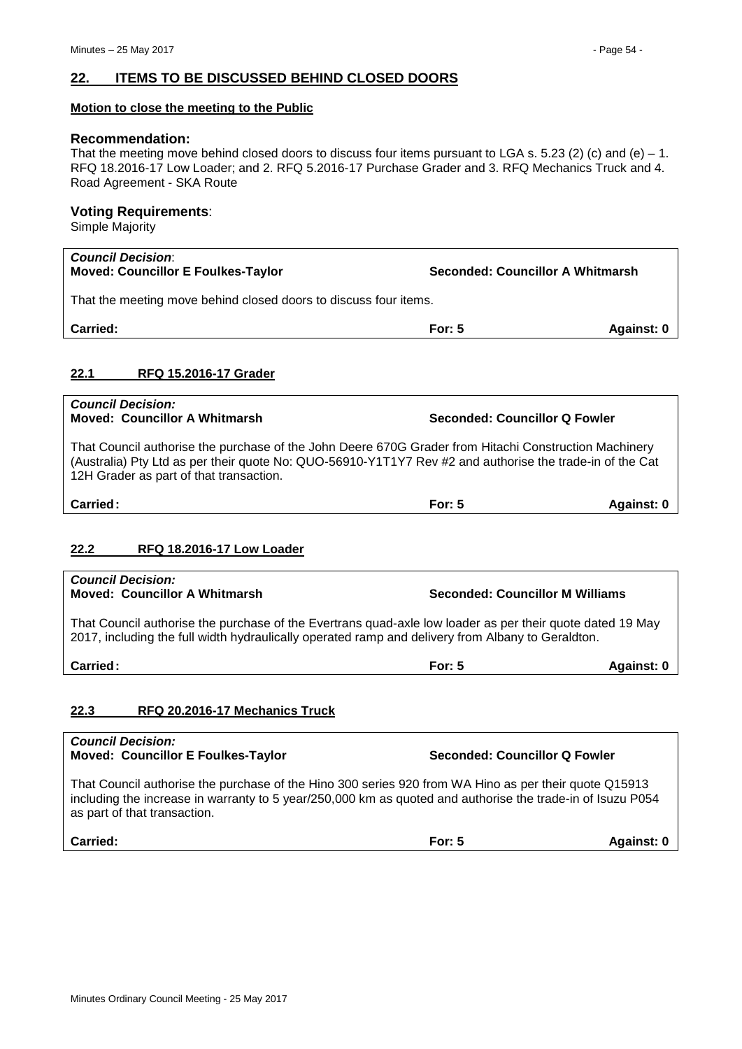## 22. ITEMS TO BE DISCUSSED BEHIND CLOSED DOORS

**Motion to close the meeting to the Public**

### Recommendation:

That the meeting move behind closed doors to discuss four items pursuant to LGA s. 5.23 (2) (c) and (e) – 1. RFQ 18.2016-17 Low Loader; and 2. RFQ 5.2016-17 Purchase Grader and 3. RFQ Mechanics Truck and 4. Road Agreement - SKA Route

### Voting Requirements:

Simple Majority

| | | |
|---|---|---|
| ***Council Decision*:** | | |
| **Moved: Councillor E Foulkes-Taylor** | **Seconded: Councillor A Whitmarsh** | |
| That the meeting move behind closed doors to discuss four items. | | |
| **Carried:** | **For: 5** | **Against: 0** |

### 22.1 RFQ 15.2016-17 Grader

| | | |
|---|---|---|
| ***Council Decision:*** | | |
| **Moved: Councillor A Whitmarsh** | **Seconded: Councillor Q Fowler** | |
| That Council authorise the purchase of the John Deere 670G Grader from Hitachi Construction Machinery (Australia) Pty Ltd as per their quote No: QUO-56910-Y1T1Y7 Rev #2 and authorise the trade-in of the Cat 12H Grader as part of that transaction. | | |
| **Carried:** | **For: 5** | **Against: 0** |

### 22.2 RFQ 18.2016-17 Low Loader

| | | |
|---|---|---|
| ***Council Decision:*** | | |
| **Moved: Councillor A Whitmarsh** | **Seconded: Councillor M Williams** | |
| That Council authorise the purchase of the Evertrans quad-axle low loader as per their quote dated 19 May 2017, including the full width hydraulically operated ramp and delivery from Albany to Geraldton. | | |
| **Carried:** | **For: 5** | **Against: 0** |

### 22.3 RFQ 20.2016-17 Mechanics Truck

| | | |
|---|---|---|
| ***Council Decision:*** | | |
| **Moved: Councillor E Foulkes-Taylor** | **Seconded: Councillor Q Fowler** | |
| That Council authorise the purchase of the Hino 300 series 920 from WA Hino as per their quote Q15913 including the increase in warranty to 5 year/250,000 km as quoted and authorise the trade-in of Isuzu P054 as part of that transaction. | | |
| **Carried:** | **For: 5** | **Against: 0** |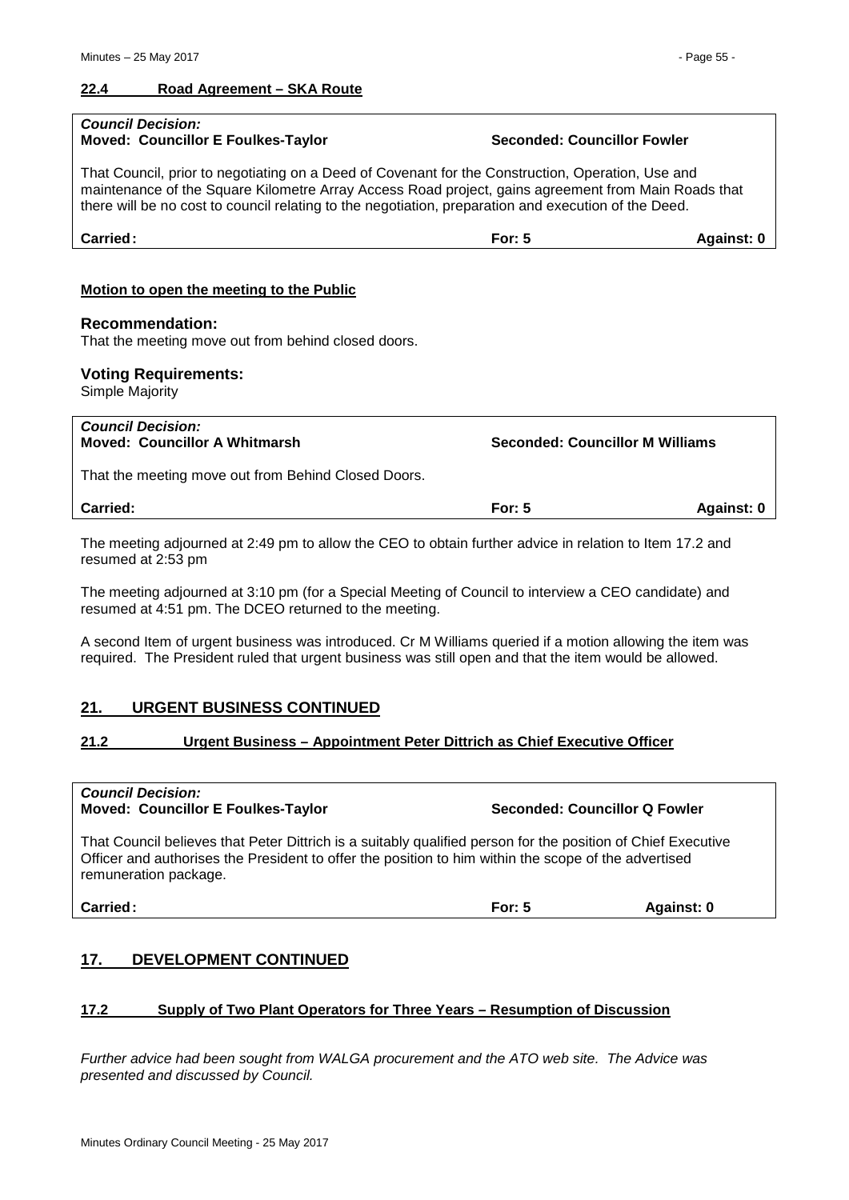## 22.4 Road Agreement – SKA Route

***Council Decision:***
**Moved: Councillor E Foulkes-Taylor** **Seconded: Councillor Fowler**

That Council, prior to negotiating on a Deed of Covenant for the Construction, Operation, Use and maintenance of the Square Kilometre Array Access Road project, gains agreement from Main Roads that there will be no cost to council relating to the negotiation, preparation and execution of the Deed.

**Carried: For: 5 Against: 0**

**Motion to open the meeting to the Public**

### Recommendation:

That the meeting move out from behind closed doors.

### Voting Requirements:

Simple Majority

***Council Decision:***
**Moved: Councillor A Whitmarsh** **Seconded: Councillor M Williams**

That the meeting move out from Behind Closed Doors.

**Carried: For: 5 Against: 0**

The meeting adjourned at 2:49 pm to allow the CEO to obtain further advice in relation to Item 17.2 and resumed at 2:53 pm

The meeting adjourned at 3:10 pm (for a Special Meeting of Council to interview a CEO candidate) and resumed at 4:51 pm. The DCEO returned to the meeting.

A second Item of urgent business was introduced. Cr M Williams queried if a motion allowing the item was required. The President ruled that urgent business was still open and that the item would be allowed.

## 21. URGENT BUSINESS CONTINUED

## 21.2 Urgent Business – Appointment Peter Dittrich as Chief Executive Officer

***Council Decision:***
**Moved: Councillor E Foulkes-Taylor** **Seconded: Councillor Q Fowler**

That Council believes that Peter Dittrich is a suitably qualified person for the position of Chief Executive Officer and authorises the President to offer the position to him within the scope of the advertised remuneration package.

**Carried: For: 5 Against: 0**

## 17. DEVELOPMENT CONTINUED

## 17.2 Supply of Two Plant Operators for Three Years – Resumption of Discussion

*Further advice had been sought from WALGA procurement and the ATO web site. The Advice was presented and discussed by Council.*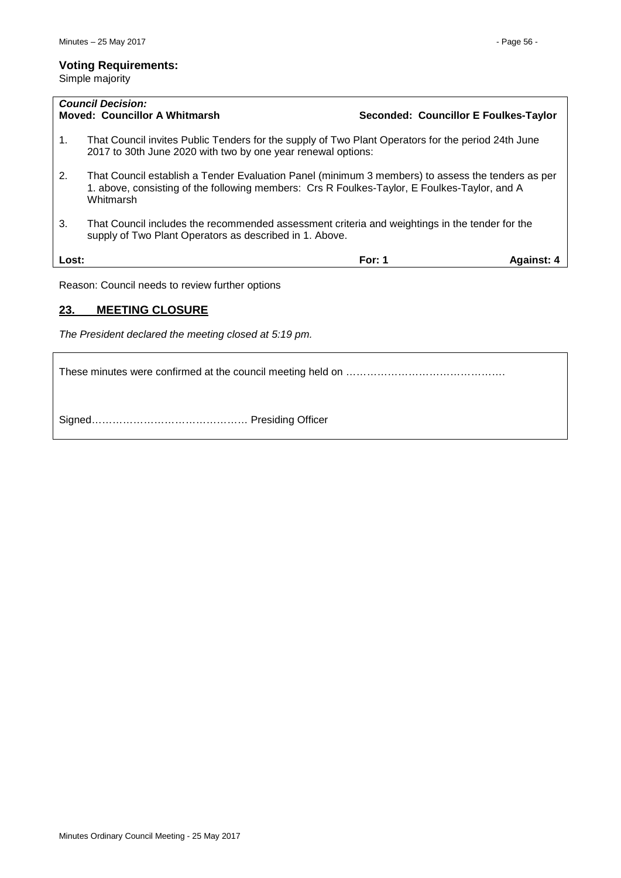**Voting Requirements:**

Simple majority

***Council Decision:***

**Moved: Councillor A Whitmarsh** **Seconded: Councillor E Foulkes-Taylor**

1. That Council invites Public Tenders for the supply of Two Plant Operators for the period 24th June 2017 to 30th June 2020 with two by one year renewal options:
2. That Council establish a Tender Evaluation Panel (minimum 3 members) to assess the tenders as per 1. above, consisting of the following members: Crs R Foulkes-Taylor, E Foulkes-Taylor, and A Whitmarsh
3. That Council includes the recommended assessment criteria and weightings in the tender for the supply of Two Plant Operators as described in 1. Above.

**Lost:** **For: 1** **Against: 4**

Reason: Council needs to review further options

## 23. MEETING CLOSURE

*The President declared the meeting closed at 5:19 pm.*

These minutes were confirmed at the council meeting held on ……………………………………….

Signed………………………………………. Presiding Officer